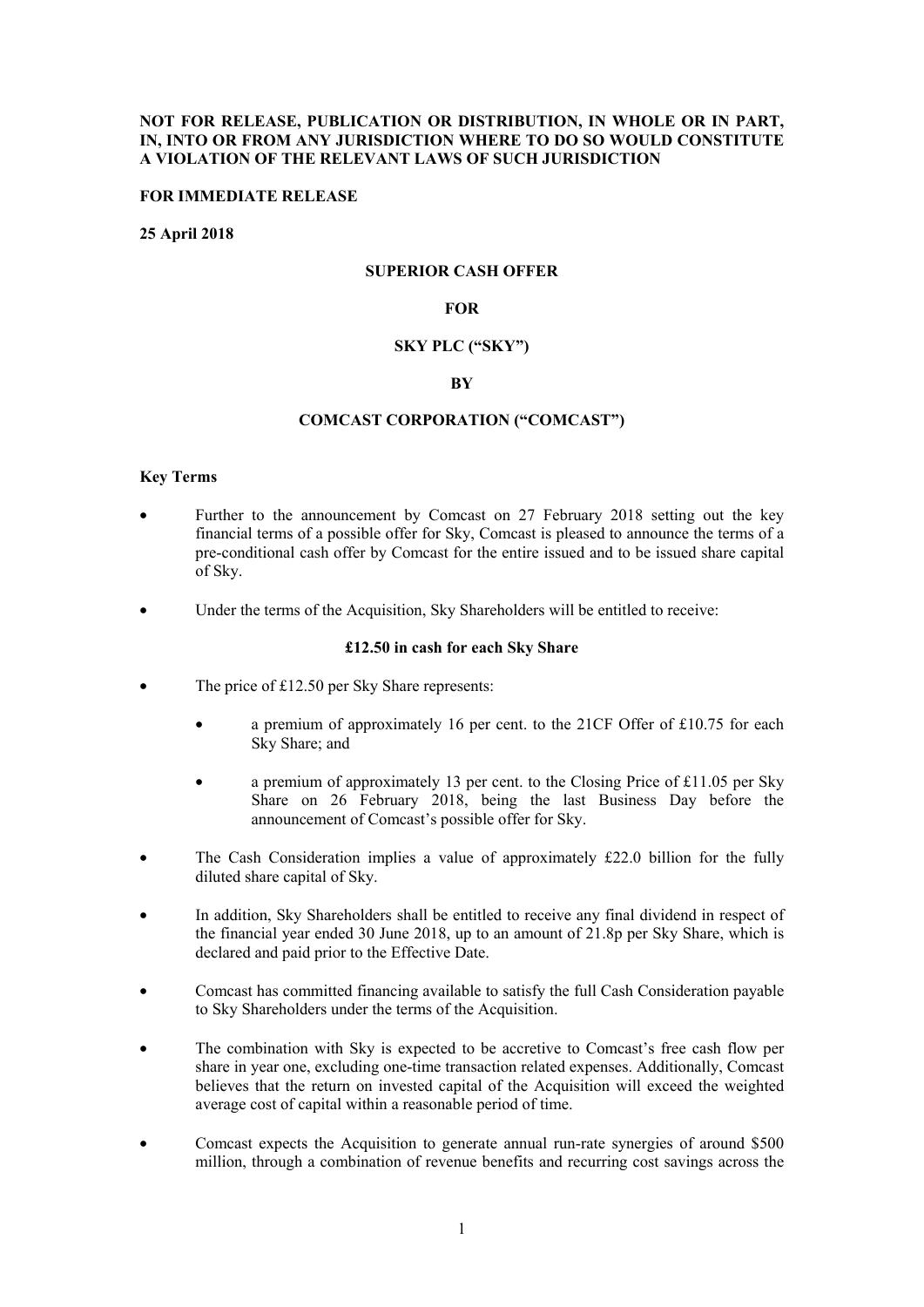**NOT FOR RELEASE, PUBLICATION OR DISTRIBUTION, IN WHOLE OR IN PART, IN, INTO OR FROM ANY JURISDICTION WHERE TO DO SO WOULD CONSTITUTE A VIOLATION OF THE RELEVANT LAWS OF SUCH JURISDICTION**

**FOR IMMEDIATE RELEASE**

**25 April 2018**

**SUPERIOR CASH OFFER**

**FOR**

**SKY PLC ("SKY")**

**BY**

**COMCAST CORPORATION ("COMCAST")**

**Key Terms**

- Further to the announcement by Comcast on 27 February 2018 setting out the key financial terms of a possible offer for Sky, Comcast is pleased to announce the terms of a pre-conditional cash offer by Comcast for the entire issued and to be issued share capital of Sky.
- Under the terms of the Acquisition, Sky Shareholders will be entitled to receive:

  **£12.50 in cash for each Sky Share**

- The price of £12.50 per Sky Share represents:
  - a premium of approximately 16 per cent. to the 21CF Offer of £10.75 for each Sky Share; and
  - a premium of approximately 13 per cent. to the Closing Price of £11.05 per Sky Share on 26 February 2018, being the last Business Day before the announcement of Comcast's possible offer for Sky.
- The Cash Consideration implies a value of approximately £22.0 billion for the fully diluted share capital of Sky.
- In addition, Sky Shareholders shall be entitled to receive any final dividend in respect of the financial year ended 30 June 2018, up to an amount of 21.8p per Sky Share, which is declared and paid prior to the Effective Date.
- Comcast has committed financing available to satisfy the full Cash Consideration payable to Sky Shareholders under the terms of the Acquisition.
- The combination with Sky is expected to be accretive to Comcast's free cash flow per share in year one, excluding one-time transaction related expenses. Additionally, Comcast believes that the return on invested capital of the Acquisition will exceed the weighted average cost of capital within a reasonable period of time.
- Comcast expects the Acquisition to generate annual run-rate synergies of around $500 million, through a combination of revenue benefits and recurring cost savings across the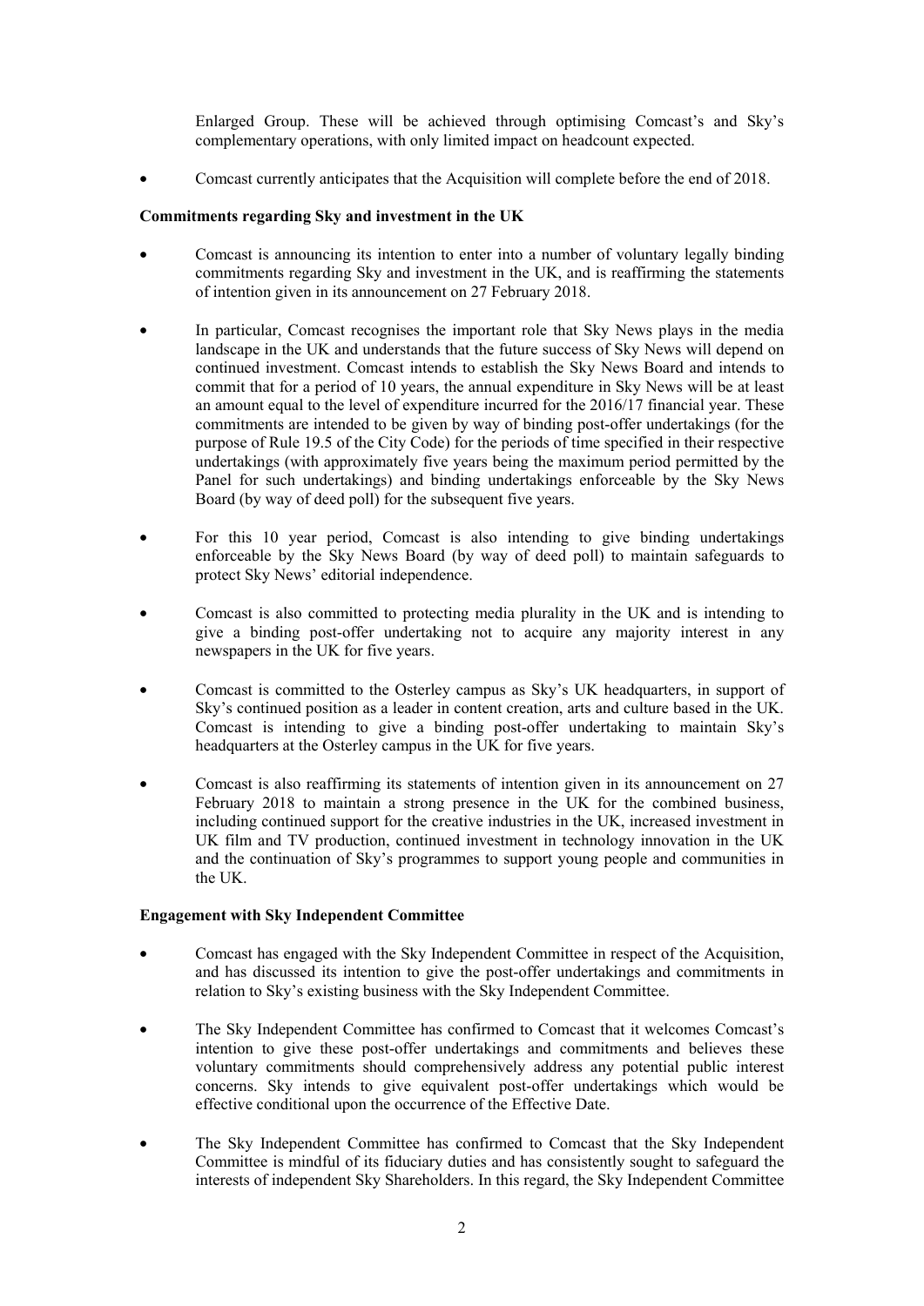Enlarged Group. These will be achieved through optimising Comcast's and Sky's complementary operations, with only limited impact on headcount expected.

- Comcast currently anticipates that the Acquisition will complete before the end of 2018.

**Commitments regarding Sky and investment in the UK**

- Comcast is announcing its intention to enter into a number of voluntary legally binding commitments regarding Sky and investment in the UK, and is reaffirming the statements of intention given in its announcement on 27 February 2018.

- In particular, Comcast recognises the important role that Sky News plays in the media landscape in the UK and understands that the future success of Sky News will depend on continued investment. Comcast intends to establish the Sky News Board and intends to commit that for a period of 10 years, the annual expenditure in Sky News will be at least an amount equal to the level of expenditure incurred for the 2016/17 financial year. These commitments are intended to be given by way of binding post-offer undertakings (for the purpose of Rule 19.5 of the City Code) for the periods of time specified in their respective undertakings (with approximately five years being the maximum period permitted by the Panel for such undertakings) and binding undertakings enforceable by the Sky News Board (by way of deed poll) for the subsequent five years.

- For this 10 year period, Comcast is also intending to give binding undertakings enforceable by the Sky News Board (by way of deed poll) to maintain safeguards to protect Sky News' editorial independence.

- Comcast is also committed to protecting media plurality in the UK and is intending to give a binding post-offer undertaking not to acquire any majority interest in any newspapers in the UK for five years.

- Comcast is committed to the Osterley campus as Sky's UK headquarters, in support of Sky's continued position as a leader in content creation, arts and culture based in the UK. Comcast is intending to give a binding post-offer undertaking to maintain Sky's headquarters at the Osterley campus in the UK for five years.

- Comcast is also reaffirming its statements of intention given in its announcement on 27 February 2018 to maintain a strong presence in the UK for the combined business, including continued support for the creative industries in the UK, increased investment in UK film and TV production, continued investment in technology innovation in the UK and the continuation of Sky's programmes to support young people and communities in the UK.

**Engagement with Sky Independent Committee**

- Comcast has engaged with the Sky Independent Committee in respect of the Acquisition, and has discussed its intention to give the post-offer undertakings and commitments in relation to Sky's existing business with the Sky Independent Committee.

- The Sky Independent Committee has confirmed to Comcast that it welcomes Comcast's intention to give these post-offer undertakings and commitments and believes these voluntary commitments should comprehensively address any potential public interest concerns. Sky intends to give equivalent post-offer undertakings which would be effective conditional upon the occurrence of the Effective Date.

- The Sky Independent Committee has confirmed to Comcast that the Sky Independent Committee is mindful of its fiduciary duties and has consistently sought to safeguard the interests of independent Sky Shareholders. In this regard, the Sky Independent Committee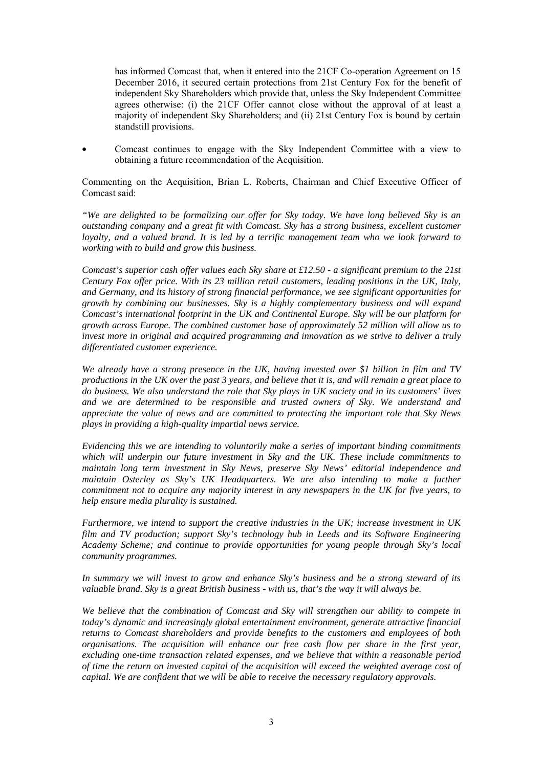has informed Comcast that, when it entered into the 21CF Co-operation Agreement on 15 December 2016, it secured certain protections from 21st Century Fox for the benefit of independent Sky Shareholders which provide that, unless the Sky Independent Committee agrees otherwise: (i) the 21CF Offer cannot close without the approval of at least a majority of independent Sky Shareholders; and (ii) 21st Century Fox is bound by certain standstill provisions.

- Comcast continues to engage with the Sky Independent Committee with a view to obtaining a future recommendation of the Acquisition.

Commenting on the Acquisition, Brian L. Roberts, Chairman and Chief Executive Officer of Comcast said:

*"We are delighted to be formalizing our offer for Sky today. We have long believed Sky is an outstanding company and a great fit with Comcast. Sky has a strong business, excellent customer loyalty, and a valued brand. It is led by a terrific management team who we look forward to working with to build and grow this business.*

*Comcast's superior cash offer values each Sky share at £12.50 - a significant premium to the 21st Century Fox offer price. With its 23 million retail customers, leading positions in the UK, Italy, and Germany, and its history of strong financial performance, we see significant opportunities for growth by combining our businesses. Sky is a highly complementary business and will expand Comcast's international footprint in the UK and Continental Europe. Sky will be our platform for growth across Europe. The combined customer base of approximately 52 million will allow us to invest more in original and acquired programming and innovation as we strive to deliver a truly differentiated customer experience.*

*We already have a strong presence in the UK, having invested over $1 billion in film and TV productions in the UK over the past 3 years, and believe that it is, and will remain a great place to do business. We also understand the role that Sky plays in UK society and in its customers' lives and we are determined to be responsible and trusted owners of Sky. We understand and appreciate the value of news and are committed to protecting the important role that Sky News plays in providing a high-quality impartial news service.*

*Evidencing this we are intending to voluntarily make a series of important binding commitments which will underpin our future investment in Sky and the UK. These include commitments to maintain long term investment in Sky News, preserve Sky News' editorial independence and maintain Osterley as Sky's UK Headquarters. We are also intending to make a further commitment not to acquire any majority interest in any newspapers in the UK for five years, to help ensure media plurality is sustained.*

*Furthermore, we intend to support the creative industries in the UK; increase investment in UK film and TV production; support Sky's technology hub in Leeds and its Software Engineering Academy Scheme; and continue to provide opportunities for young people through Sky's local community programmes.*

*In summary we will invest to grow and enhance Sky's business and be a strong steward of its valuable brand. Sky is a great British business - with us, that's the way it will always be.*

*We believe that the combination of Comcast and Sky will strengthen our ability to compete in today's dynamic and increasingly global entertainment environment, generate attractive financial returns to Comcast shareholders and provide benefits to the customers and employees of both organisations. The acquisition will enhance our free cash flow per share in the first year, excluding one-time transaction related expenses, and we believe that within a reasonable period of time the return on invested capital of the acquisition will exceed the weighted average cost of capital. We are confident that we will be able to receive the necessary regulatory approvals.*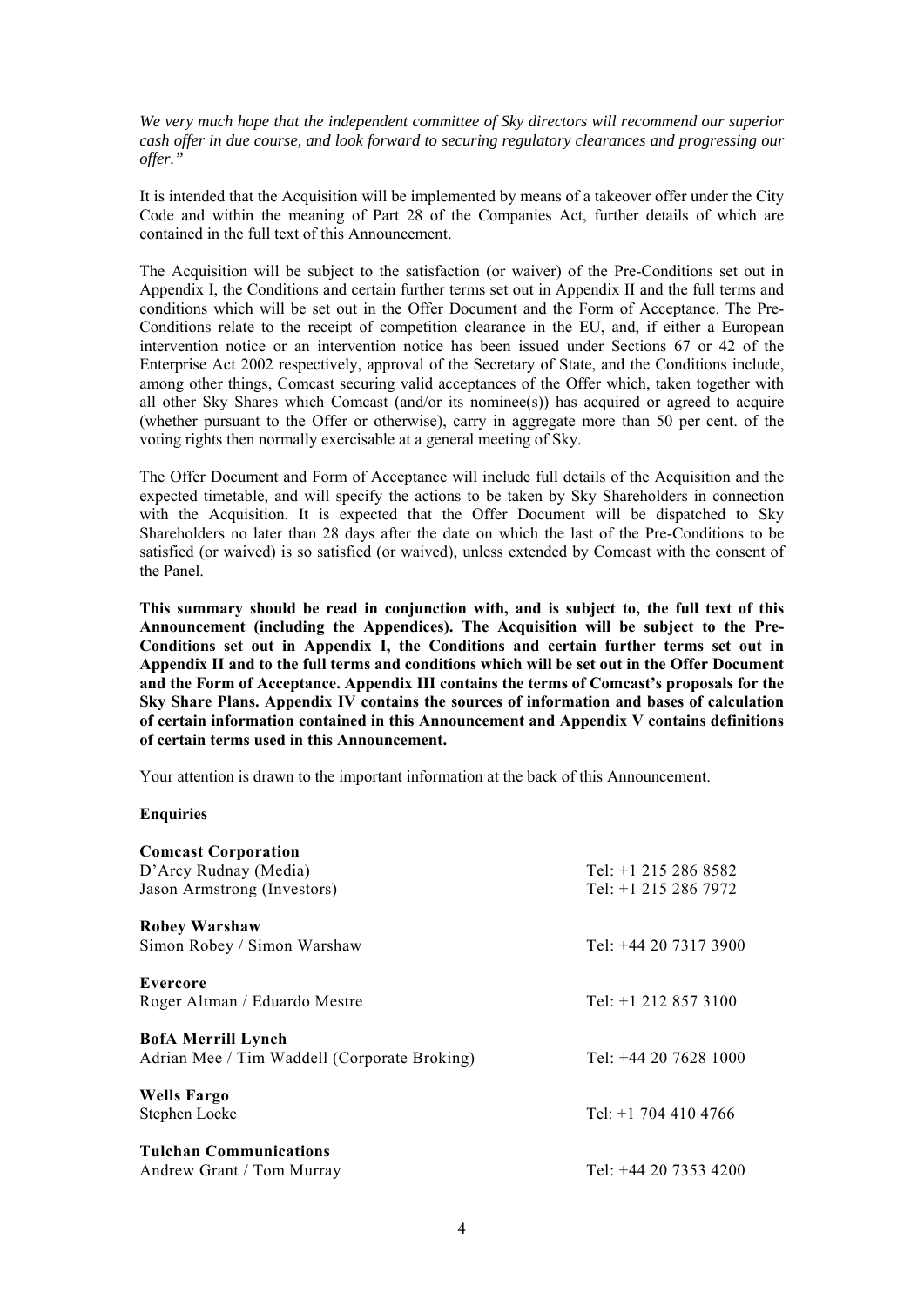*We very much hope that the independent committee of Sky directors will recommend our superior cash offer in due course, and look forward to securing regulatory clearances and progressing our offer."*

It is intended that the Acquisition will be implemented by means of a takeover offer under the City Code and within the meaning of Part 28 of the Companies Act, further details of which are contained in the full text of this Announcement.

The Acquisition will be subject to the satisfaction (or waiver) of the Pre-Conditions set out in Appendix I, the Conditions and certain further terms set out in Appendix II and the full terms and conditions which will be set out in the Offer Document and the Form of Acceptance. The Pre-Conditions relate to the receipt of competition clearance in the EU, and, if either a European intervention notice or an intervention notice has been issued under Sections 67 or 42 of the Enterprise Act 2002 respectively, approval of the Secretary of State, and the Conditions include, among other things, Comcast securing valid acceptances of the Offer which, taken together with all other Sky Shares which Comcast (and/or its nominee(s)) has acquired or agreed to acquire (whether pursuant to the Offer or otherwise), carry in aggregate more than 50 per cent. of the voting rights then normally exercisable at a general meeting of Sky.

The Offer Document and Form of Acceptance will include full details of the Acquisition and the expected timetable, and will specify the actions to be taken by Sky Shareholders in connection with the Acquisition. It is expected that the Offer Document will be dispatched to Sky Shareholders no later than 28 days after the date on which the last of the Pre-Conditions to be satisfied (or waived) is so satisfied (or waived), unless extended by Comcast with the consent of the Panel.

**This summary should be read in conjunction with, and is subject to, the full text of this Announcement (including the Appendices). The Acquisition will be subject to the Pre-Conditions set out in Appendix I, the Conditions and certain further terms set out in Appendix II and to the full terms and conditions which will be set out in the Offer Document and the Form of Acceptance. Appendix III contains the terms of Comcast's proposals for the Sky Share Plans. Appendix IV contains the sources of information and bases of calculation of certain information contained in this Announcement and Appendix V contains definitions of certain terms used in this Announcement.**

Your attention is drawn to the important information at the back of this Announcement.

**Enquiries**

| | |
|---|---|
| **Comcast Corporation** | |
| D'Arcy Rudnay (Media) | Tel: +1 215 286 8582 |
| Jason Armstrong (Investors) | Tel: +1 215 286 7972 |
| **Robey Warshaw** | |
| Simon Robey / Simon Warshaw | Tel: +44 20 7317 3900 |
| **Evercore** | |
| Roger Altman / Eduardo Mestre | Tel: +1 212 857 3100 |
| **BofA Merrill Lynch** | |
| Adrian Mee / Tim Waddell (Corporate Broking) | Tel: +44 20 7628 1000 |
| **Wells Fargo** | |
| Stephen Locke | Tel: +1 704 410 4766 |
| **Tulchan Communications** | |
| Andrew Grant / Tom Murray | Tel: +44 20 7353 4200 |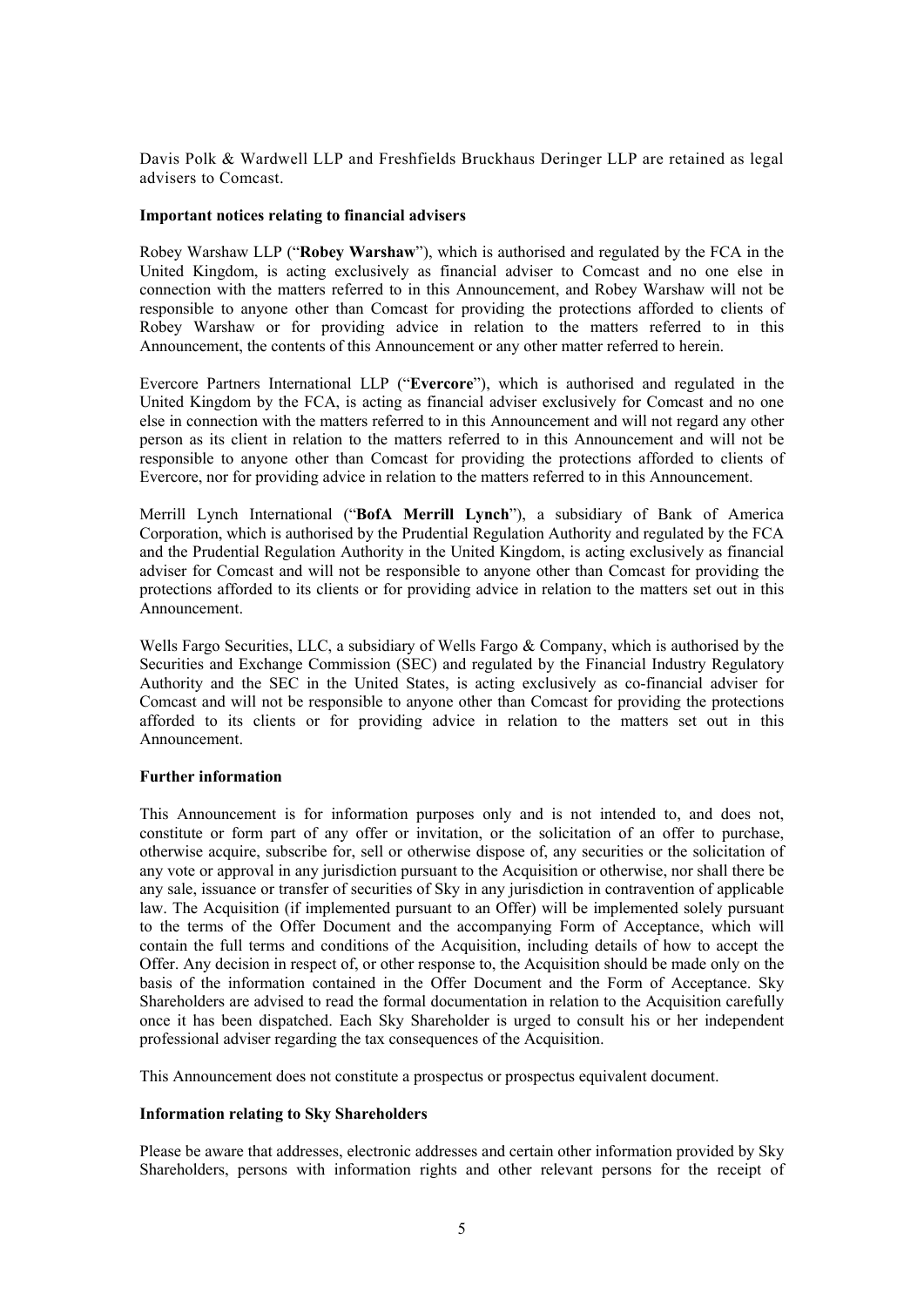Davis Polk & Wardwell LLP and Freshfields Bruckhaus Deringer LLP are retained as legal advisers to Comcast.

**Important notices relating to financial advisers**

Robey Warshaw LLP ("**Robey Warshaw**"), which is authorised and regulated by the FCA in the United Kingdom, is acting exclusively as financial adviser to Comcast and no one else in connection with the matters referred to in this Announcement, and Robey Warshaw will not be responsible to anyone other than Comcast for providing the protections afforded to clients of Robey Warshaw or for providing advice in relation to the matters referred to in this Announcement, the contents of this Announcement or any other matter referred to herein.

Evercore Partners International LLP ("**Evercore**"), which is authorised and regulated in the United Kingdom by the FCA, is acting as financial adviser exclusively for Comcast and no one else in connection with the matters referred to in this Announcement and will not regard any other person as its client in relation to the matters referred to in this Announcement and will not be responsible to anyone other than Comcast for providing the protections afforded to clients of Evercore, nor for providing advice in relation to the matters referred to in this Announcement.

Merrill Lynch International ("**BofA Merrill Lynch**"), a subsidiary of Bank of America Corporation, which is authorised by the Prudential Regulation Authority and regulated by the FCA and the Prudential Regulation Authority in the United Kingdom, is acting exclusively as financial adviser for Comcast and will not be responsible to anyone other than Comcast for providing the protections afforded to its clients or for providing advice in relation to the matters set out in this Announcement.

Wells Fargo Securities, LLC, a subsidiary of Wells Fargo & Company, which is authorised by the Securities and Exchange Commission (SEC) and regulated by the Financial Industry Regulatory Authority and the SEC in the United States, is acting exclusively as co-financial adviser for Comcast and will not be responsible to anyone other than Comcast for providing the protections afforded to its clients or for providing advice in relation to the matters set out in this Announcement.

**Further information**

This Announcement is for information purposes only and is not intended to, and does not, constitute or form part of any offer or invitation, or the solicitation of an offer to purchase, otherwise acquire, subscribe for, sell or otherwise dispose of, any securities or the solicitation of any vote or approval in any jurisdiction pursuant to the Acquisition or otherwise, nor shall there be any sale, issuance or transfer of securities of Sky in any jurisdiction in contravention of applicable law. The Acquisition (if implemented pursuant to an Offer) will be implemented solely pursuant to the terms of the Offer Document and the accompanying Form of Acceptance, which will contain the full terms and conditions of the Acquisition, including details of how to accept the Offer. Any decision in respect of, or other response to, the Acquisition should be made only on the basis of the information contained in the Offer Document and the Form of Acceptance. Sky Shareholders are advised to read the formal documentation in relation to the Acquisition carefully once it has been dispatched. Each Sky Shareholder is urged to consult his or her independent professional adviser regarding the tax consequences of the Acquisition.

This Announcement does not constitute a prospectus or prospectus equivalent document.

**Information relating to Sky Shareholders**

Please be aware that addresses, electronic addresses and certain other information provided by Sky Shareholders, persons with information rights and other relevant persons for the receipt of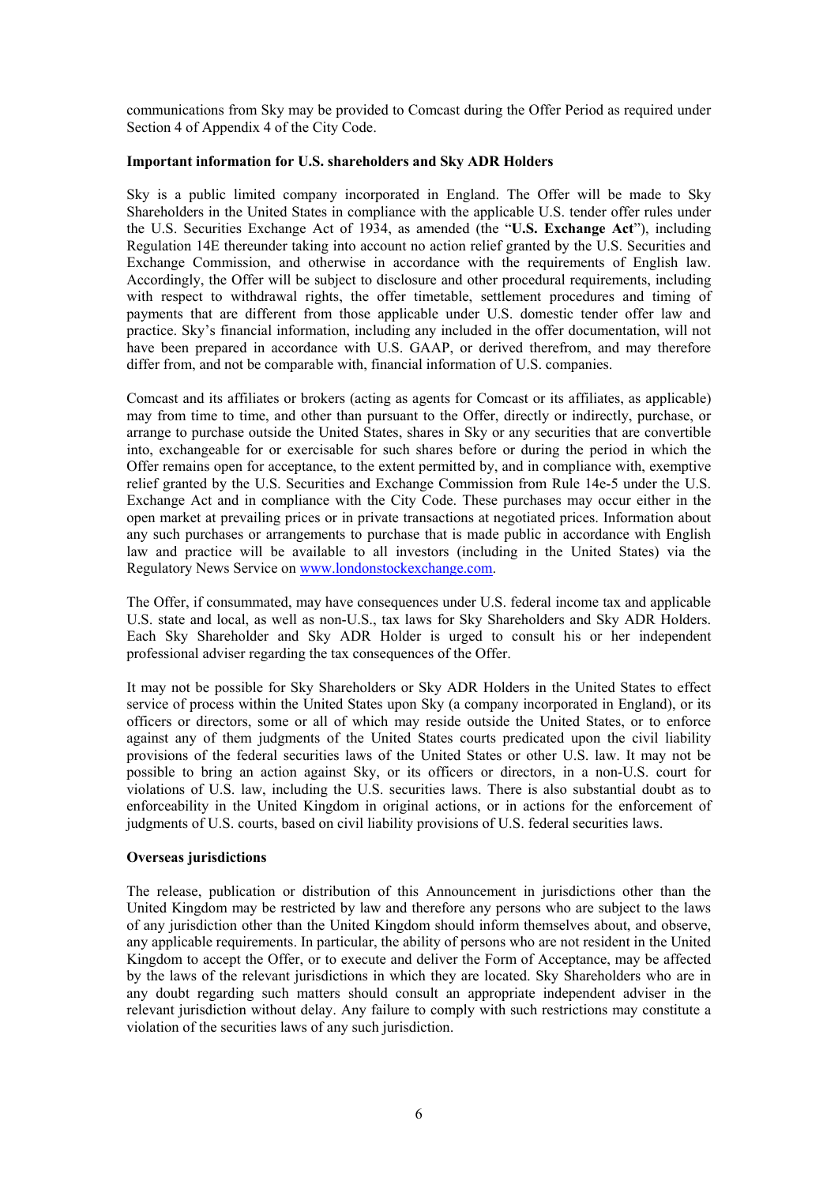communications from Sky may be provided to Comcast during the Offer Period as required under Section 4 of Appendix 4 of the City Code.

**Important information for U.S. shareholders and Sky ADR Holders**

Sky is a public limited company incorporated in England. The Offer will be made to Sky Shareholders in the United States in compliance with the applicable U.S. tender offer rules under the U.S. Securities Exchange Act of 1934, as amended (the "**U.S. Exchange Act**"), including Regulation 14E thereunder taking into account no action relief granted by the U.S. Securities and Exchange Commission, and otherwise in accordance with the requirements of English law. Accordingly, the Offer will be subject to disclosure and other procedural requirements, including with respect to withdrawal rights, the offer timetable, settlement procedures and timing of payments that are different from those applicable under U.S. domestic tender offer law and practice. Sky's financial information, including any included in the offer documentation, will not have been prepared in accordance with U.S. GAAP, or derived therefrom, and may therefore differ from, and not be comparable with, financial information of U.S. companies.

Comcast and its affiliates or brokers (acting as agents for Comcast or its affiliates, as applicable) may from time to time, and other than pursuant to the Offer, directly or indirectly, purchase, or arrange to purchase outside the United States, shares in Sky or any securities that are convertible into, exchangeable for or exercisable for such shares before or during the period in which the Offer remains open for acceptance, to the extent permitted by, and in compliance with, exemptive relief granted by the U.S. Securities and Exchange Commission from Rule 14e-5 under the U.S. Exchange Act and in compliance with the City Code. These purchases may occur either in the open market at prevailing prices or in private transactions at negotiated prices. Information about any such purchases or arrangements to purchase that is made public in accordance with English law and practice will be available to all investors (including in the United States) via the Regulatory News Service on www.londonstockexchange.com.

The Offer, if consummated, may have consequences under U.S. federal income tax and applicable U.S. state and local, as well as non-U.S., tax laws for Sky Shareholders and Sky ADR Holders. Each Sky Shareholder and Sky ADR Holder is urged to consult his or her independent professional adviser regarding the tax consequences of the Offer.

It may not be possible for Sky Shareholders or Sky ADR Holders in the United States to effect service of process within the United States upon Sky (a company incorporated in England), or its officers or directors, some or all of which may reside outside the United States, or to enforce against any of them judgments of the United States courts predicated upon the civil liability provisions of the federal securities laws of the United States or other U.S. law. It may not be possible to bring an action against Sky, or its officers or directors, in a non-U.S. court for violations of U.S. law, including the U.S. securities laws. There is also substantial doubt as to enforceability in the United Kingdom in original actions, or in actions for the enforcement of judgments of U.S. courts, based on civil liability provisions of U.S. federal securities laws.

**Overseas jurisdictions**

The release, publication or distribution of this Announcement in jurisdictions other than the United Kingdom may be restricted by law and therefore any persons who are subject to the laws of any jurisdiction other than the United Kingdom should inform themselves about, and observe, any applicable requirements. In particular, the ability of persons who are not resident in the United Kingdom to accept the Offer, or to execute and deliver the Form of Acceptance, may be affected by the laws of the relevant jurisdictions in which they are located. Sky Shareholders who are in any doubt regarding such matters should consult an appropriate independent adviser in the relevant jurisdiction without delay. Any failure to comply with such restrictions may constitute a violation of the securities laws of any such jurisdiction.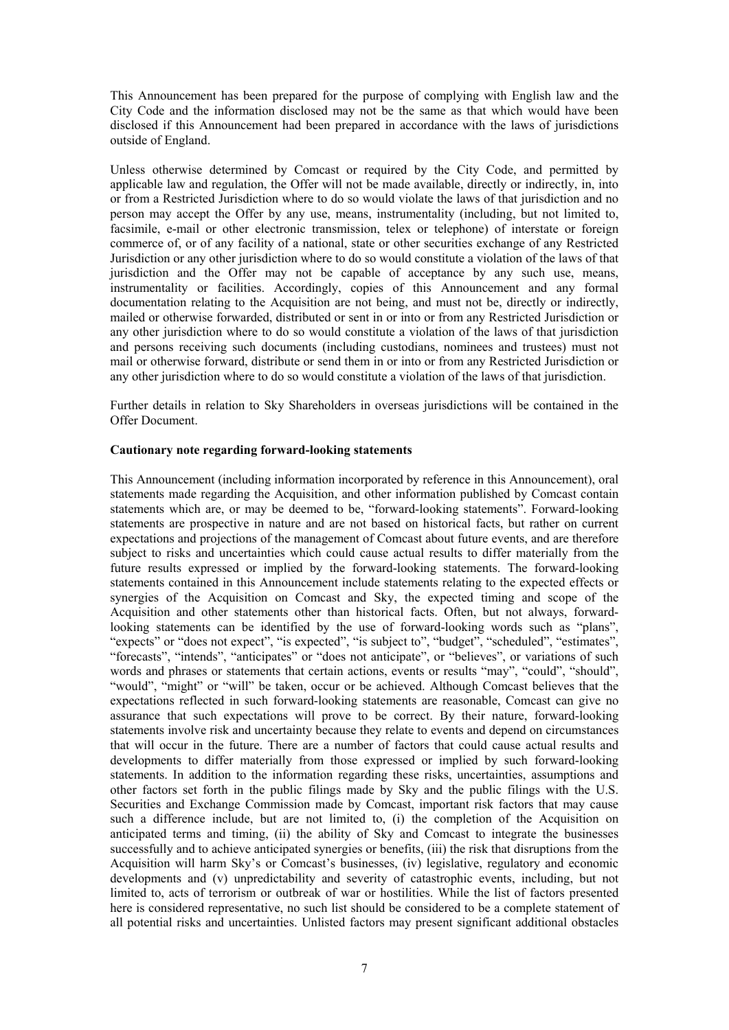This Announcement has been prepared for the purpose of complying with English law and the City Code and the information disclosed may not be the same as that which would have been disclosed if this Announcement had been prepared in accordance with the laws of jurisdictions outside of England.

Unless otherwise determined by Comcast or required by the City Code, and permitted by applicable law and regulation, the Offer will not be made available, directly or indirectly, in, into or from a Restricted Jurisdiction where to do so would violate the laws of that jurisdiction and no person may accept the Offer by any use, means, instrumentality (including, but not limited to, facsimile, e-mail or other electronic transmission, telex or telephone) of interstate or foreign commerce of, or of any facility of a national, state or other securities exchange of any Restricted Jurisdiction or any other jurisdiction where to do so would constitute a violation of the laws of that jurisdiction and the Offer may not be capable of acceptance by any such use, means, instrumentality or facilities. Accordingly, copies of this Announcement and any formal documentation relating to the Acquisition are not being, and must not be, directly or indirectly, mailed or otherwise forwarded, distributed or sent in or into or from any Restricted Jurisdiction or any other jurisdiction where to do so would constitute a violation of the laws of that jurisdiction and persons receiving such documents (including custodians, nominees and trustees) must not mail or otherwise forward, distribute or send them in or into or from any Restricted Jurisdiction or any other jurisdiction where to do so would constitute a violation of the laws of that jurisdiction.

Further details in relation to Sky Shareholders in overseas jurisdictions will be contained in the Offer Document.

**Cautionary note regarding forward-looking statements**

This Announcement (including information incorporated by reference in this Announcement), oral statements made regarding the Acquisition, and other information published by Comcast contain statements which are, or may be deemed to be, "forward-looking statements". Forward-looking statements are prospective in nature and are not based on historical facts, but rather on current expectations and projections of the management of Comcast about future events, and are therefore subject to risks and uncertainties which could cause actual results to differ materially from the future results expressed or implied by the forward-looking statements. The forward-looking statements contained in this Announcement include statements relating to the expected effects or synergies of the Acquisition on Comcast and Sky, the expected timing and scope of the Acquisition and other statements other than historical facts. Often, but not always, forward-looking statements can be identified by the use of forward-looking words such as "plans", "expects" or "does not expect", "is expected", "is subject to", "budget", "scheduled", "estimates", "forecasts", "intends", "anticipates" or "does not anticipate", or "believes", or variations of such words and phrases or statements that certain actions, events or results "may", "could", "should", "would", "might" or "will" be taken, occur or be achieved. Although Comcast believes that the expectations reflected in such forward-looking statements are reasonable, Comcast can give no assurance that such expectations will prove to be correct. By their nature, forward-looking statements involve risk and uncertainty because they relate to events and depend on circumstances that will occur in the future. There are a number of factors that could cause actual results and developments to differ materially from those expressed or implied by such forward-looking statements. In addition to the information regarding these risks, uncertainties, assumptions and other factors set forth in the public filings made by Sky and the public filings with the U.S. Securities and Exchange Commission made by Comcast, important risk factors that may cause such a difference include, but are not limited to, (i) the completion of the Acquisition on anticipated terms and timing, (ii) the ability of Sky and Comcast to integrate the businesses successfully and to achieve anticipated synergies or benefits, (iii) the risk that disruptions from the Acquisition will harm Sky's or Comcast's businesses, (iv) legislative, regulatory and economic developments and (v) unpredictability and severity of catastrophic events, including, but not limited to, acts of terrorism or outbreak of war or hostilities. While the list of factors presented here is considered representative, no such list should be considered to be a complete statement of all potential risks and uncertainties. Unlisted factors may present significant additional obstacles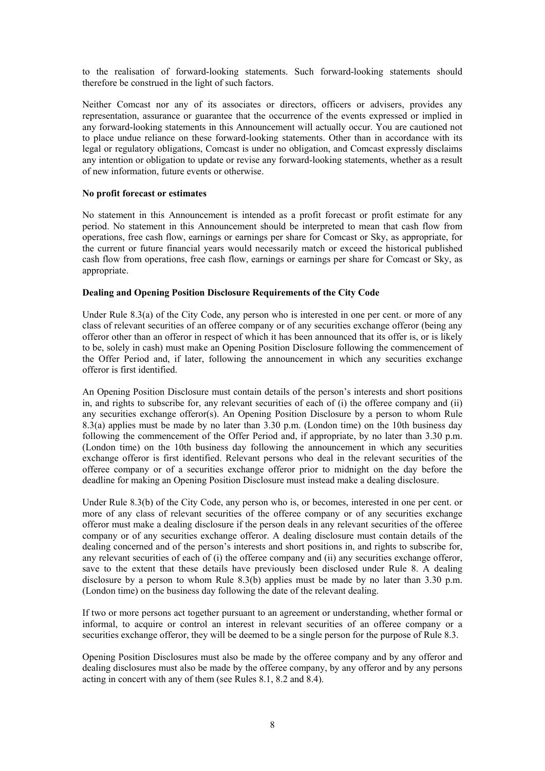to the realisation of forward-looking statements. Such forward-looking statements should therefore be construed in the light of such factors.

Neither Comcast nor any of its associates or directors, officers or advisers, provides any representation, assurance or guarantee that the occurrence of the events expressed or implied in any forward-looking statements in this Announcement will actually occur. You are cautioned not to place undue reliance on these forward-looking statements. Other than in accordance with its legal or regulatory obligations, Comcast is under no obligation, and Comcast expressly disclaims any intention or obligation to update or revise any forward-looking statements, whether as a result of new information, future events or otherwise.

**No profit forecast or estimates**

No statement in this Announcement is intended as a profit forecast or profit estimate for any period. No statement in this Announcement should be interpreted to mean that cash flow from operations, free cash flow, earnings or earnings per share for Comcast or Sky, as appropriate, for the current or future financial years would necessarily match or exceed the historical published cash flow from operations, free cash flow, earnings or earnings per share for Comcast or Sky, as appropriate.

**Dealing and Opening Position Disclosure Requirements of the City Code**

Under Rule 8.3(a) of the City Code, any person who is interested in one per cent. or more of any class of relevant securities of an offeree company or of any securities exchange offeror (being any offeror other than an offeror in respect of which it has been announced that its offer is, or is likely to be, solely in cash) must make an Opening Position Disclosure following the commencement of the Offer Period and, if later, following the announcement in which any securities exchange offeror is first identified.

An Opening Position Disclosure must contain details of the person's interests and short positions in, and rights to subscribe for, any relevant securities of each of (i) the offeree company and (ii) any securities exchange offeror(s). An Opening Position Disclosure by a person to whom Rule 8.3(a) applies must be made by no later than 3.30 p.m. (London time) on the 10th business day following the commencement of the Offer Period and, if appropriate, by no later than 3.30 p.m. (London time) on the 10th business day following the announcement in which any securities exchange offeror is first identified. Relevant persons who deal in the relevant securities of the offeree company or of a securities exchange offeror prior to midnight on the day before the deadline for making an Opening Position Disclosure must instead make a dealing disclosure.

Under Rule 8.3(b) of the City Code, any person who is, or becomes, interested in one per cent. or more of any class of relevant securities of the offeree company or of any securities exchange offeror must make a dealing disclosure if the person deals in any relevant securities of the offeree company or of any securities exchange offeror. A dealing disclosure must contain details of the dealing concerned and of the person's interests and short positions in, and rights to subscribe for, any relevant securities of each of (i) the offeree company and (ii) any securities exchange offeror, save to the extent that these details have previously been disclosed under Rule 8. A dealing disclosure by a person to whom Rule 8.3(b) applies must be made by no later than 3.30 p.m. (London time) on the business day following the date of the relevant dealing.

If two or more persons act together pursuant to an agreement or understanding, whether formal or informal, to acquire or control an interest in relevant securities of an offeree company or a securities exchange offeror, they will be deemed to be a single person for the purpose of Rule 8.3.

Opening Position Disclosures must also be made by the offeree company and by any offeror and dealing disclosures must also be made by the offeree company, by any offeror and by any persons acting in concert with any of them (see Rules 8.1, 8.2 and 8.4).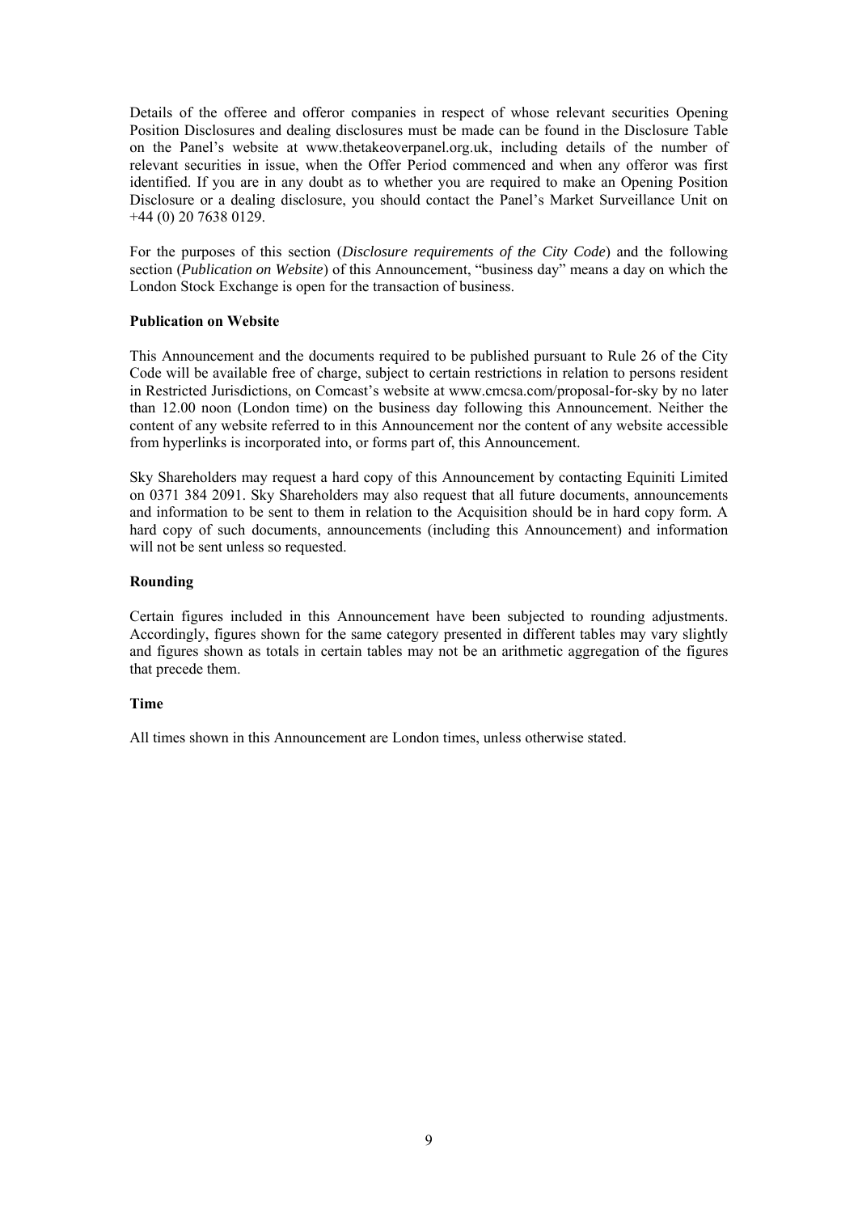Details of the offeree and offeror companies in respect of whose relevant securities Opening Position Disclosures and dealing disclosures must be made can be found in the Disclosure Table on the Panel's website at www.thetakeoverpanel.org.uk, including details of the number of relevant securities in issue, when the Offer Period commenced and when any offeror was first identified. If you are in any doubt as to whether you are required to make an Opening Position Disclosure or a dealing disclosure, you should contact the Panel's Market Surveillance Unit on +44 (0) 20 7638 0129.

For the purposes of this section (*Disclosure requirements of the City Code*) and the following section (*Publication on Website*) of this Announcement, "business day" means a day on which the London Stock Exchange is open for the transaction of business.

**Publication on Website**

This Announcement and the documents required to be published pursuant to Rule 26 of the City Code will be available free of charge, subject to certain restrictions in relation to persons resident in Restricted Jurisdictions, on Comcast's website at www.cmcsa.com/proposal-for-sky by no later than 12.00 noon (London time) on the business day following this Announcement. Neither the content of any website referred to in this Announcement nor the content of any website accessible from hyperlinks is incorporated into, or forms part of, this Announcement.

Sky Shareholders may request a hard copy of this Announcement by contacting Equiniti Limited on 0371 384 2091. Sky Shareholders may also request that all future documents, announcements and information to be sent to them in relation to the Acquisition should be in hard copy form. A hard copy of such documents, announcements (including this Announcement) and information will not be sent unless so requested.

**Rounding**

Certain figures included in this Announcement have been subjected to rounding adjustments. Accordingly, figures shown for the same category presented in different tables may vary slightly and figures shown as totals in certain tables may not be an arithmetic aggregation of the figures that precede them.

**Time**

All times shown in this Announcement are London times, unless otherwise stated.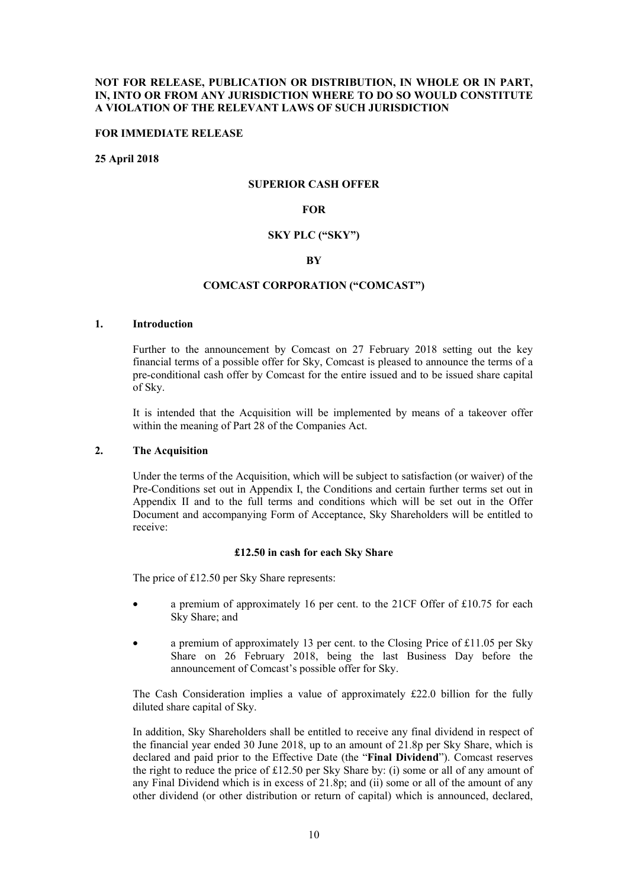**NOT FOR RELEASE, PUBLICATION OR DISTRIBUTION, IN WHOLE OR IN PART, IN, INTO OR FROM ANY JURISDICTION WHERE TO DO SO WOULD CONSTITUTE A VIOLATION OF THE RELEVANT LAWS OF SUCH JURISDICTION**

**FOR IMMEDIATE RELEASE**

**25 April 2018**

**SUPERIOR CASH OFFER**

**FOR**

**SKY PLC ("SKY")**

**BY**

**COMCAST CORPORATION ("COMCAST")**

## 1. Introduction

Further to the announcement by Comcast on 27 February 2018 setting out the key financial terms of a possible offer for Sky, Comcast is pleased to announce the terms of a pre-conditional cash offer by Comcast for the entire issued and to be issued share capital of Sky.

It is intended that the Acquisition will be implemented by means of a takeover offer within the meaning of Part 28 of the Companies Act.

## 2. The Acquisition

Under the terms of the Acquisition, which will be subject to satisfaction (or waiver) of the Pre-Conditions set out in Appendix I, the Conditions and certain further terms set out in Appendix II and to the full terms and conditions which will be set out in the Offer Document and accompanying Form of Acceptance, Sky Shareholders will be entitled to receive:

**£12.50 in cash for each Sky Share**

The price of £12.50 per Sky Share represents:

- a premium of approximately 16 per cent. to the 21CF Offer of £10.75 for each Sky Share; and
- a premium of approximately 13 per cent. to the Closing Price of £11.05 per Sky Share on 26 February 2018, being the last Business Day before the announcement of Comcast's possible offer for Sky.

The Cash Consideration implies a value of approximately £22.0 billion for the fully diluted share capital of Sky.

In addition, Sky Shareholders shall be entitled to receive any final dividend in respect of the financial year ended 30 June 2018, up to an amount of 21.8p per Sky Share, which is declared and paid prior to the Effective Date (the "**Final Dividend**"). Comcast reserves the right to reduce the price of £12.50 per Sky Share by: (i) some or all of any amount of any Final Dividend which is in excess of 21.8p; and (ii) some or all of the amount of any other dividend (or other distribution or return of capital) which is announced, declared,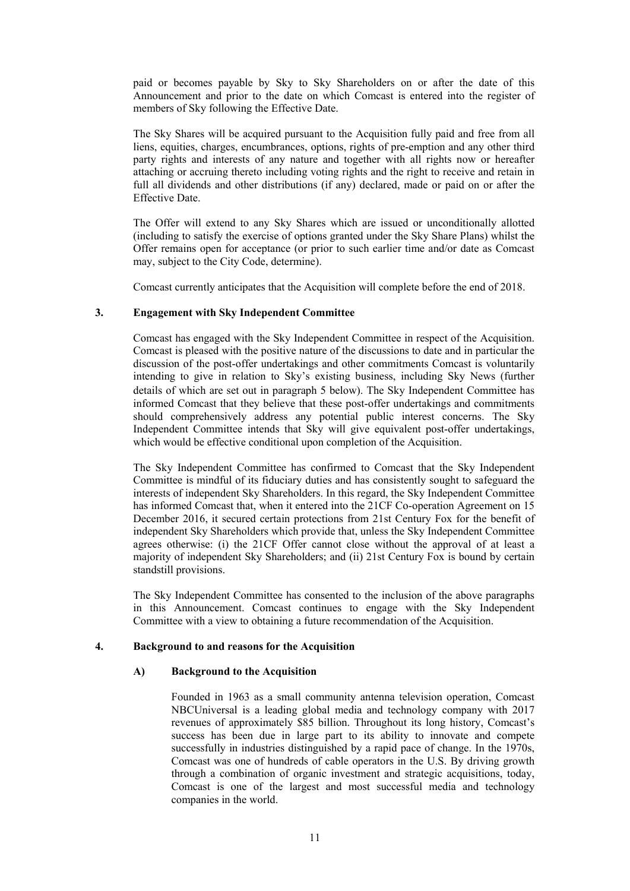paid or becomes payable by Sky to Sky Shareholders on or after the date of this Announcement and prior to the date on which Comcast is entered into the register of members of Sky following the Effective Date.

The Sky Shares will be acquired pursuant to the Acquisition fully paid and free from all liens, equities, charges, encumbrances, options, rights of pre-emption and any other third party rights and interests of any nature and together with all rights now or hereafter attaching or accruing thereto including voting rights and the right to receive and retain in full all dividends and other distributions (if any) declared, made or paid on or after the Effective Date.

The Offer will extend to any Sky Shares which are issued or unconditionally allotted (including to satisfy the exercise of options granted under the Sky Share Plans) whilst the Offer remains open for acceptance (or prior to such earlier time and/or date as Comcast may, subject to the City Code, determine).

Comcast currently anticipates that the Acquisition will complete before the end of 2018.

## 3. Engagement with Sky Independent Committee

Comcast has engaged with the Sky Independent Committee in respect of the Acquisition. Comcast is pleased with the positive nature of the discussions to date and in particular the discussion of the post-offer undertakings and other commitments Comcast is voluntarily intending to give in relation to Sky's existing business, including Sky News (further details of which are set out in paragraph 5 below). The Sky Independent Committee has informed Comcast that they believe that these post-offer undertakings and commitments should comprehensively address any potential public interest concerns. The Sky Independent Committee intends that Sky will give equivalent post-offer undertakings, which would be effective conditional upon completion of the Acquisition.

The Sky Independent Committee has confirmed to Comcast that the Sky Independent Committee is mindful of its fiduciary duties and has consistently sought to safeguard the interests of independent Sky Shareholders. In this regard, the Sky Independent Committee has informed Comcast that, when it entered into the 21CF Co-operation Agreement on 15 December 2016, it secured certain protections from 21st Century Fox for the benefit of independent Sky Shareholders which provide that, unless the Sky Independent Committee agrees otherwise: (i) the 21CF Offer cannot close without the approval of at least a majority of independent Sky Shareholders; and (ii) 21st Century Fox is bound by certain standstill provisions.

The Sky Independent Committee has consented to the inclusion of the above paragraphs in this Announcement. Comcast continues to engage with the Sky Independent Committee with a view to obtaining a future recommendation of the Acquisition.

## 4. Background to and reasons for the Acquisition

### A) Background to the Acquisition

Founded in 1963 as a small community antenna television operation, Comcast NBCUniversal is a leading global media and technology company with 2017 revenues of approximately $85 billion. Throughout its long history, Comcast's success has been due in large part to its ability to innovate and compete successfully in industries distinguished by a rapid pace of change. In the 1970s, Comcast was one of hundreds of cable operators in the U.S. By driving growth through a combination of organic investment and strategic acquisitions, today, Comcast is one of the largest and most successful media and technology companies in the world.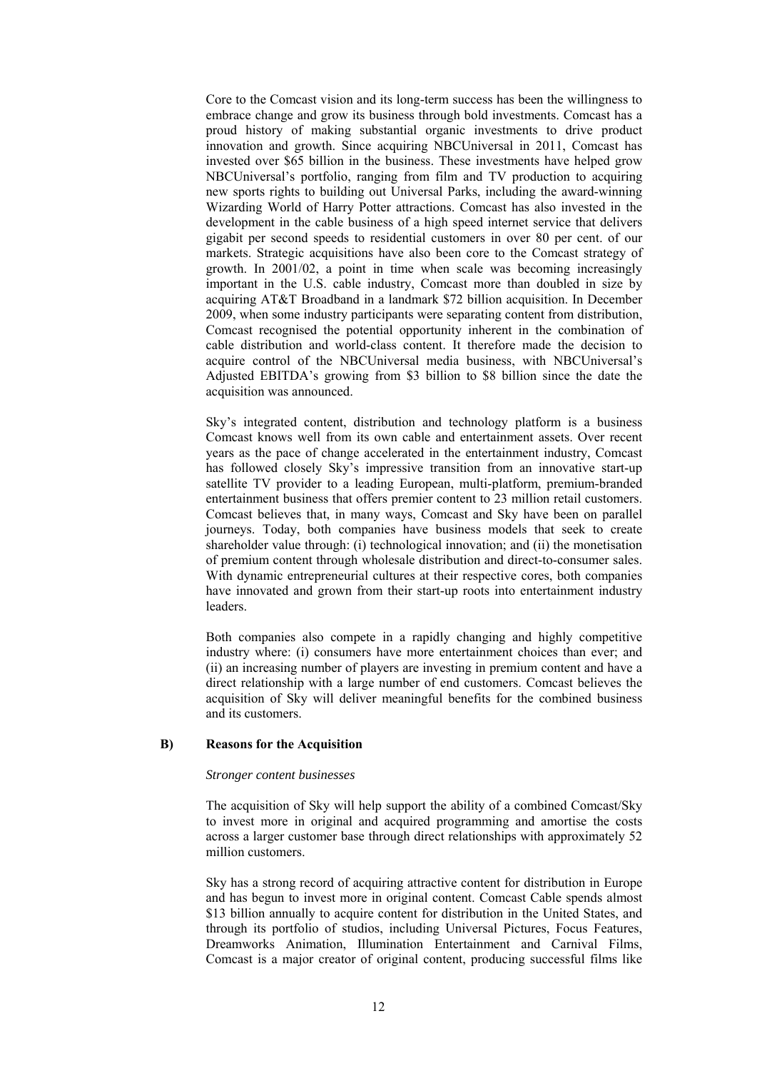Core to the Comcast vision and its long-term success has been the willingness to embrace change and grow its business through bold investments. Comcast has a proud history of making substantial organic investments to drive product innovation and growth. Since acquiring NBCUniversal in 2011, Comcast has invested over $65 billion in the business. These investments have helped grow NBCUniversal's portfolio, ranging from film and TV production to acquiring new sports rights to building out Universal Parks, including the award-winning Wizarding World of Harry Potter attractions. Comcast has also invested in the development in the cable business of a high speed internet service that delivers gigabit per second speeds to residential customers in over 80 per cent. of our markets. Strategic acquisitions have also been core to the Comcast strategy of growth. In 2001/02, a point in time when scale was becoming increasingly important in the U.S. cable industry, Comcast more than doubled in size by acquiring AT&T Broadband in a landmark $72 billion acquisition. In December 2009, when some industry participants were separating content from distribution, Comcast recognised the potential opportunity inherent in the combination of cable distribution and world-class content. It therefore made the decision to acquire control of the NBCUniversal media business, with NBCUniversal's Adjusted EBITDA's growing from $3 billion to $8 billion since the date the acquisition was announced.

Sky's integrated content, distribution and technology platform is a business Comcast knows well from its own cable and entertainment assets. Over recent years as the pace of change accelerated in the entertainment industry, Comcast has followed closely Sky's impressive transition from an innovative start-up satellite TV provider to a leading European, multi-platform, premium-branded entertainment business that offers premier content to 23 million retail customers. Comcast believes that, in many ways, Comcast and Sky have been on parallel journeys. Today, both companies have business models that seek to create shareholder value through: (i) technological innovation; and (ii) the monetisation of premium content through wholesale distribution and direct-to-consumer sales. With dynamic entrepreneurial cultures at their respective cores, both companies have innovated and grown from their start-up roots into entertainment industry leaders.

Both companies also compete in a rapidly changing and highly competitive industry where: (i) consumers have more entertainment choices than ever; and (ii) an increasing number of players are investing in premium content and have a direct relationship with a large number of end customers. Comcast believes the acquisition of Sky will deliver meaningful benefits for the combined business and its customers.

**B) Reasons for the Acquisition**

*Stronger content businesses*

The acquisition of Sky will help support the ability of a combined Comcast/Sky to invest more in original and acquired programming and amortise the costs across a larger customer base through direct relationships with approximately 52 million customers.

Sky has a strong record of acquiring attractive content for distribution in Europe and has begun to invest more in original content. Comcast Cable spends almost $13 billion annually to acquire content for distribution in the United States, and through its portfolio of studios, including Universal Pictures, Focus Features, Dreamworks Animation, Illumination Entertainment and Carnival Films, Comcast is a major creator of original content, producing successful films like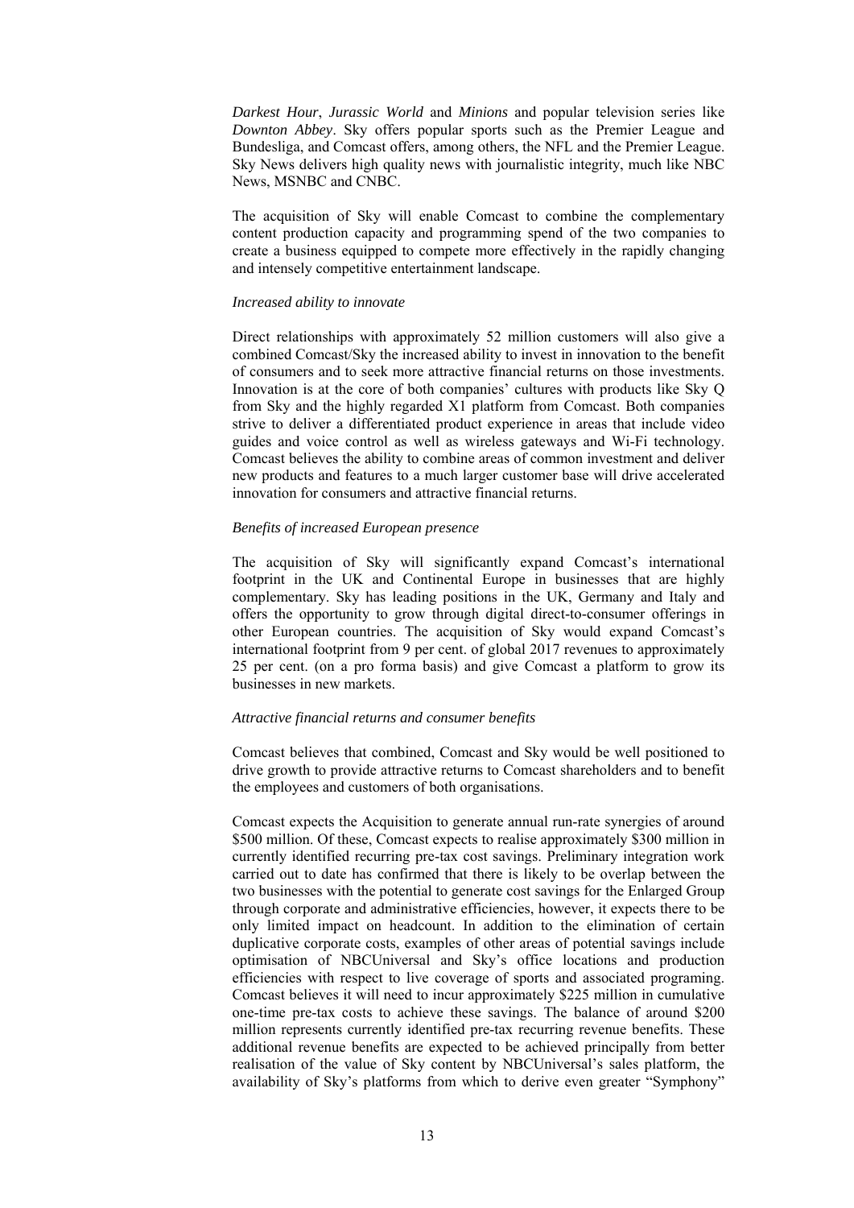*Darkest Hour*, *Jurassic World* and *Minions* and popular television series like *Downton Abbey*. Sky offers popular sports such as the Premier League and Bundesliga, and Comcast offers, among others, the NFL and the Premier League. Sky News delivers high quality news with journalistic integrity, much like NBC News, MSNBC and CNBC.

The acquisition of Sky will enable Comcast to combine the complementary content production capacity and programming spend of the two companies to create a business equipped to compete more effectively in the rapidly changing and intensely competitive entertainment landscape.

*Increased ability to innovate*

Direct relationships with approximately 52 million customers will also give a combined Comcast/Sky the increased ability to invest in innovation to the benefit of consumers and to seek more attractive financial returns on those investments. Innovation is at the core of both companies' cultures with products like Sky Q from Sky and the highly regarded X1 platform from Comcast. Both companies strive to deliver a differentiated product experience in areas that include video guides and voice control as well as wireless gateways and Wi-Fi technology. Comcast believes the ability to combine areas of common investment and deliver new products and features to a much larger customer base will drive accelerated innovation for consumers and attractive financial returns.

*Benefits of increased European presence*

The acquisition of Sky will significantly expand Comcast's international footprint in the UK and Continental Europe in businesses that are highly complementary. Sky has leading positions in the UK, Germany and Italy and offers the opportunity to grow through digital direct-to-consumer offerings in other European countries. The acquisition of Sky would expand Comcast's international footprint from 9 per cent. of global 2017 revenues to approximately 25 per cent. (on a pro forma basis) and give Comcast a platform to grow its businesses in new markets.

*Attractive financial returns and consumer benefits*

Comcast believes that combined, Comcast and Sky would be well positioned to drive growth to provide attractive returns to Comcast shareholders and to benefit the employees and customers of both organisations.

Comcast expects the Acquisition to generate annual run-rate synergies of around \$500 million. Of these, Comcast expects to realise approximately \$300 million in currently identified recurring pre-tax cost savings. Preliminary integration work carried out to date has confirmed that there is likely to be overlap between the two businesses with the potential to generate cost savings for the Enlarged Group through corporate and administrative efficiencies, however, it expects there to be only limited impact on headcount. In addition to the elimination of certain duplicative corporate costs, examples of other areas of potential savings include optimisation of NBCUniversal and Sky's office locations and production efficiencies with respect to live coverage of sports and associated programing. Comcast believes it will need to incur approximately \$225 million in cumulative one-time pre-tax costs to achieve these savings. The balance of around \$200 million represents currently identified pre-tax recurring revenue benefits. These additional revenue benefits are expected to be achieved principally from better realisation of the value of Sky content by NBCUniversal's sales platform, the availability of Sky's platforms from which to derive even greater "Symphony"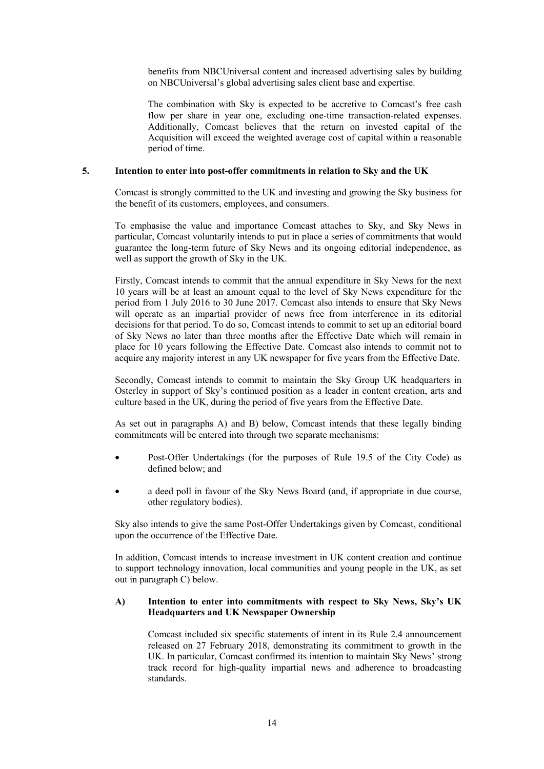benefits from NBCUniversal content and increased advertising sales by building on NBCUniversal's global advertising sales client base and expertise.

The combination with Sky is expected to be accretive to Comcast's free cash flow per share in year one, excluding one-time transaction-related expenses. Additionally, Comcast believes that the return on invested capital of the Acquisition will exceed the weighted average cost of capital within a reasonable period of time.

## 5. Intention to enter into post-offer commitments in relation to Sky and the UK

Comcast is strongly committed to the UK and investing and growing the Sky business for the benefit of its customers, employees, and consumers.

To emphasise the value and importance Comcast attaches to Sky, and Sky News in particular, Comcast voluntarily intends to put in place a series of commitments that would guarantee the long-term future of Sky News and its ongoing editorial independence, as well as support the growth of Sky in the UK.

Firstly, Comcast intends to commit that the annual expenditure in Sky News for the next 10 years will be at least an amount equal to the level of Sky News expenditure for the period from 1 July 2016 to 30 June 2017. Comcast also intends to ensure that Sky News will operate as an impartial provider of news free from interference in its editorial decisions for that period. To do so, Comcast intends to commit to set up an editorial board of Sky News no later than three months after the Effective Date which will remain in place for 10 years following the Effective Date. Comcast also intends to commit not to acquire any majority interest in any UK newspaper for five years from the Effective Date.

Secondly, Comcast intends to commit to maintain the Sky Group UK headquarters in Osterley in support of Sky's continued position as a leader in content creation, arts and culture based in the UK, during the period of five years from the Effective Date.

As set out in paragraphs A) and B) below, Comcast intends that these legally binding commitments will be entered into through two separate mechanisms:

- Post-Offer Undertakings (for the purposes of Rule 19.5 of the City Code) as defined below; and
- a deed poll in favour of the Sky News Board (and, if appropriate in due course, other regulatory bodies).

Sky also intends to give the same Post-Offer Undertakings given by Comcast, conditional upon the occurrence of the Effective Date.

In addition, Comcast intends to increase investment in UK content creation and continue to support technology innovation, local communities and young people in the UK, as set out in paragraph C) below.

### A) Intention to enter into commitments with respect to Sky News, Sky's UK Headquarters and UK Newspaper Ownership

Comcast included six specific statements of intent in its Rule 2.4 announcement released on 27 February 2018, demonstrating its commitment to growth in the UK. In particular, Comcast confirmed its intention to maintain Sky News' strong track record for high-quality impartial news and adherence to broadcasting standards.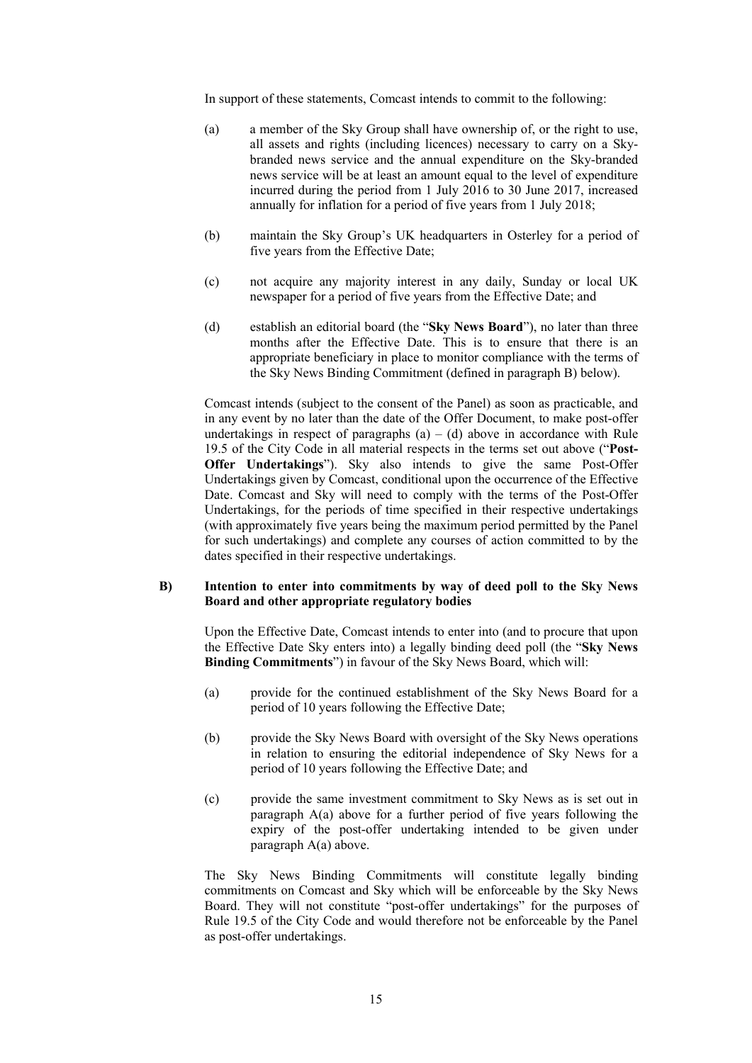In support of these statements, Comcast intends to commit to the following:

(a) a member of the Sky Group shall have ownership of, or the right to use, all assets and rights (including licences) necessary to carry on a Sky-branded news service and the annual expenditure on the Sky-branded news service will be at least an amount equal to the level of expenditure incurred during the period from 1 July 2016 to 30 June 2017, increased annually for inflation for a period of five years from 1 July 2018;

(b) maintain the Sky Group's UK headquarters in Osterley for a period of five years from the Effective Date;

(c) not acquire any majority interest in any daily, Sunday or local UK newspaper for a period of five years from the Effective Date; and

(d) establish an editorial board (the "**Sky News Board**"), no later than three months after the Effective Date. This is to ensure that there is an appropriate beneficiary in place to monitor compliance with the terms of the Sky News Binding Commitment (defined in paragraph B) below).

Comcast intends (subject to the consent of the Panel) as soon as practicable, and in any event by no later than the date of the Offer Document, to make post-offer undertakings in respect of paragraphs (a) – (d) above in accordance with Rule 19.5 of the City Code in all material respects in the terms set out above ("**Post-Offer Undertakings**"). Sky also intends to give the same Post-Offer Undertakings given by Comcast, conditional upon the occurrence of the Effective Date. Comcast and Sky will need to comply with the terms of the Post-Offer Undertakings, for the periods of time specified in their respective undertakings (with approximately five years being the maximum period permitted by the Panel for such undertakings) and complete any courses of action committed to by the dates specified in their respective undertakings.

**B) Intention to enter into commitments by way of deed poll to the Sky News Board and other appropriate regulatory bodies**

Upon the Effective Date, Comcast intends to enter into (and to procure that upon the Effective Date Sky enters into) a legally binding deed poll (the "**Sky News Binding Commitments**") in favour of the Sky News Board, which will:

(a) provide for the continued establishment of the Sky News Board for a period of 10 years following the Effective Date;

(b) provide the Sky News Board with oversight of the Sky News operations in relation to ensuring the editorial independence of Sky News for a period of 10 years following the Effective Date; and

(c) provide the same investment commitment to Sky News as is set out in paragraph A(a) above for a further period of five years following the expiry of the post-offer undertaking intended to be given under paragraph A(a) above.

The Sky News Binding Commitments will constitute legally binding commitments on Comcast and Sky which will be enforceable by the Sky News Board. They will not constitute "post-offer undertakings" for the purposes of Rule 19.5 of the City Code and would therefore not be enforceable by the Panel as post-offer undertakings.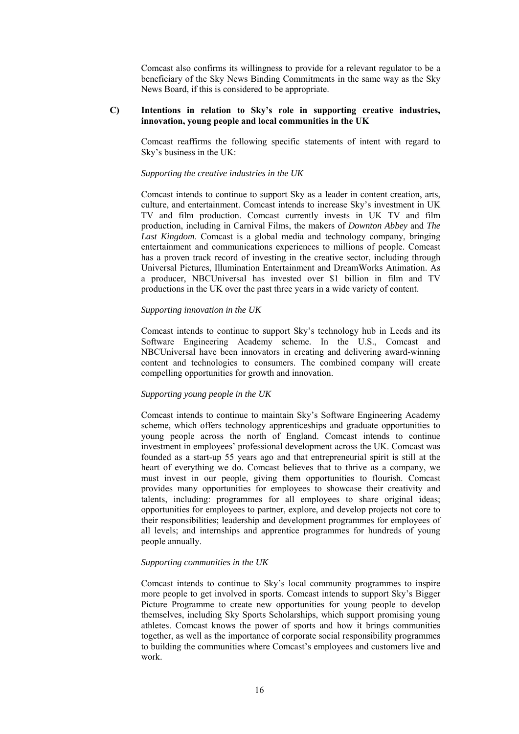Comcast also confirms its willingness to provide for a relevant regulator to be a beneficiary of the Sky News Binding Commitments in the same way as the Sky News Board, if this is considered to be appropriate.

**C) Intentions in relation to Sky's role in supporting creative industries, innovation, young people and local communities in the UK**

Comcast reaffirms the following specific statements of intent with regard to Sky's business in the UK:

*Supporting the creative industries in the UK*

Comcast intends to continue to support Sky as a leader in content creation, arts, culture, and entertainment. Comcast intends to increase Sky's investment in UK TV and film production. Comcast currently invests in UK TV and film production, including in Carnival Films, the makers of *Downton Abbey* and *The Last Kingdom*. Comcast is a global media and technology company, bringing entertainment and communications experiences to millions of people. Comcast has a proven track record of investing in the creative sector, including through Universal Pictures, Illumination Entertainment and DreamWorks Animation. As a producer, NBCUniversal has invested over $1 billion in film and TV productions in the UK over the past three years in a wide variety of content.

*Supporting innovation in the UK*

Comcast intends to continue to support Sky's technology hub in Leeds and its Software Engineering Academy scheme. In the U.S., Comcast and NBCUniversal have been innovators in creating and delivering award-winning content and technologies to consumers. The combined company will create compelling opportunities for growth and innovation.

*Supporting young people in the UK*

Comcast intends to continue to maintain Sky's Software Engineering Academy scheme, which offers technology apprenticeships and graduate opportunities to young people across the north of England. Comcast intends to continue investment in employees' professional development across the UK. Comcast was founded as a start-up 55 years ago and that entrepreneurial spirit is still at the heart of everything we do. Comcast believes that to thrive as a company, we must invest in our people, giving them opportunities to flourish. Comcast provides many opportunities for employees to showcase their creativity and talents, including: programmes for all employees to share original ideas; opportunities for employees to partner, explore, and develop projects not core to their responsibilities; leadership and development programmes for employees of all levels; and internships and apprentice programmes for hundreds of young people annually.

*Supporting communities in the UK*

Comcast intends to continue to Sky's local community programmes to inspire more people to get involved in sports. Comcast intends to support Sky's Bigger Picture Programme to create new opportunities for young people to develop themselves, including Sky Sports Scholarships, which support promising young athletes. Comcast knows the power of sports and how it brings communities together, as well as the importance of corporate social responsibility programmes to building the communities where Comcast's employees and customers live and work.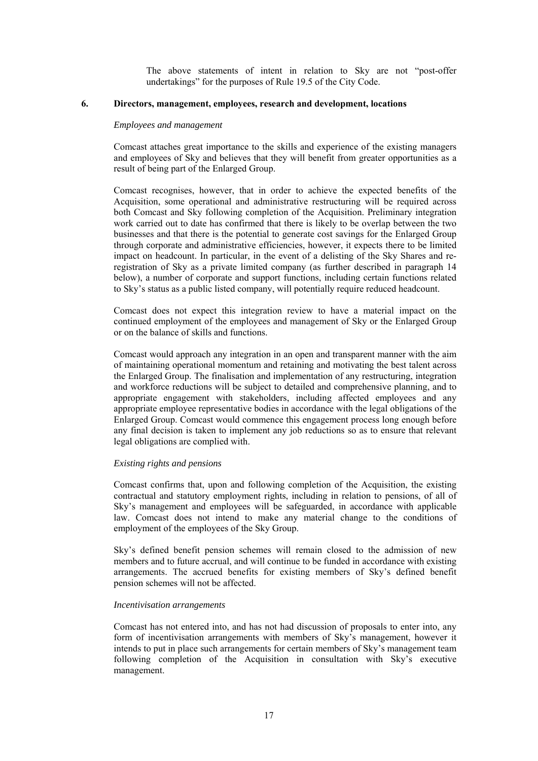The above statements of intent in relation to Sky are not "post-offer undertakings" for the purposes of Rule 19.5 of the City Code.

## 6. Directors, management, employees, research and development, locations

*Employees and management*

Comcast attaches great importance to the skills and experience of the existing managers and employees of Sky and believes that they will benefit from greater opportunities as a result of being part of the Enlarged Group.

Comcast recognises, however, that in order to achieve the expected benefits of the Acquisition, some operational and administrative restructuring will be required across both Comcast and Sky following completion of the Acquisition. Preliminary integration work carried out to date has confirmed that there is likely to be overlap between the two businesses and that there is the potential to generate cost savings for the Enlarged Group through corporate and administrative efficiencies, however, it expects there to be limited impact on headcount. In particular, in the event of a delisting of the Sky Shares and re-registration of Sky as a private limited company (as further described in paragraph 14 below), a number of corporate and support functions, including certain functions related to Sky's status as a public listed company, will potentially require reduced headcount.

Comcast does not expect this integration review to have a material impact on the continued employment of the employees and management of Sky or the Enlarged Group or on the balance of skills and functions.

Comcast would approach any integration in an open and transparent manner with the aim of maintaining operational momentum and retaining and motivating the best talent across the Enlarged Group. The finalisation and implementation of any restructuring, integration and workforce reductions will be subject to detailed and comprehensive planning, and to appropriate engagement with stakeholders, including affected employees and any appropriate employee representative bodies in accordance with the legal obligations of the Enlarged Group. Comcast would commence this engagement process long enough before any final decision is taken to implement any job reductions so as to ensure that relevant legal obligations are complied with.

*Existing rights and pensions*

Comcast confirms that, upon and following completion of the Acquisition, the existing contractual and statutory employment rights, including in relation to pensions, of all of Sky's management and employees will be safeguarded, in accordance with applicable law. Comcast does not intend to make any material change to the conditions of employment of the employees of the Sky Group.

Sky's defined benefit pension schemes will remain closed to the admission of new members and to future accrual, and will continue to be funded in accordance with existing arrangements. The accrued benefits for existing members of Sky's defined benefit pension schemes will not be affected.

*Incentivisation arrangements*

Comcast has not entered into, and has not had discussion of proposals to enter into, any form of incentivisation arrangements with members of Sky's management, however it intends to put in place such arrangements for certain members of Sky's management team following completion of the Acquisition in consultation with Sky's executive management.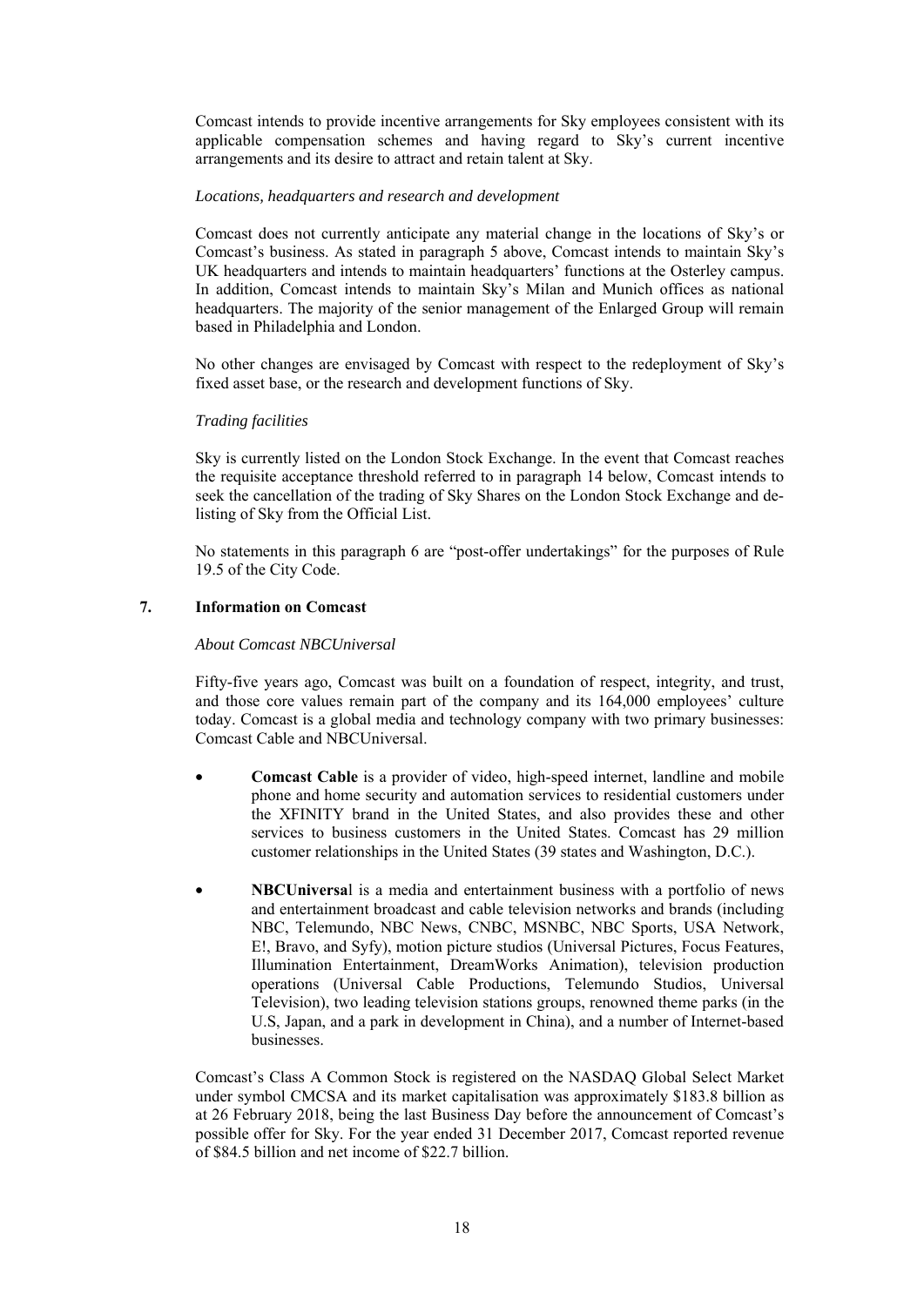Comcast intends to provide incentive arrangements for Sky employees consistent with its applicable compensation schemes and having regard to Sky's current incentive arrangements and its desire to attract and retain talent at Sky.

*Locations, headquarters and research and development*

Comcast does not currently anticipate any material change in the locations of Sky's or Comcast's business. As stated in paragraph 5 above, Comcast intends to maintain Sky's UK headquarters and intends to maintain headquarters' functions at the Osterley campus. In addition, Comcast intends to maintain Sky's Milan and Munich offices as national headquarters. The majority of the senior management of the Enlarged Group will remain based in Philadelphia and London.

No other changes are envisaged by Comcast with respect to the redeployment of Sky's fixed asset base, or the research and development functions of Sky.

*Trading facilities*

Sky is currently listed on the London Stock Exchange. In the event that Comcast reaches the requisite acceptance threshold referred to in paragraph 14 below, Comcast intends to seek the cancellation of the trading of Sky Shares on the London Stock Exchange and de-listing of Sky from the Official List.

No statements in this paragraph 6 are "post-offer undertakings" for the purposes of Rule 19.5 of the City Code.

## 7. Information on Comcast

*About Comcast NBCUniversal*

Fifty-five years ago, Comcast was built on a foundation of respect, integrity, and trust, and those core values remain part of the company and its 164,000 employees' culture today. Comcast is a global media and technology company with two primary businesses: Comcast Cable and NBCUniversal.

- **Comcast Cable** is a provider of video, high-speed internet, landline and mobile phone and home security and automation services to residential customers under the XFINITY brand in the United States, and also provides these and other services to business customers in the United States. Comcast has 29 million customer relationships in the United States (39 states and Washington, D.C.).

- **NBCUniversal** is a media and entertainment business with a portfolio of news and entertainment broadcast and cable television networks and brands (including NBC, Telemundo, NBC News, CNBC, MSNBC, NBC Sports, USA Network, E!, Bravo, and Syfy), motion picture studios (Universal Pictures, Focus Features, Illumination Entertainment, DreamWorks Animation), television production operations (Universal Cable Productions, Telemundo Studios, Universal Television), two leading television stations groups, renowned theme parks (in the U.S, Japan, and a park in development in China), and a number of Internet-based businesses.

Comcast's Class A Common Stock is registered on the NASDAQ Global Select Market under symbol CMCSA and its market capitalisation was approximately $183.8 billion as at 26 February 2018, being the last Business Day before the announcement of Comcast's possible offer for Sky. For the year ended 31 December 2017, Comcast reported revenue of $84.5 billion and net income of $22.7 billion.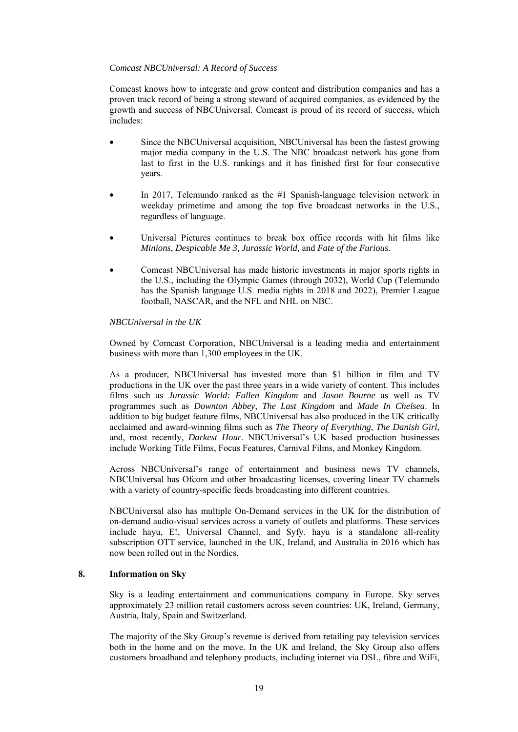*Comcast NBCUniversal: A Record of Success*

Comcast knows how to integrate and grow content and distribution companies and has a proven track record of being a strong steward of acquired companies, as evidenced by the growth and success of NBCUniversal. Comcast is proud of its record of success, which includes:

- Since the NBCUniversal acquisition, NBCUniversal has been the fastest growing major media company in the U.S. The NBC broadcast network has gone from last to first in the U.S. rankings and it has finished first for four consecutive years.

- In 2017, Telemundo ranked as the #1 Spanish-language television network in weekday primetime and among the top five broadcast networks in the U.S., regardless of language.

- Universal Pictures continues to break box office records with hit films like *Minions, Despicable Me 3, Jurassic World,* and *Fate of the Furious.*

- Comcast NBCUniversal has made historic investments in major sports rights in the U.S., including the Olympic Games (through 2032), World Cup (Telemundo has the Spanish language U.S. media rights in 2018 and 2022), Premier League football, NASCAR, and the NFL and NHL on NBC.

*NBCUniversal in the UK*

Owned by Comcast Corporation, NBCUniversal is a leading media and entertainment business with more than 1,300 employees in the UK.

As a producer, NBCUniversal has invested more than $1 billion in film and TV productions in the UK over the past three years in a wide variety of content. This includes films such as *Jurassic World: Fallen Kingdom* and *Jason Bourne* as well as TV programmes such as *Downton Abbey*, *The Last Kingdom* and *Made In Chelsea*. In addition to big budget feature films, NBCUniversal has also produced in the UK critically acclaimed and award-winning films such as *The Theory of Everything*, *The Danish Girl,* and, most recently, *Darkest Hour*. NBCUniversal's UK based production businesses include Working Title Films, Focus Features, Carnival Films, and Monkey Kingdom.

Across NBCUniversal's range of entertainment and business news TV channels, NBCUniversal has Ofcom and other broadcasting licenses, covering linear TV channels with a variety of country-specific feeds broadcasting into different countries.

NBCUniversal also has multiple On-Demand services in the UK for the distribution of on-demand audio-visual services across a variety of outlets and platforms. These services include hayu, E!, Universal Channel, and Syfy. hayu is a standalone all-reality subscription OTT service, launched in the UK, Ireland, and Australia in 2016 which has now been rolled out in the Nordics.

## 8. Information on Sky

Sky is a leading entertainment and communications company in Europe. Sky serves approximately 23 million retail customers across seven countries: UK, Ireland, Germany, Austria, Italy, Spain and Switzerland.

The majority of the Sky Group's revenue is derived from retailing pay television services both in the home and on the move. In the UK and Ireland, the Sky Group also offers customers broadband and telephony products, including internet via DSL, fibre and WiFi,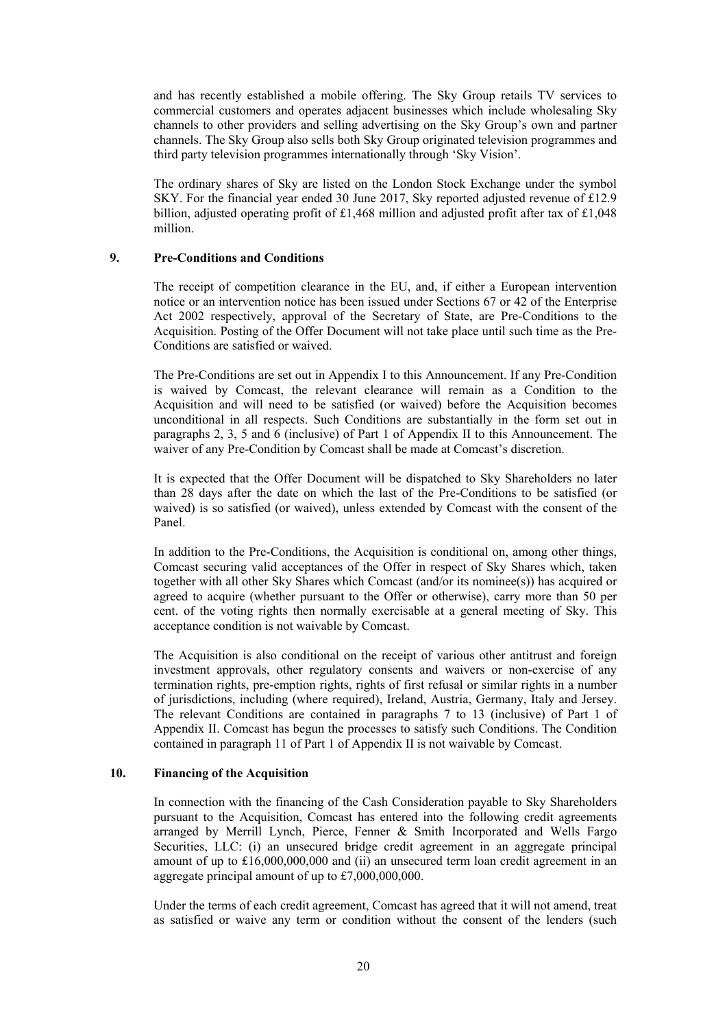and has recently established a mobile offering. The Sky Group retails TV services to commercial customers and operates adjacent businesses which include wholesaling Sky channels to other providers and selling advertising on the Sky Group's own and partner channels. The Sky Group also sells both Sky Group originated television programmes and third party television programmes internationally through 'Sky Vision'.

The ordinary shares of Sky are listed on the London Stock Exchange under the symbol SKY. For the financial year ended 30 June 2017, Sky reported adjusted revenue of £12.9 billion, adjusted operating profit of £1,468 million and adjusted profit after tax of £1,048 million.

## 9. Pre-Conditions and Conditions

The receipt of competition clearance in the EU, and, if either a European intervention notice or an intervention notice has been issued under Sections 67 or 42 of the Enterprise Act 2002 respectively, approval of the Secretary of State, are Pre-Conditions to the Acquisition. Posting of the Offer Document will not take place until such time as the Pre-Conditions are satisfied or waived.

The Pre-Conditions are set out in Appendix I to this Announcement. If any Pre-Condition is waived by Comcast, the relevant clearance will remain as a Condition to the Acquisition and will need to be satisfied (or waived) before the Acquisition becomes unconditional in all respects. Such Conditions are substantially in the form set out in paragraphs 2, 3, 5 and 6 (inclusive) of Part 1 of Appendix II to this Announcement. The waiver of any Pre-Condition by Comcast shall be made at Comcast's discretion.

It is expected that the Offer Document will be dispatched to Sky Shareholders no later than 28 days after the date on which the last of the Pre-Conditions to be satisfied (or waived) is so satisfied (or waived), unless extended by Comcast with the consent of the Panel.

In addition to the Pre-Conditions, the Acquisition is conditional on, among other things, Comcast securing valid acceptances of the Offer in respect of Sky Shares which, taken together with all other Sky Shares which Comcast (and/or its nominee(s)) has acquired or agreed to acquire (whether pursuant to the Offer or otherwise), carry more than 50 per cent. of the voting rights then normally exercisable at a general meeting of Sky. This acceptance condition is not waivable by Comcast.

The Acquisition is also conditional on the receipt of various other antitrust and foreign investment approvals, other regulatory consents and waivers or non-exercise of any termination rights, pre-emption rights, rights of first refusal or similar rights in a number of jurisdictions, including (where required), Ireland, Austria, Germany, Italy and Jersey. The relevant Conditions are contained in paragraphs 7 to 13 (inclusive) of Part 1 of Appendix II. Comcast has begun the processes to satisfy such Conditions. The Condition contained in paragraph 11 of Part 1 of Appendix II is not waivable by Comcast.

## 10. Financing of the Acquisition

In connection with the financing of the Cash Consideration payable to Sky Shareholders pursuant to the Acquisition, Comcast has entered into the following credit agreements arranged by Merrill Lynch, Pierce, Fenner & Smith Incorporated and Wells Fargo Securities, LLC: (i) an unsecured bridge credit agreement in an aggregate principal amount of up to £16,000,000,000 and (ii) an unsecured term loan credit agreement in an aggregate principal amount of up to £7,000,000,000.

Under the terms of each credit agreement, Comcast has agreed that it will not amend, treat as satisfied or waive any term or condition without the consent of the lenders (such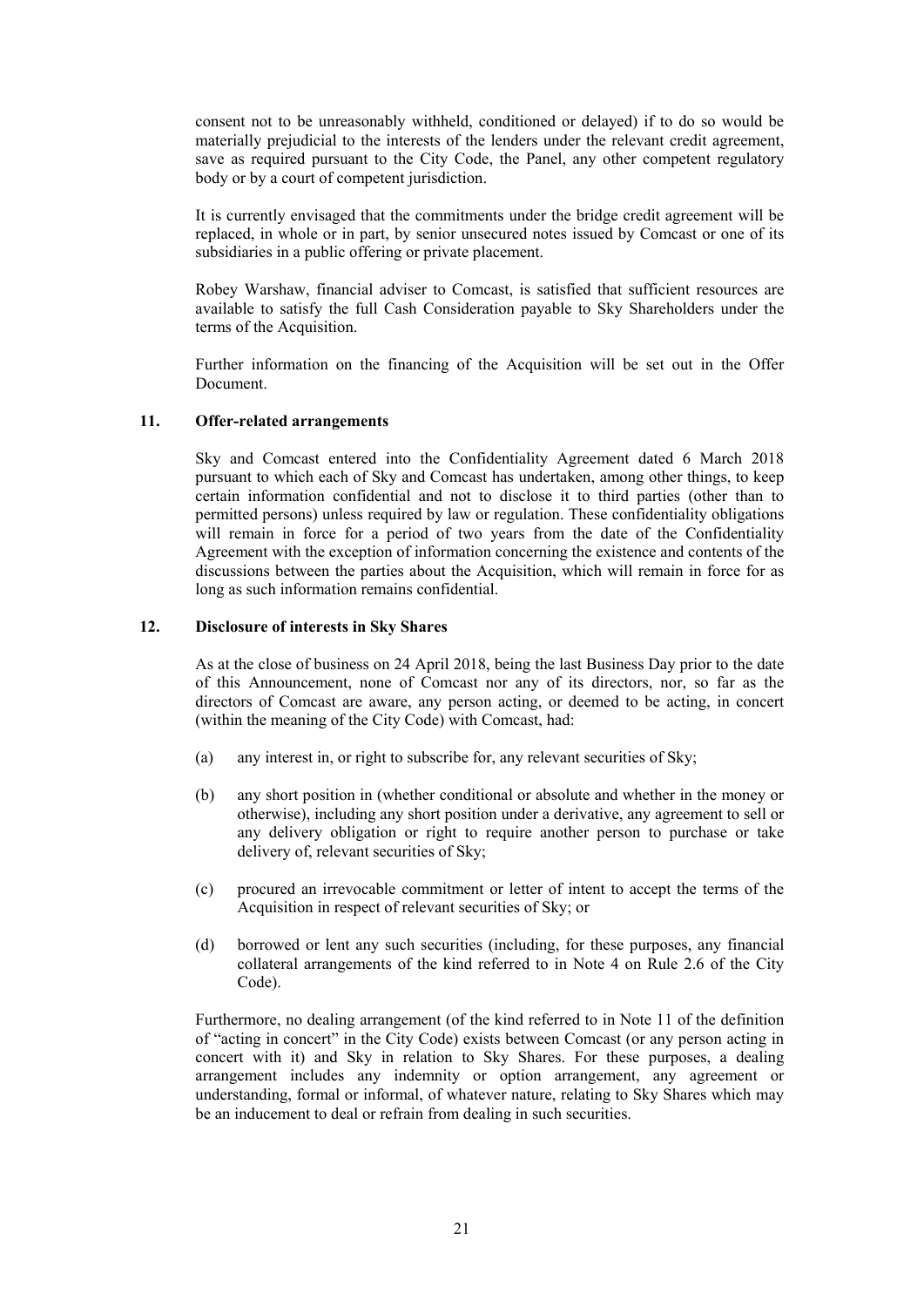consent not to be unreasonably withheld, conditioned or delayed) if to do so would be materially prejudicial to the interests of the lenders under the relevant credit agreement, save as required pursuant to the City Code, the Panel, any other competent regulatory body or by a court of competent jurisdiction.

It is currently envisaged that the commitments under the bridge credit agreement will be replaced, in whole or in part, by senior unsecured notes issued by Comcast or one of its subsidiaries in a public offering or private placement.

Robey Warshaw, financial adviser to Comcast, is satisfied that sufficient resources are available to satisfy the full Cash Consideration payable to Sky Shareholders under the terms of the Acquisition.

Further information on the financing of the Acquisition will be set out in the Offer Document.

## 11. Offer-related arrangements

Sky and Comcast entered into the Confidentiality Agreement dated 6 March 2018 pursuant to which each of Sky and Comcast has undertaken, among other things, to keep certain information confidential and not to disclose it to third parties (other than to permitted persons) unless required by law or regulation. These confidentiality obligations will remain in force for a period of two years from the date of the Confidentiality Agreement with the exception of information concerning the existence and contents of the discussions between the parties about the Acquisition, which will remain in force for as long as such information remains confidential.

## 12. Disclosure of interests in Sky Shares

As at the close of business on 24 April 2018, being the last Business Day prior to the date of this Announcement, none of Comcast nor any of its directors, nor, so far as the directors of Comcast are aware, any person acting, or deemed to be acting, in concert (within the meaning of the City Code) with Comcast, had:

(a) any interest in, or right to subscribe for, any relevant securities of Sky;

(b) any short position in (whether conditional or absolute and whether in the money or otherwise), including any short position under a derivative, any agreement to sell or any delivery obligation or right to require another person to purchase or take delivery of, relevant securities of Sky;

(c) procured an irrevocable commitment or letter of intent to accept the terms of the Acquisition in respect of relevant securities of Sky; or

(d) borrowed or lent any such securities (including, for these purposes, any financial collateral arrangements of the kind referred to in Note 4 on Rule 2.6 of the City Code).

Furthermore, no dealing arrangement (of the kind referred to in Note 11 of the definition of "acting in concert" in the City Code) exists between Comcast (or any person acting in concert with it) and Sky in relation to Sky Shares. For these purposes, a dealing arrangement includes any indemnity or option arrangement, any agreement or understanding, formal or informal, of whatever nature, relating to Sky Shares which may be an inducement to deal or refrain from dealing in such securities.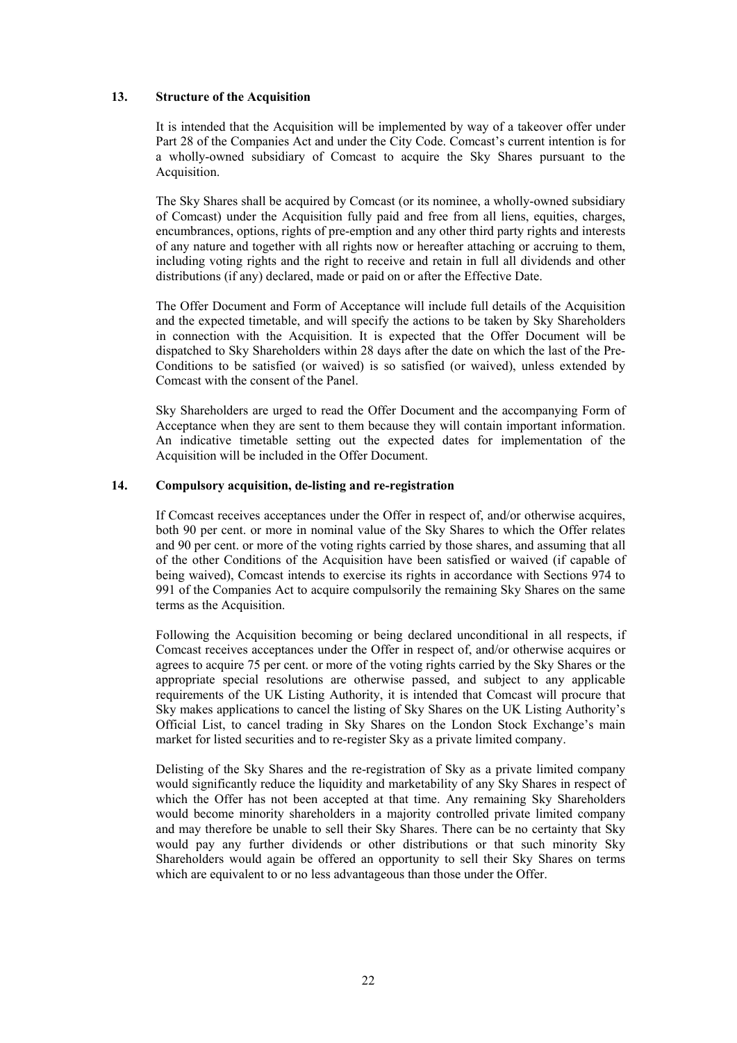## 13. Structure of the Acquisition

It is intended that the Acquisition will be implemented by way of a takeover offer under Part 28 of the Companies Act and under the City Code. Comcast's current intention is for a wholly-owned subsidiary of Comcast to acquire the Sky Shares pursuant to the Acquisition.

The Sky Shares shall be acquired by Comcast (or its nominee, a wholly-owned subsidiary of Comcast) under the Acquisition fully paid and free from all liens, equities, charges, encumbrances, options, rights of pre-emption and any other third party rights and interests of any nature and together with all rights now or hereafter attaching or accruing to them, including voting rights and the right to receive and retain in full all dividends and other distributions (if any) declared, made or paid on or after the Effective Date.

The Offer Document and Form of Acceptance will include full details of the Acquisition and the expected timetable, and will specify the actions to be taken by Sky Shareholders in connection with the Acquisition. It is expected that the Offer Document will be dispatched to Sky Shareholders within 28 days after the date on which the last of the Pre-Conditions to be satisfied (or waived) is so satisfied (or waived), unless extended by Comcast with the consent of the Panel.

Sky Shareholders are urged to read the Offer Document and the accompanying Form of Acceptance when they are sent to them because they will contain important information. An indicative timetable setting out the expected dates for implementation of the Acquisition will be included in the Offer Document.

## 14. Compulsory acquisition, de-listing and re-registration

If Comcast receives acceptances under the Offer in respect of, and/or otherwise acquires, both 90 per cent. or more in nominal value of the Sky Shares to which the Offer relates and 90 per cent. or more of the voting rights carried by those shares, and assuming that all of the other Conditions of the Acquisition have been satisfied or waived (if capable of being waived), Comcast intends to exercise its rights in accordance with Sections 974 to 991 of the Companies Act to acquire compulsorily the remaining Sky Shares on the same terms as the Acquisition.

Following the Acquisition becoming or being declared unconditional in all respects, if Comcast receives acceptances under the Offer in respect of, and/or otherwise acquires or agrees to acquire 75 per cent. or more of the voting rights carried by the Sky Shares or the appropriate special resolutions are otherwise passed, and subject to any applicable requirements of the UK Listing Authority, it is intended that Comcast will procure that Sky makes applications to cancel the listing of Sky Shares on the UK Listing Authority's Official List, to cancel trading in Sky Shares on the London Stock Exchange's main market for listed securities and to re-register Sky as a private limited company.

Delisting of the Sky Shares and the re-registration of Sky as a private limited company would significantly reduce the liquidity and marketability of any Sky Shares in respect of which the Offer has not been accepted at that time. Any remaining Sky Shareholders would become minority shareholders in a majority controlled private limited company and may therefore be unable to sell their Sky Shares. There can be no certainty that Sky would pay any further dividends or other distributions or that such minority Sky Shareholders would again be offered an opportunity to sell their Sky Shares on terms which are equivalent to or no less advantageous than those under the Offer.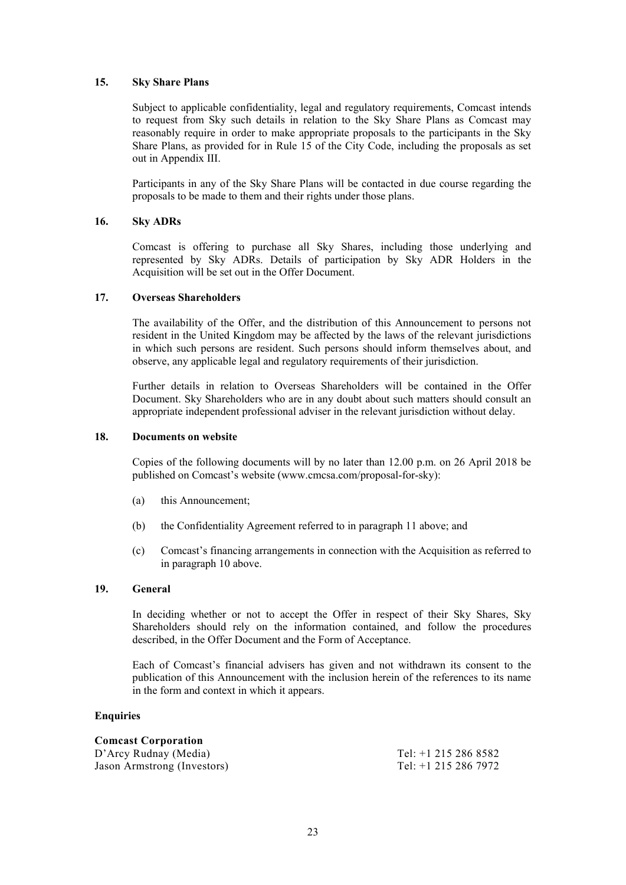## 15. Sky Share Plans

Subject to applicable confidentiality, legal and regulatory requirements, Comcast intends to request from Sky such details in relation to the Sky Share Plans as Comcast may reasonably require in order to make appropriate proposals to the participants in the Sky Share Plans, as provided for in Rule 15 of the City Code, including the proposals as set out in Appendix III.

Participants in any of the Sky Share Plans will be contacted in due course regarding the proposals to be made to them and their rights under those plans.

## 16. Sky ADRs

Comcast is offering to purchase all Sky Shares, including those underlying and represented by Sky ADRs. Details of participation by Sky ADR Holders in the Acquisition will be set out in the Offer Document.

## 17. Overseas Shareholders

The availability of the Offer, and the distribution of this Announcement to persons not resident in the United Kingdom may be affected by the laws of the relevant jurisdictions in which such persons are resident. Such persons should inform themselves about, and observe, any applicable legal and regulatory requirements of their jurisdiction.

Further details in relation to Overseas Shareholders will be contained in the Offer Document. Sky Shareholders who are in any doubt about such matters should consult an appropriate independent professional adviser in the relevant jurisdiction without delay.

## 18. Documents on website

Copies of the following documents will by no later than 12.00 p.m. on 26 April 2018 be published on Comcast's website (www.cmcsa.com/proposal-for-sky):

(a) this Announcement;

(b) the Confidentiality Agreement referred to in paragraph 11 above; and

(c) Comcast's financing arrangements in connection with the Acquisition as referred to in paragraph 10 above.

## 19. General

In deciding whether or not to accept the Offer in respect of their Sky Shares, Sky Shareholders should rely on the information contained, and follow the procedures described, in the Offer Document and the Form of Acceptance.

Each of Comcast's financial advisers has given and not withdrawn its consent to the publication of this Announcement with the inclusion herein of the references to its name in the form and context in which it appears.

**Enquiries**

**Comcast Corporation**

| | |
|---|---|
| D'Arcy Rudnay (Media) | Tel: +1 215 286 8582 |
| Jason Armstrong (Investors) | Tel: +1 215 286 7972 |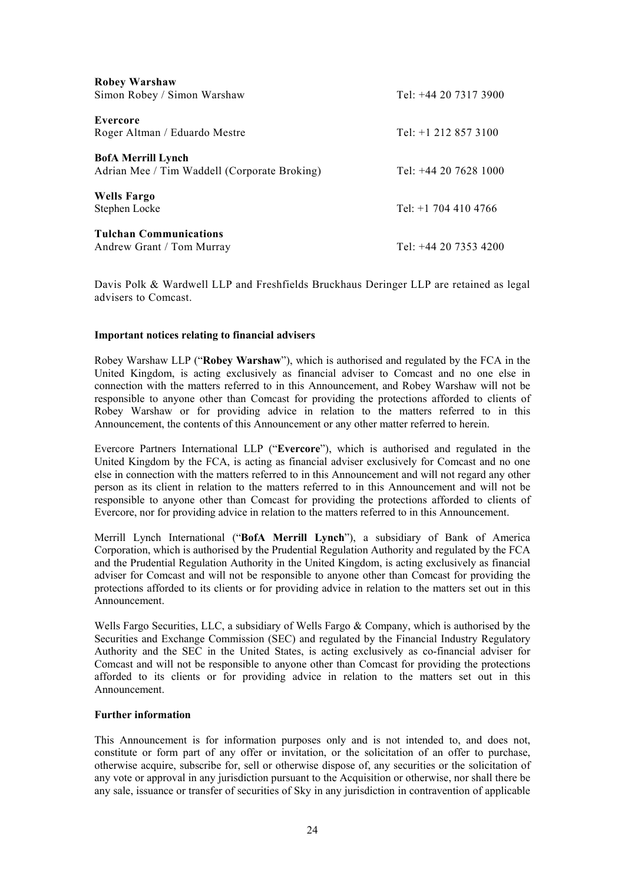**Robey Warshaw**
Simon Robey / Simon Warshaw Tel: +44 20 7317 3900

**Evercore**
Roger Altman / Eduardo Mestre Tel: +1 212 857 3100

**BofA Merrill Lynch**
Adrian Mee / Tim Waddell (Corporate Broking) Tel: +44 20 7628 1000

**Wells Fargo**
Stephen Locke Tel: +1 704 410 4766

**Tulchan Communications**
Andrew Grant / Tom Murray Tel: +44 20 7353 4200

Davis Polk & Wardwell LLP and Freshfields Bruckhaus Deringer LLP are retained as legal advisers to Comcast.

**Important notices relating to financial advisers**

Robey Warshaw LLP ("**Robey Warshaw**"), which is authorised and regulated by the FCA in the United Kingdom, is acting exclusively as financial adviser to Comcast and no one else in connection with the matters referred to in this Announcement, and Robey Warshaw will not be responsible to anyone other than Comcast for providing the protections afforded to clients of Robey Warshaw or for providing advice in relation to the matters referred to in this Announcement, the contents of this Announcement or any other matter referred to herein.

Evercore Partners International LLP ("**Evercore**"), which is authorised and regulated in the United Kingdom by the FCA, is acting as financial adviser exclusively for Comcast and no one else in connection with the matters referred to in this Announcement and will not regard any other person as its client in relation to the matters referred to in this Announcement and will not be responsible to anyone other than Comcast for providing the protections afforded to clients of Evercore, nor for providing advice in relation to the matters referred to in this Announcement.

Merrill Lynch International ("**BofA Merrill Lynch**"), a subsidiary of Bank of America Corporation, which is authorised by the Prudential Regulation Authority and regulated by the FCA and the Prudential Regulation Authority in the United Kingdom, is acting exclusively as financial adviser for Comcast and will not be responsible to anyone other than Comcast for providing the protections afforded to its clients or for providing advice in relation to the matters set out in this Announcement.

Wells Fargo Securities, LLC, a subsidiary of Wells Fargo & Company, which is authorised by the Securities and Exchange Commission (SEC) and regulated by the Financial Industry Regulatory Authority and the SEC in the United States, is acting exclusively as co-financial adviser for Comcast and will not be responsible to anyone other than Comcast for providing the protections afforded to its clients or for providing advice in relation to the matters set out in this Announcement.

**Further information**

This Announcement is for information purposes only and is not intended to, and does not, constitute or form part of any offer or invitation, or the solicitation of an offer to purchase, otherwise acquire, subscribe for, sell or otherwise dispose of, any securities or the solicitation of any vote or approval in any jurisdiction pursuant to the Acquisition or otherwise, nor shall there be any sale, issuance or transfer of securities of Sky in any jurisdiction in contravention of applicable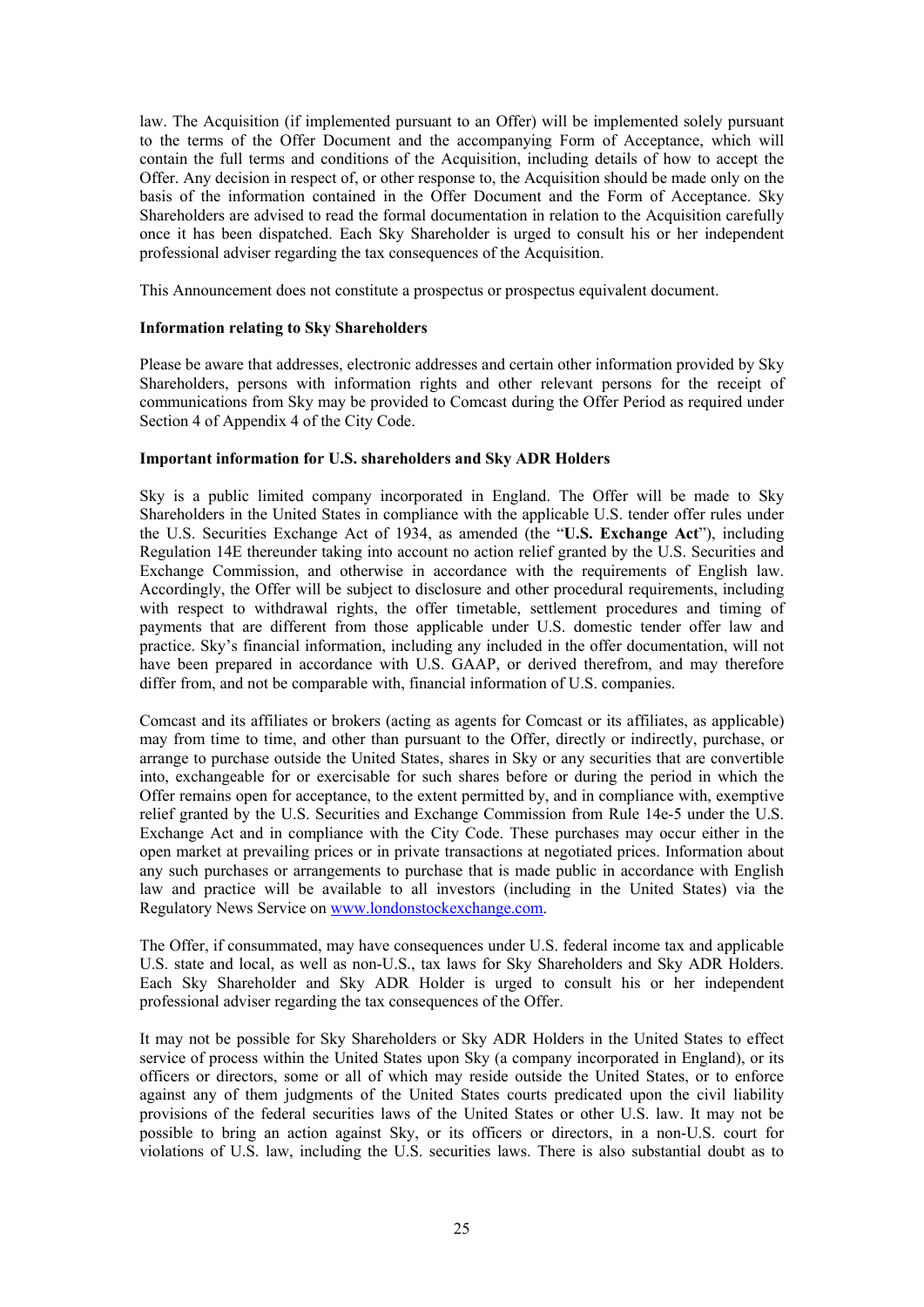law. The Acquisition (if implemented pursuant to an Offer) will be implemented solely pursuant to the terms of the Offer Document and the accompanying Form of Acceptance, which will contain the full terms and conditions of the Acquisition, including details of how to accept the Offer. Any decision in respect of, or other response to, the Acquisition should be made only on the basis of the information contained in the Offer Document and the Form of Acceptance. Sky Shareholders are advised to read the formal documentation in relation to the Acquisition carefully once it has been dispatched. Each Sky Shareholder is urged to consult his or her independent professional adviser regarding the tax consequences of the Acquisition.

This Announcement does not constitute a prospectus or prospectus equivalent document.

**Information relating to Sky Shareholders**

Please be aware that addresses, electronic addresses and certain other information provided by Sky Shareholders, persons with information rights and other relevant persons for the receipt of communications from Sky may be provided to Comcast during the Offer Period as required under Section 4 of Appendix 4 of the City Code.

**Important information for U.S. shareholders and Sky ADR Holders**

Sky is a public limited company incorporated in England. The Offer will be made to Sky Shareholders in the United States in compliance with the applicable U.S. tender offer rules under the U.S. Securities Exchange Act of 1934, as amended (the "**U.S. Exchange Act**"), including Regulation 14E thereunder taking into account no action relief granted by the U.S. Securities and Exchange Commission, and otherwise in accordance with the requirements of English law. Accordingly, the Offer will be subject to disclosure and other procedural requirements, including with respect to withdrawal rights, the offer timetable, settlement procedures and timing of payments that are different from those applicable under U.S. domestic tender offer law and practice. Sky's financial information, including any included in the offer documentation, will not have been prepared in accordance with U.S. GAAP, or derived therefrom, and may therefore differ from, and not be comparable with, financial information of U.S. companies.

Comcast and its affiliates or brokers (acting as agents for Comcast or its affiliates, as applicable) may from time to time, and other than pursuant to the Offer, directly or indirectly, purchase, or arrange to purchase outside the United States, shares in Sky or any securities that are convertible into, exchangeable for or exercisable for such shares before or during the period in which the Offer remains open for acceptance, to the extent permitted by, and in compliance with, exemptive relief granted by the U.S. Securities and Exchange Commission from Rule 14e-5 under the U.S. Exchange Act and in compliance with the City Code. These purchases may occur either in the open market at prevailing prices or in private transactions at negotiated prices. Information about any such purchases or arrangements to purchase that is made public in accordance with English law and practice will be available to all investors (including in the United States) via the Regulatory News Service on [www.londonstockexchange.com](www.londonstockexchange.com).

The Offer, if consummated, may have consequences under U.S. federal income tax and applicable U.S. state and local, as well as non-U.S., tax laws for Sky Shareholders and Sky ADR Holders. Each Sky Shareholder and Sky ADR Holder is urged to consult his or her independent professional adviser regarding the tax consequences of the Offer.

It may not be possible for Sky Shareholders or Sky ADR Holders in the United States to effect service of process within the United States upon Sky (a company incorporated in England), or its officers or directors, some or all of which may reside outside the United States, or to enforce against any of them judgments of the United States courts predicated upon the civil liability provisions of the federal securities laws of the United States or other U.S. law. It may not be possible to bring an action against Sky, or its officers or directors, in a non-U.S. court for violations of U.S. law, including the U.S. securities laws. There is also substantial doubt as to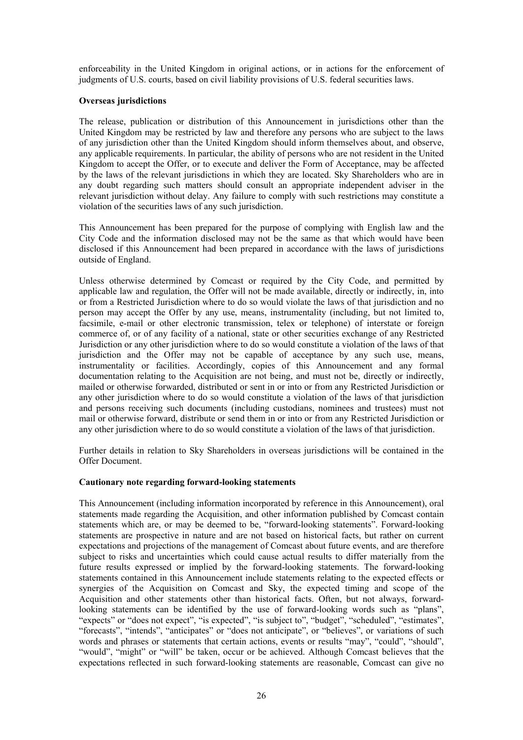enforceability in the United Kingdom in original actions, or in actions for the enforcement of judgments of U.S. courts, based on civil liability provisions of U.S. federal securities laws.

**Overseas jurisdictions**

The release, publication or distribution of this Announcement in jurisdictions other than the United Kingdom may be restricted by law and therefore any persons who are subject to the laws of any jurisdiction other than the United Kingdom should inform themselves about, and observe, any applicable requirements. In particular, the ability of persons who are not resident in the United Kingdom to accept the Offer, or to execute and deliver the Form of Acceptance, may be affected by the laws of the relevant jurisdictions in which they are located. Sky Shareholders who are in any doubt regarding such matters should consult an appropriate independent adviser in the relevant jurisdiction without delay. Any failure to comply with such restrictions may constitute a violation of the securities laws of any such jurisdiction.

This Announcement has been prepared for the purpose of complying with English law and the City Code and the information disclosed may not be the same as that which would have been disclosed if this Announcement had been prepared in accordance with the laws of jurisdictions outside of England.

Unless otherwise determined by Comcast or required by the City Code, and permitted by applicable law and regulation, the Offer will not be made available, directly or indirectly, in, into or from a Restricted Jurisdiction where to do so would violate the laws of that jurisdiction and no person may accept the Offer by any use, means, instrumentality (including, but not limited to, facsimile, e-mail or other electronic transmission, telex or telephone) of interstate or foreign commerce of, or of any facility of a national, state or other securities exchange of any Restricted Jurisdiction or any other jurisdiction where to do so would constitute a violation of the laws of that jurisdiction and the Offer may not be capable of acceptance by any such use, means, instrumentality or facilities. Accordingly, copies of this Announcement and any formal documentation relating to the Acquisition are not being, and must not be, directly or indirectly, mailed or otherwise forwarded, distributed or sent in or into or from any Restricted Jurisdiction or any other jurisdiction where to do so would constitute a violation of the laws of that jurisdiction and persons receiving such documents (including custodians, nominees and trustees) must not mail or otherwise forward, distribute or send them in or into or from any Restricted Jurisdiction or any other jurisdiction where to do so would constitute a violation of the laws of that jurisdiction.

Further details in relation to Sky Shareholders in overseas jurisdictions will be contained in the Offer Document.

**Cautionary note regarding forward-looking statements**

This Announcement (including information incorporated by reference in this Announcement), oral statements made regarding the Acquisition, and other information published by Comcast contain statements which are, or may be deemed to be, "forward-looking statements". Forward-looking statements are prospective in nature and are not based on historical facts, but rather on current expectations and projections of the management of Comcast about future events, and are therefore subject to risks and uncertainties which could cause actual results to differ materially from the future results expressed or implied by the forward-looking statements. The forward-looking statements contained in this Announcement include statements relating to the expected effects or synergies of the Acquisition on Comcast and Sky, the expected timing and scope of the Acquisition and other statements other than historical facts. Often, but not always, forward-looking statements can be identified by the use of forward-looking words such as "plans", "expects" or "does not expect", "is expected", "is subject to", "budget", "scheduled", "estimates", "forecasts", "intends", "anticipates" or "does not anticipate", or "believes", or variations of such words and phrases or statements that certain actions, events or results "may", "could", "should", "would", "might" or "will" be taken, occur or be achieved. Although Comcast believes that the expectations reflected in such forward-looking statements are reasonable, Comcast can give no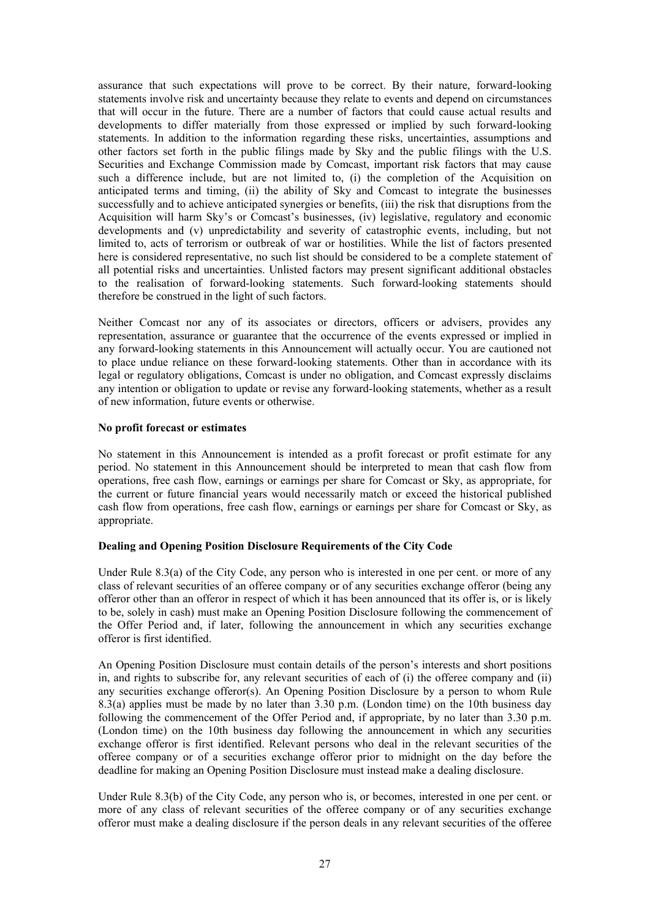assurance that such expectations will prove to be correct. By their nature, forward-looking statements involve risk and uncertainty because they relate to events and depend on circumstances that will occur in the future. There are a number of factors that could cause actual results and developments to differ materially from those expressed or implied by such forward-looking statements. In addition to the information regarding these risks, uncertainties, assumptions and other factors set forth in the public filings made by Sky and the public filings with the U.S. Securities and Exchange Commission made by Comcast, important risk factors that may cause such a difference include, but are not limited to, (i) the completion of the Acquisition on anticipated terms and timing, (ii) the ability of Sky and Comcast to integrate the businesses successfully and to achieve anticipated synergies or benefits, (iii) the risk that disruptions from the Acquisition will harm Sky's or Comcast's businesses, (iv) legislative, regulatory and economic developments and (v) unpredictability and severity of catastrophic events, including, but not limited to, acts of terrorism or outbreak of war or hostilities. While the list of factors presented here is considered representative, no such list should be considered to be a complete statement of all potential risks and uncertainties. Unlisted factors may present significant additional obstacles to the realisation of forward-looking statements. Such forward-looking statements should therefore be construed in the light of such factors.

Neither Comcast nor any of its associates or directors, officers or advisers, provides any representation, assurance or guarantee that the occurrence of the events expressed or implied in any forward-looking statements in this Announcement will actually occur. You are cautioned not to place undue reliance on these forward-looking statements. Other than in accordance with its legal or regulatory obligations, Comcast is under no obligation, and Comcast expressly disclaims any intention or obligation to update or revise any forward-looking statements, whether as a result of new information, future events or otherwise.

**No profit forecast or estimates**

No statement in this Announcement is intended as a profit forecast or profit estimate for any period. No statement in this Announcement should be interpreted to mean that cash flow from operations, free cash flow, earnings or earnings per share for Comcast or Sky, as appropriate, for the current or future financial years would necessarily match or exceed the historical published cash flow from operations, free cash flow, earnings or earnings per share for Comcast or Sky, as appropriate.

**Dealing and Opening Position Disclosure Requirements of the City Code**

Under Rule 8.3(a) of the City Code, any person who is interested in one per cent. or more of any class of relevant securities of an offeree company or of any securities exchange offeror (being any offeror other than an offeror in respect of which it has been announced that its offer is, or is likely to be, solely in cash) must make an Opening Position Disclosure following the commencement of the Offer Period and, if later, following the announcement in which any securities exchange offeror is first identified.

An Opening Position Disclosure must contain details of the person's interests and short positions in, and rights to subscribe for, any relevant securities of each of (i) the offeree company and (ii) any securities exchange offeror(s). An Opening Position Disclosure by a person to whom Rule 8.3(a) applies must be made by no later than 3.30 p.m. (London time) on the 10th business day following the commencement of the Offer Period and, if appropriate, by no later than 3.30 p.m. (London time) on the 10th business day following the announcement in which any securities exchange offeror is first identified. Relevant persons who deal in the relevant securities of the offeree company or of a securities exchange offeror prior to midnight on the day before the deadline for making an Opening Position Disclosure must instead make a dealing disclosure.

Under Rule 8.3(b) of the City Code, any person who is, or becomes, interested in one per cent. or more of any class of relevant securities of the offeree company or of any securities exchange offeror must make a dealing disclosure if the person deals in any relevant securities of the offeree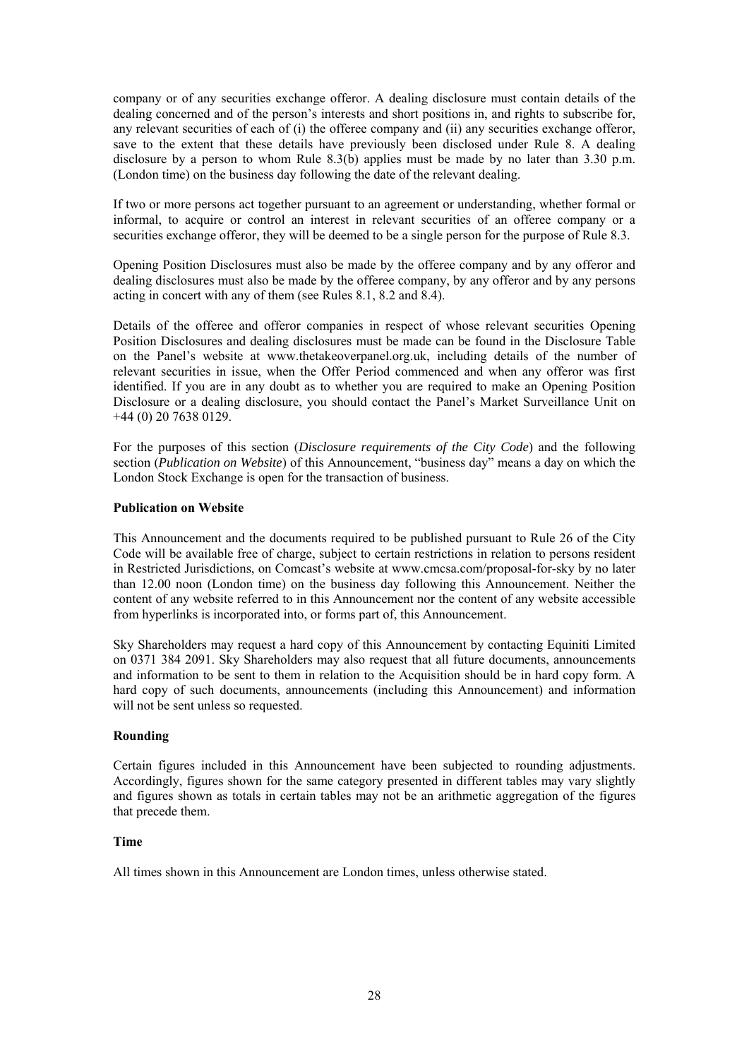company or of any securities exchange offeror. A dealing disclosure must contain details of the dealing concerned and of the person's interests and short positions in, and rights to subscribe for, any relevant securities of each of (i) the offeree company and (ii) any securities exchange offeror, save to the extent that these details have previously been disclosed under Rule 8. A dealing disclosure by a person to whom Rule 8.3(b) applies must be made by no later than 3.30 p.m. (London time) on the business day following the date of the relevant dealing.

If two or more persons act together pursuant to an agreement or understanding, whether formal or informal, to acquire or control an interest in relevant securities of an offeree company or a securities exchange offeror, they will be deemed to be a single person for the purpose of Rule 8.3.

Opening Position Disclosures must also be made by the offeree company and by any offeror and dealing disclosures must also be made by the offeree company, by any offeror and by any persons acting in concert with any of them (see Rules 8.1, 8.2 and 8.4).

Details of the offeree and offeror companies in respect of whose relevant securities Opening Position Disclosures and dealing disclosures must be made can be found in the Disclosure Table on the Panel's website at www.thetakeoverpanel.org.uk, including details of the number of relevant securities in issue, when the Offer Period commenced and when any offeror was first identified. If you are in any doubt as to whether you are required to make an Opening Position Disclosure or a dealing disclosure, you should contact the Panel's Market Surveillance Unit on +44 (0) 20 7638 0129.

For the purposes of this section (*Disclosure requirements of the City Code*) and the following section (*Publication on Website*) of this Announcement, "business day" means a day on which the London Stock Exchange is open for the transaction of business.

**Publication on Website**

This Announcement and the documents required to be published pursuant to Rule 26 of the City Code will be available free of charge, subject to certain restrictions in relation to persons resident in Restricted Jurisdictions, on Comcast's website at www.cmcsa.com/proposal-for-sky by no later than 12.00 noon (London time) on the business day following this Announcement. Neither the content of any website referred to in this Announcement nor the content of any website accessible from hyperlinks is incorporated into, or forms part of, this Announcement.

Sky Shareholders may request a hard copy of this Announcement by contacting Equiniti Limited on 0371 384 2091. Sky Shareholders may also request that all future documents, announcements and information to be sent to them in relation to the Acquisition should be in hard copy form. A hard copy of such documents, announcements (including this Announcement) and information will not be sent unless so requested.

**Rounding**

Certain figures included in this Announcement have been subjected to rounding adjustments. Accordingly, figures shown for the same category presented in different tables may vary slightly and figures shown as totals in certain tables may not be an arithmetic aggregation of the figures that precede them.

**Time**

All times shown in this Announcement are London times, unless otherwise stated.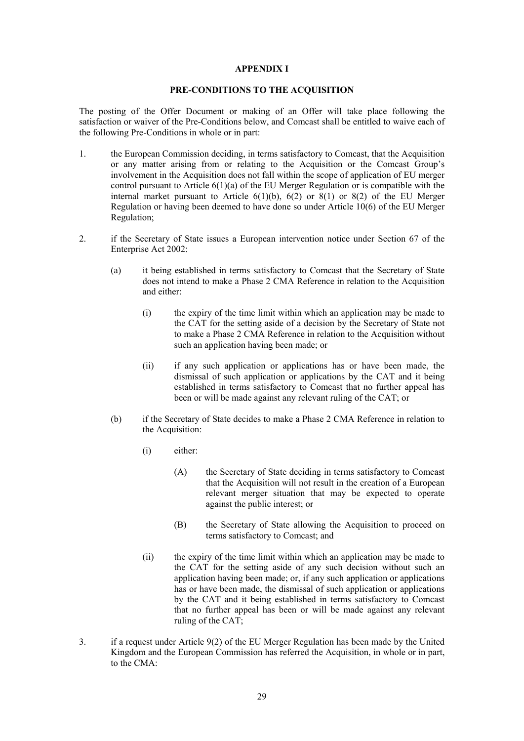**APPENDIX I**

**PRE-CONDITIONS TO THE ACQUISITION**

The posting of the Offer Document or making of an Offer will take place following the satisfaction or waiver of the Pre-Conditions below, and Comcast shall be entitled to waive each of the following Pre-Conditions in whole or in part:

1. the European Commission deciding, in terms satisfactory to Comcast, that the Acquisition or any matter arising from or relating to the Acquisition or the Comcast Group's involvement in the Acquisition does not fall within the scope of application of EU merger control pursuant to Article 6(1)(a) of the EU Merger Regulation or is compatible with the internal market pursuant to Article 6(1)(b), 6(2) or 8(1) or 8(2) of the EU Merger Regulation or having been deemed to have done so under Article 10(6) of the EU Merger Regulation;

2. if the Secretary of State issues a European intervention notice under Section 67 of the Enterprise Act 2002:

   (a) it being established in terms satisfactory to Comcast that the Secretary of State does not intend to make a Phase 2 CMA Reference in relation to the Acquisition and either:

      (i) the expiry of the time limit within which an application may be made to the CAT for the setting aside of a decision by the Secretary of State not to make a Phase 2 CMA Reference in relation to the Acquisition without such an application having been made; or

      (ii) if any such application or applications has or have been made, the dismissal of such application or applications by the CAT and it being established in terms satisfactory to Comcast that no further appeal has been or will be made against any relevant ruling of the CAT; or

   (b) if the Secretary of State decides to make a Phase 2 CMA Reference in relation to the Acquisition:

      (i) either:

         (A) the Secretary of State deciding in terms satisfactory to Comcast that the Acquisition will not result in the creation of a European relevant merger situation that may be expected to operate against the public interest; or

         (B) the Secretary of State allowing the Acquisition to proceed on terms satisfactory to Comcast; and

      (ii) the expiry of the time limit within which an application may be made to the CAT for the setting aside of any such decision without such an application having been made; or, if any such application or applications has or have been made, the dismissal of such application or applications by the CAT and it being established in terms satisfactory to Comcast that no further appeal has been or will be made against any relevant ruling of the CAT;

3. if a request under Article 9(2) of the EU Merger Regulation has been made by the United Kingdom and the European Commission has referred the Acquisition, in whole or in part, to the CMA: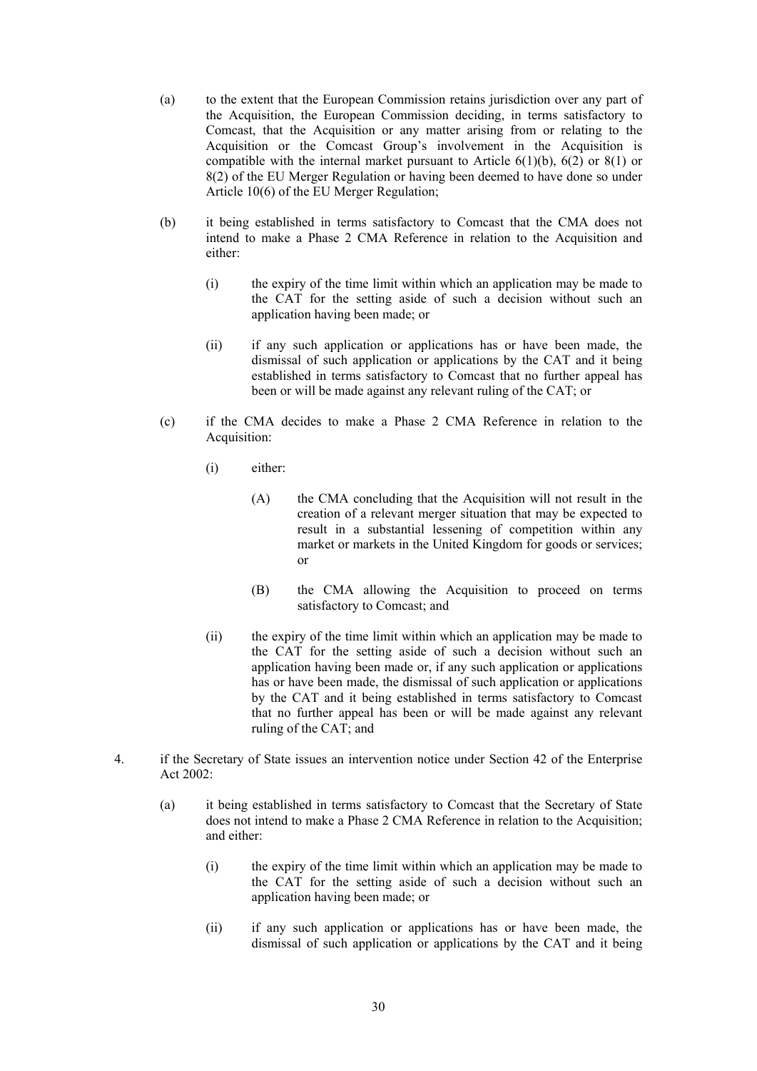(a) to the extent that the European Commission retains jurisdiction over any part of the Acquisition, the European Commission deciding, in terms satisfactory to Comcast, that the Acquisition or any matter arising from or relating to the Acquisition or the Comcast Group's involvement in the Acquisition is compatible with the internal market pursuant to Article 6(1)(b), 6(2) or 8(1) or 8(2) of the EU Merger Regulation or having been deemed to have done so under Article 10(6) of the EU Merger Regulation;

(b) it being established in terms satisfactory to Comcast that the CMA does not intend to make a Phase 2 CMA Reference in relation to the Acquisition and either:

   (i) the expiry of the time limit within which an application may be made to the CAT for the setting aside of such a decision without such an application having been made; or

   (ii) if any such application or applications has or have been made, the dismissal of such application or applications by the CAT and it being established in terms satisfactory to Comcast that no further appeal has been or will be made against any relevant ruling of the CAT; or

(c) if the CMA decides to make a Phase 2 CMA Reference in relation to the Acquisition:

   (i) either:

      (A) the CMA concluding that the Acquisition will not result in the creation of a relevant merger situation that may be expected to result in a substantial lessening of competition within any market or markets in the United Kingdom for goods or services; or

      (B) the CMA allowing the Acquisition to proceed on terms satisfactory to Comcast; and

   (ii) the expiry of the time limit within which an application may be made to the CAT for the setting aside of such a decision without such an application having been made or, if any such application or applications has or have been made, the dismissal of such application or applications by the CAT and it being established in terms satisfactory to Comcast that no further appeal has been or will be made against any relevant ruling of the CAT; and

4. if the Secretary of State issues an intervention notice under Section 42 of the Enterprise Act 2002:

   (a) it being established in terms satisfactory to Comcast that the Secretary of State does not intend to make a Phase 2 CMA Reference in relation to the Acquisition; and either:

      (i) the expiry of the time limit within which an application may be made to the CAT for the setting aside of such a decision without such an application having been made; or

      (ii) if any such application or applications has or have been made, the dismissal of such application or applications by the CAT and it being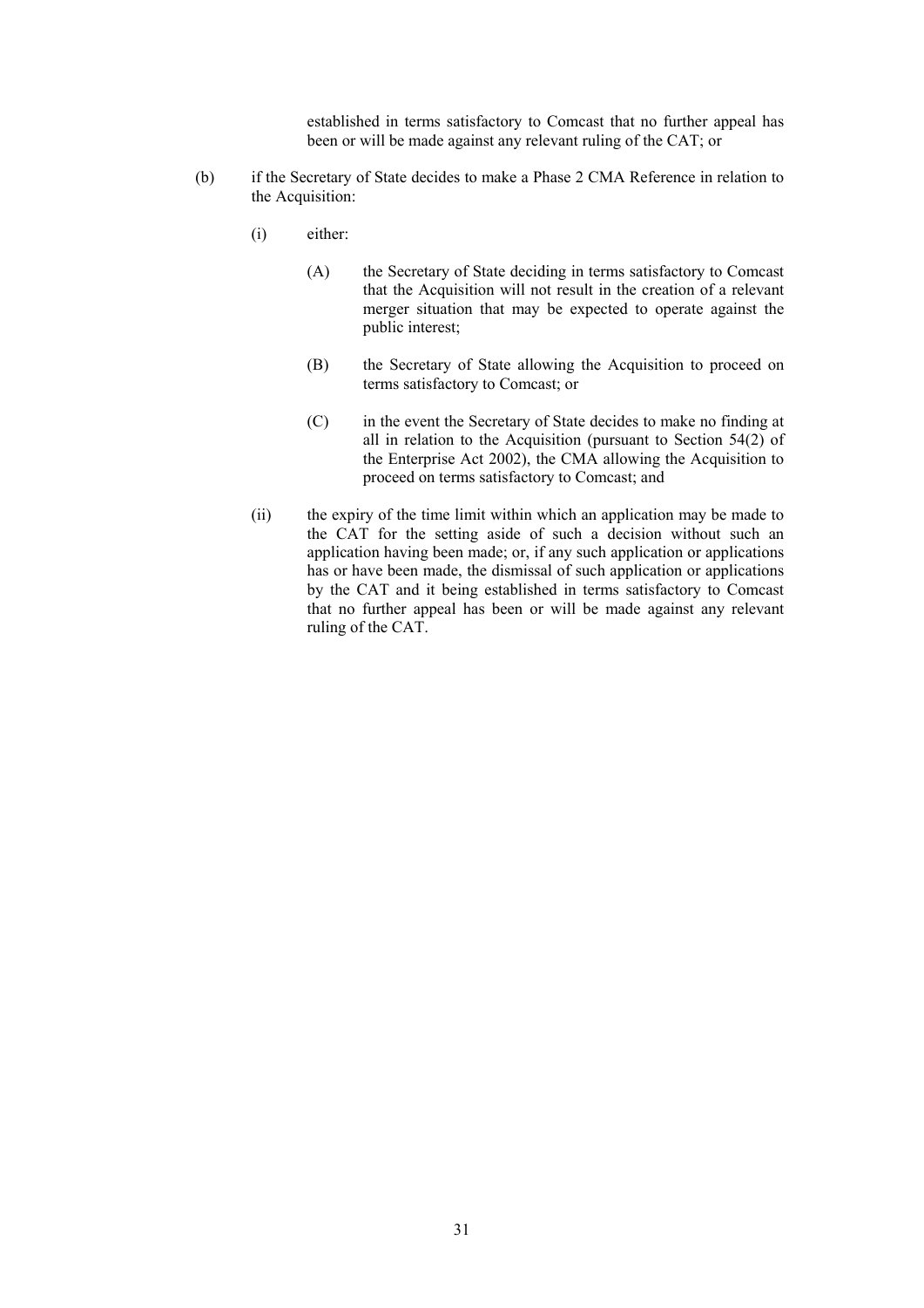established in terms satisfactory to Comcast that no further appeal has been or will be made against any relevant ruling of the CAT; or

(b) if the Secretary of State decides to make a Phase 2 CMA Reference in relation to the Acquisition:

   (i) either:

      (A) the Secretary of State deciding in terms satisfactory to Comcast that the Acquisition will not result in the creation of a relevant merger situation that may be expected to operate against the public interest;

      (B) the Secretary of State allowing the Acquisition to proceed on terms satisfactory to Comcast; or

      (C) in the event the Secretary of State decides to make no finding at all in relation to the Acquisition (pursuant to Section 54(2) of the Enterprise Act 2002), the CMA allowing the Acquisition to proceed on terms satisfactory to Comcast; and

   (ii) the expiry of the time limit within which an application may be made to the CAT for the setting aside of such a decision without such an application having been made; or, if any such application or applications has or have been made, the dismissal of such application or applications by the CAT and it being established in terms satisfactory to Comcast that no further appeal has been or will be made against any relevant ruling of the CAT.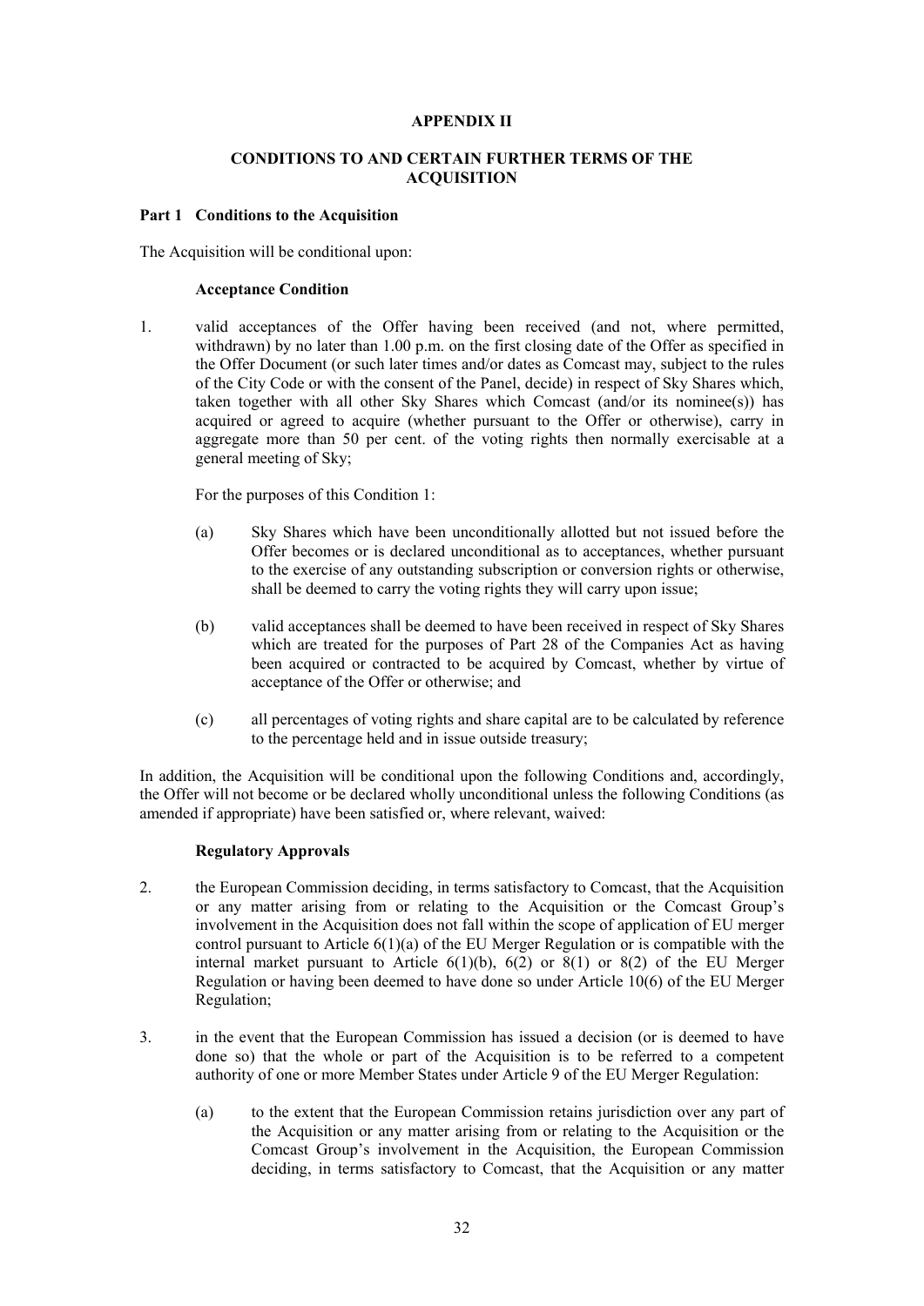**APPENDIX II**

**CONDITIONS TO AND CERTAIN FURTHER TERMS OF THE ACQUISITION**

**Part 1 Conditions to the Acquisition**

The Acquisition will be conditional upon:

**Acceptance Condition**

1. valid acceptances of the Offer having been received (and not, where permitted, withdrawn) by no later than 1.00 p.m. on the first closing date of the Offer as specified in the Offer Document (or such later times and/or dates as Comcast may, subject to the rules of the City Code or with the consent of the Panel, decide) in respect of Sky Shares which, taken together with all other Sky Shares which Comcast (and/or its nominee(s)) has acquired or agreed to acquire (whether pursuant to the Offer or otherwise), carry in aggregate more than 50 per cent. of the voting rights then normally exercisable at a general meeting of Sky;

   For the purposes of this Condition 1:

   (a) Sky Shares which have been unconditionally allotted but not issued before the Offer becomes or is declared unconditional as to acceptances, whether pursuant to the exercise of any outstanding subscription or conversion rights or otherwise, shall be deemed to carry the voting rights they will carry upon issue;

   (b) valid acceptances shall be deemed to have been received in respect of Sky Shares which are treated for the purposes of Part 28 of the Companies Act as having been acquired or contracted to be acquired by Comcast, whether by virtue of acceptance of the Offer or otherwise; and

   (c) all percentages of voting rights and share capital are to be calculated by reference to the percentage held and in issue outside treasury;

In addition, the Acquisition will be conditional upon the following Conditions and, accordingly, the Offer will not become or be declared wholly unconditional unless the following Conditions (as amended if appropriate) have been satisfied or, where relevant, waived:

**Regulatory Approvals**

2. the European Commission deciding, in terms satisfactory to Comcast, that the Acquisition or any matter arising from or relating to the Acquisition or the Comcast Group's involvement in the Acquisition does not fall within the scope of application of EU merger control pursuant to Article 6(1)(a) of the EU Merger Regulation or is compatible with the internal market pursuant to Article 6(1)(b), 6(2) or 8(1) or 8(2) of the EU Merger Regulation or having been deemed to have done so under Article 10(6) of the EU Merger Regulation;

3. in the event that the European Commission has issued a decision (or is deemed to have done so) that the whole or part of the Acquisition is to be referred to a competent authority of one or more Member States under Article 9 of the EU Merger Regulation:

   (a) to the extent that the European Commission retains jurisdiction over any part of the Acquisition or any matter arising from or relating to the Acquisition or the Comcast Group's involvement in the Acquisition, the European Commission deciding, in terms satisfactory to Comcast, that the Acquisition or any matter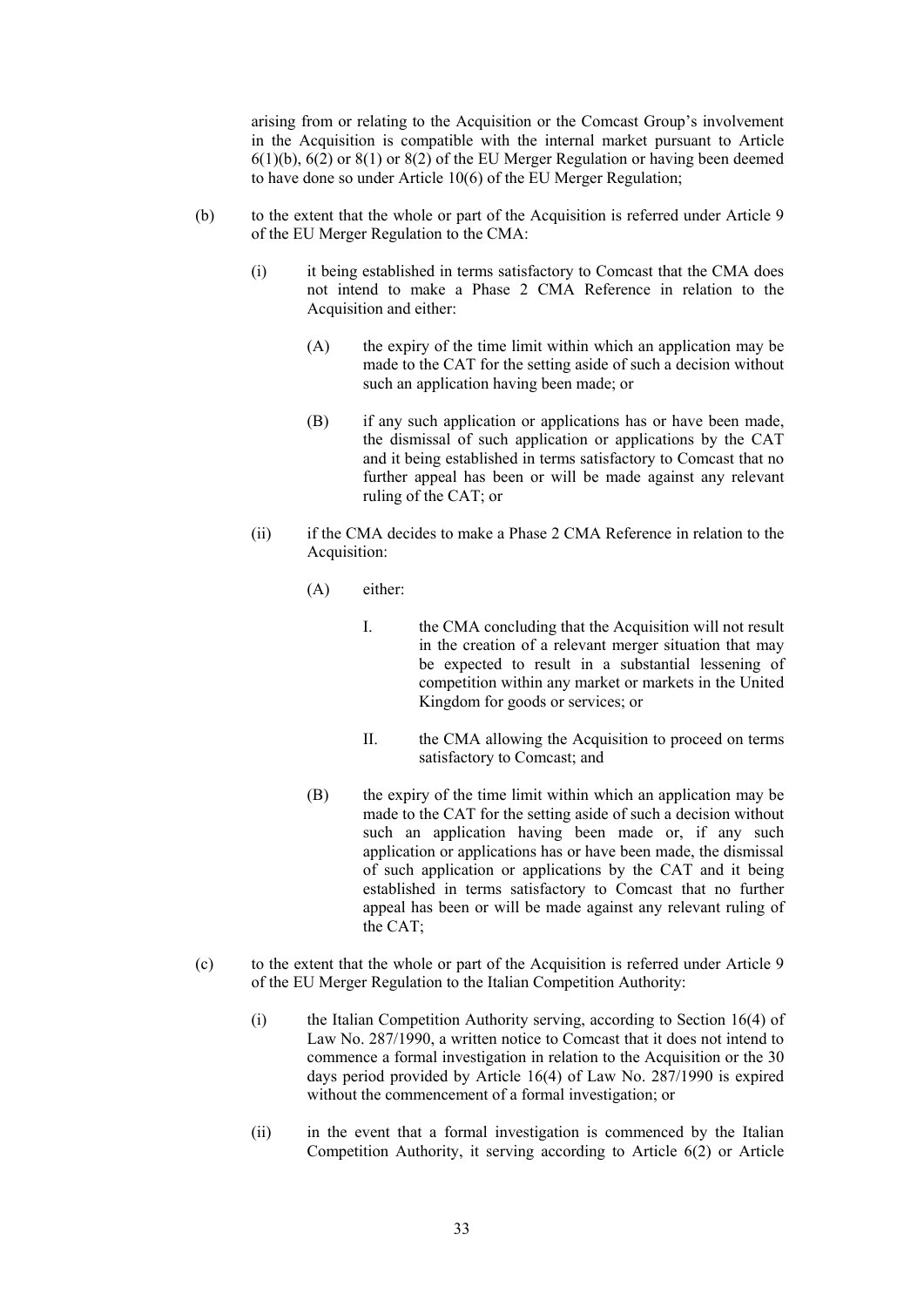arising from or relating to the Acquisition or the Comcast Group's involvement in the Acquisition is compatible with the internal market pursuant to Article 6(1)(b), 6(2) or 8(1) or 8(2) of the EU Merger Regulation or having been deemed to have done so under Article 10(6) of the EU Merger Regulation;

(b) to the extent that the whole or part of the Acquisition is referred under Article 9 of the EU Merger Regulation to the CMA:

(i) it being established in terms satisfactory to Comcast that the CMA does not intend to make a Phase 2 CMA Reference in relation to the Acquisition and either:

(A) the expiry of the time limit within which an application may be made to the CAT for the setting aside of such a decision without such an application having been made; or

(B) if any such application or applications has or have been made, the dismissal of such application or applications by the CAT and it being established in terms satisfactory to Comcast that no further appeal has been or will be made against any relevant ruling of the CAT; or

(ii) if the CMA decides to make a Phase 2 CMA Reference in relation to the Acquisition:

(A) either:

I. the CMA concluding that the Acquisition will not result in the creation of a relevant merger situation that may be expected to result in a substantial lessening of competition within any market or markets in the United Kingdom for goods or services; or

II. the CMA allowing the Acquisition to proceed on terms satisfactory to Comcast; and

(B) the expiry of the time limit within which an application may be made to the CAT for the setting aside of such a decision without such an application having been made or, if any such application or applications has or have been made, the dismissal of such application or applications by the CAT and it being established in terms satisfactory to Comcast that no further appeal has been or will be made against any relevant ruling of the CAT;

(c) to the extent that the whole or part of the Acquisition is referred under Article 9 of the EU Merger Regulation to the Italian Competition Authority:

(i) the Italian Competition Authority serving, according to Section 16(4) of Law No. 287/1990, a written notice to Comcast that it does not intend to commence a formal investigation in relation to the Acquisition or the 30 days period provided by Article 16(4) of Law No. 287/1990 is expired without the commencement of a formal investigation; or

(ii) in the event that a formal investigation is commenced by the Italian Competition Authority, it serving according to Article 6(2) or Article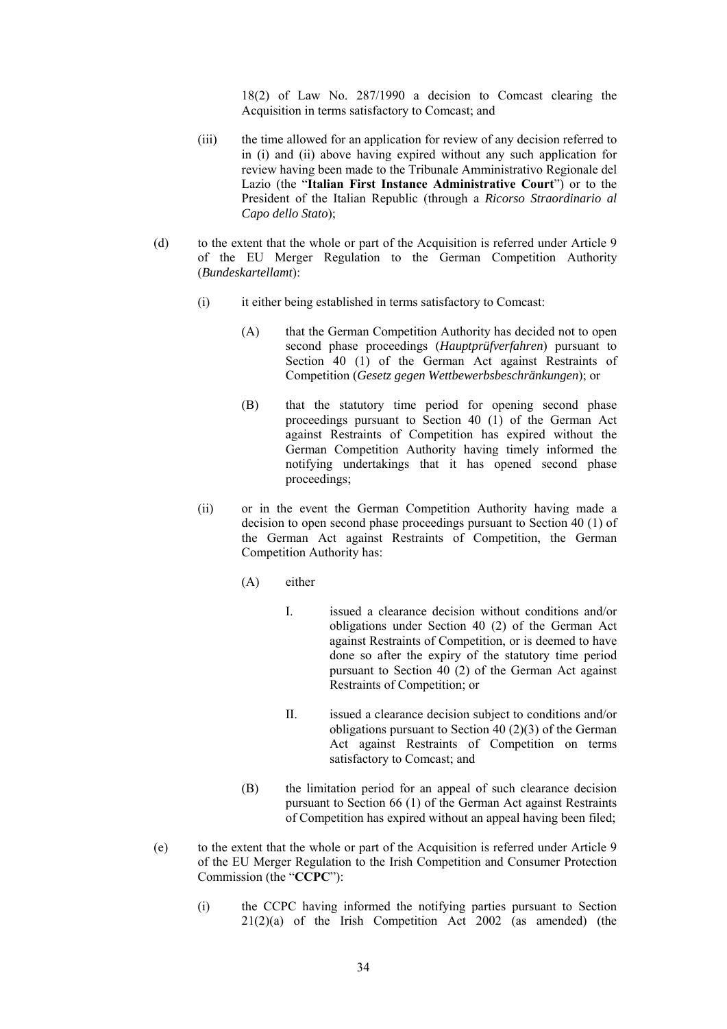18(2) of Law No. 287/1990 a decision to Comcast clearing the Acquisition in terms satisfactory to Comcast; and

(iii) the time allowed for an application for review of any decision referred to in (i) and (ii) above having expired without any such application for review having been made to the Tribunale Amministrativo Regionale del Lazio (the "**Italian First Instance Administrative Court**") or to the President of the Italian Republic (through a *Ricorso Straordinario al Capo dello Stato*);

(d) to the extent that the whole or part of the Acquisition is referred under Article 9 of the EU Merger Regulation to the German Competition Authority (*Bundeskartellamt*):

(i) it either being established in terms satisfactory to Comcast:

(A) that the German Competition Authority has decided not to open second phase proceedings (*Hauptprüfverfahren*) pursuant to Section 40 (1) of the German Act against Restraints of Competition (*Gesetz gegen Wettbewerbsbeschränkungen*); or

(B) that the statutory time period for opening second phase proceedings pursuant to Section 40 (1) of the German Act against Restraints of Competition has expired without the German Competition Authority having timely informed the notifying undertakings that it has opened second phase proceedings;

(ii) or in the event the German Competition Authority having made a decision to open second phase proceedings pursuant to Section 40 (1) of the German Act against Restraints of Competition, the German Competition Authority has:

(A) either

I. issued a clearance decision without conditions and/or obligations under Section 40 (2) of the German Act against Restraints of Competition, or is deemed to have done so after the expiry of the statutory time period pursuant to Section 40 (2) of the German Act against Restraints of Competition; or

II. issued a clearance decision subject to conditions and/or obligations pursuant to Section 40 (2)(3) of the German Act against Restraints of Competition on terms satisfactory to Comcast; and

(B) the limitation period for an appeal of such clearance decision pursuant to Section 66 (1) of the German Act against Restraints of Competition has expired without an appeal having been filed;

(e) to the extent that the whole or part of the Acquisition is referred under Article 9 of the EU Merger Regulation to the Irish Competition and Consumer Protection Commission (the "**CCPC**"):

(i) the CCPC having informed the notifying parties pursuant to Section 21(2)(a) of the Irish Competition Act 2002 (as amended) (the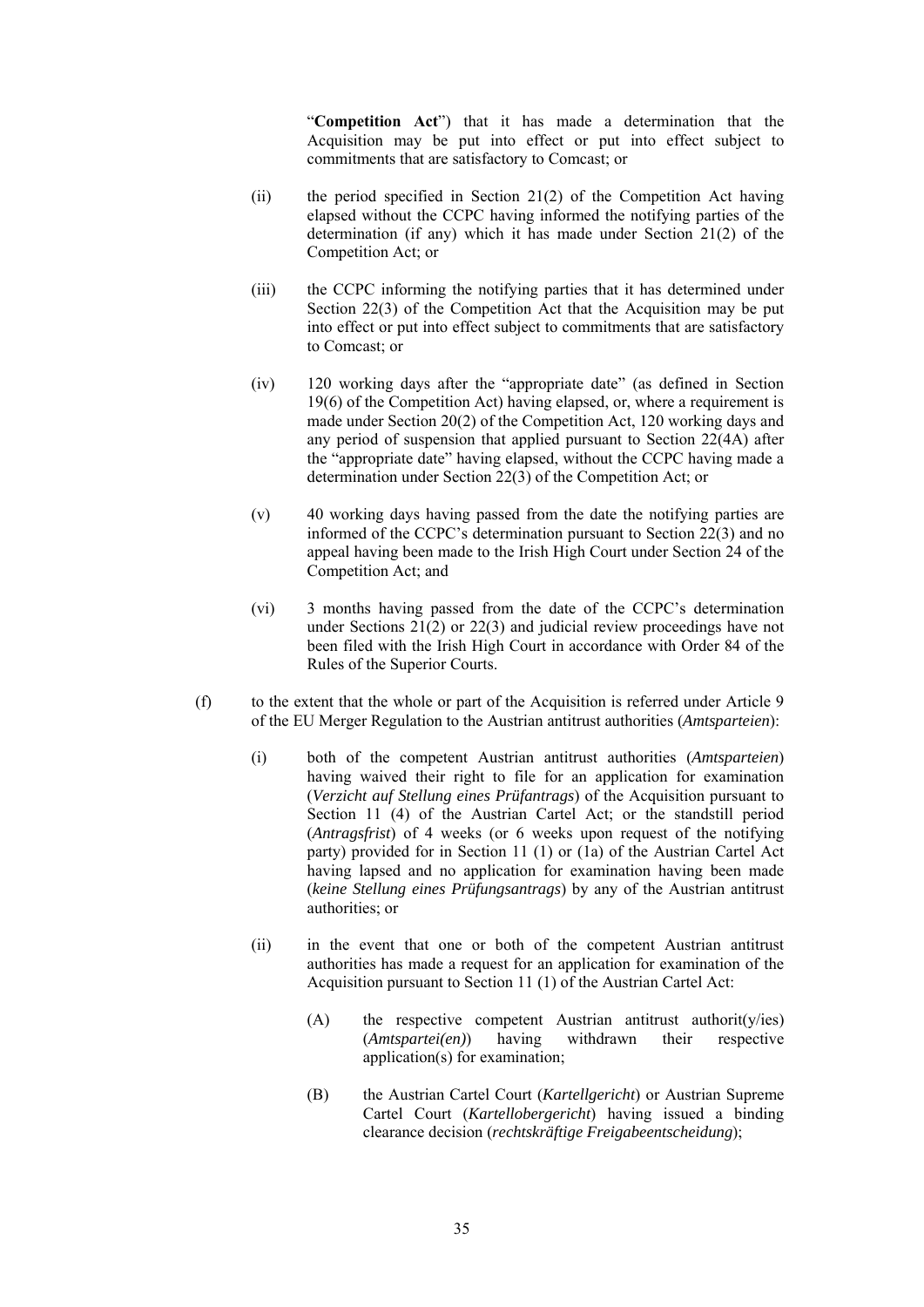"**Competition Act**") that it has made a determination that the Acquisition may be put into effect or put into effect subject to commitments that are satisfactory to Comcast; or

(ii) the period specified in Section 21(2) of the Competition Act having elapsed without the CCPC having informed the notifying parties of the determination (if any) which it has made under Section 21(2) of the Competition Act; or

(iii) the CCPC informing the notifying parties that it has determined under Section 22(3) of the Competition Act that the Acquisition may be put into effect or put into effect subject to commitments that are satisfactory to Comcast; or

(iv) 120 working days after the "appropriate date" (as defined in Section 19(6) of the Competition Act) having elapsed, or, where a requirement is made under Section 20(2) of the Competition Act, 120 working days and any period of suspension that applied pursuant to Section 22(4A) after the "appropriate date" having elapsed, without the CCPC having made a determination under Section 22(3) of the Competition Act; or

(v) 40 working days having passed from the date the notifying parties are informed of the CCPC's determination pursuant to Section 22(3) and no appeal having been made to the Irish High Court under Section 24 of the Competition Act; and

(vi) 3 months having passed from the date of the CCPC's determination under Sections 21(2) or 22(3) and judicial review proceedings have not been filed with the Irish High Court in accordance with Order 84 of the Rules of the Superior Courts.

(f) to the extent that the whole or part of the Acquisition is referred under Article 9 of the EU Merger Regulation to the Austrian antitrust authorities (*Amtsparteien*):

(i) both of the competent Austrian antitrust authorities (*Amtsparteien*) having waived their right to file for an application for examination (*Verzicht auf Stellung eines Prüfantrags*) of the Acquisition pursuant to Section 11 (4) of the Austrian Cartel Act; or the standstill period (*Antragsfrist*) of 4 weeks (or 6 weeks upon request of the notifying party) provided for in Section 11 (1) or (1a) of the Austrian Cartel Act having lapsed and no application for examination having been made (*keine Stellung eines Prüfungsantrags*) by any of the Austrian antitrust authorities; or

(ii) in the event that one or both of the competent Austrian antitrust authorities has made a request for an application for examination of the Acquisition pursuant to Section 11 (1) of the Austrian Cartel Act:

(A) the respective competent Austrian antitrust authorit(y/ies) (*Amtspartei(en)*) having withdrawn their respective application(s) for examination;

(B) the Austrian Cartel Court (*Kartellgericht*) or Austrian Supreme Cartel Court (*Kartellobergericht*) having issued a binding clearance decision (*rechtskräftige Freigabeentscheidung*);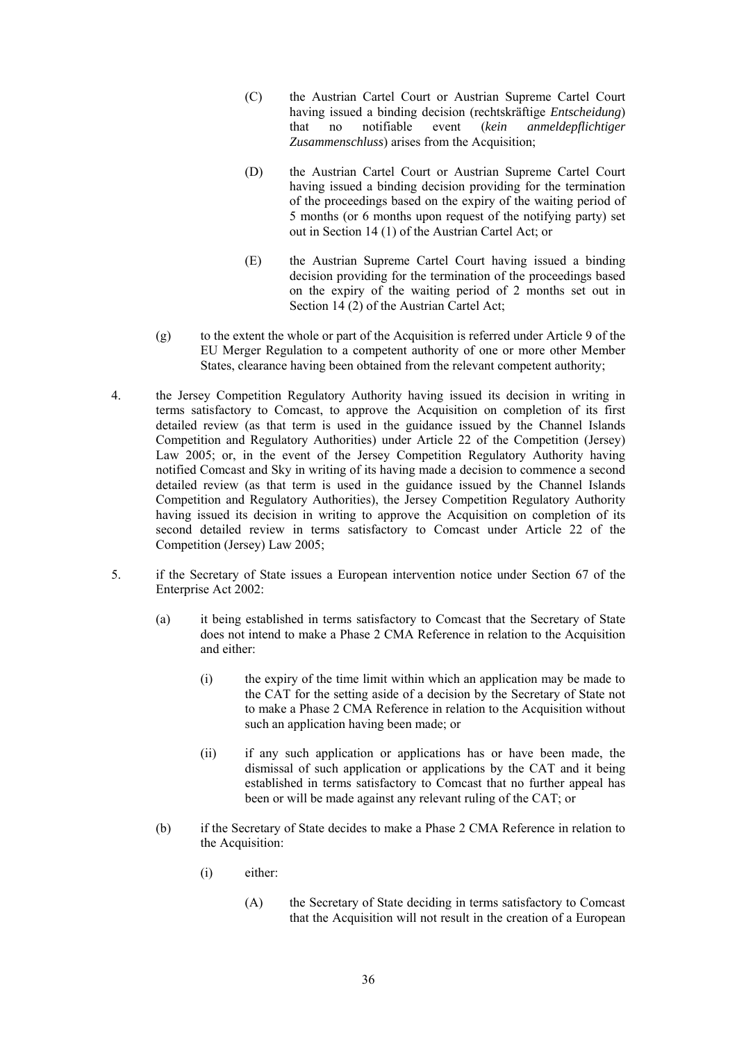(C) the Austrian Cartel Court or Austrian Supreme Cartel Court having issued a binding decision (rechtskräftige *Entscheidung*) that no notifiable event (*kein anmeldepflichtiger Zusammenschluss*) arises from the Acquisition;

(D) the Austrian Cartel Court or Austrian Supreme Cartel Court having issued a binding decision providing for the termination of the proceedings based on the expiry of the waiting period of 5 months (or 6 months upon request of the notifying party) set out in Section 14 (1) of the Austrian Cartel Act; or

(E) the Austrian Supreme Cartel Court having issued a binding decision providing for the termination of the proceedings based on the expiry of the waiting period of 2 months set out in Section 14 (2) of the Austrian Cartel Act;

(g) to the extent the whole or part of the Acquisition is referred under Article 9 of the EU Merger Regulation to a competent authority of one or more other Member States, clearance having been obtained from the relevant competent authority;

4. the Jersey Competition Regulatory Authority having issued its decision in writing in terms satisfactory to Comcast, to approve the Acquisition on completion of its first detailed review (as that term is used in the guidance issued by the Channel Islands Competition and Regulatory Authorities) under Article 22 of the Competition (Jersey) Law 2005; or, in the event of the Jersey Competition Regulatory Authority having notified Comcast and Sky in writing of its having made a decision to commence a second detailed review (as that term is used in the guidance issued by the Channel Islands Competition and Regulatory Authorities), the Jersey Competition Regulatory Authority having issued its decision in writing to approve the Acquisition on completion of its second detailed review in terms satisfactory to Comcast under Article 22 of the Competition (Jersey) Law 2005;

5. if the Secretary of State issues a European intervention notice under Section 67 of the Enterprise Act 2002:

   (a) it being established in terms satisfactory to Comcast that the Secretary of State does not intend to make a Phase 2 CMA Reference in relation to the Acquisition and either:

      (i) the expiry of the time limit within which an application may be made to the CAT for the setting aside of a decision by the Secretary of State not to make a Phase 2 CMA Reference in relation to the Acquisition without such an application having been made; or

      (ii) if any such application or applications has or have been made, the dismissal of such application or applications by the CAT and it being established in terms satisfactory to Comcast that no further appeal has been or will be made against any relevant ruling of the CAT; or

   (b) if the Secretary of State decides to make a Phase 2 CMA Reference in relation to the Acquisition:

      (i) either:

         (A) the Secretary of State deciding in terms satisfactory to Comcast that the Acquisition will not result in the creation of a European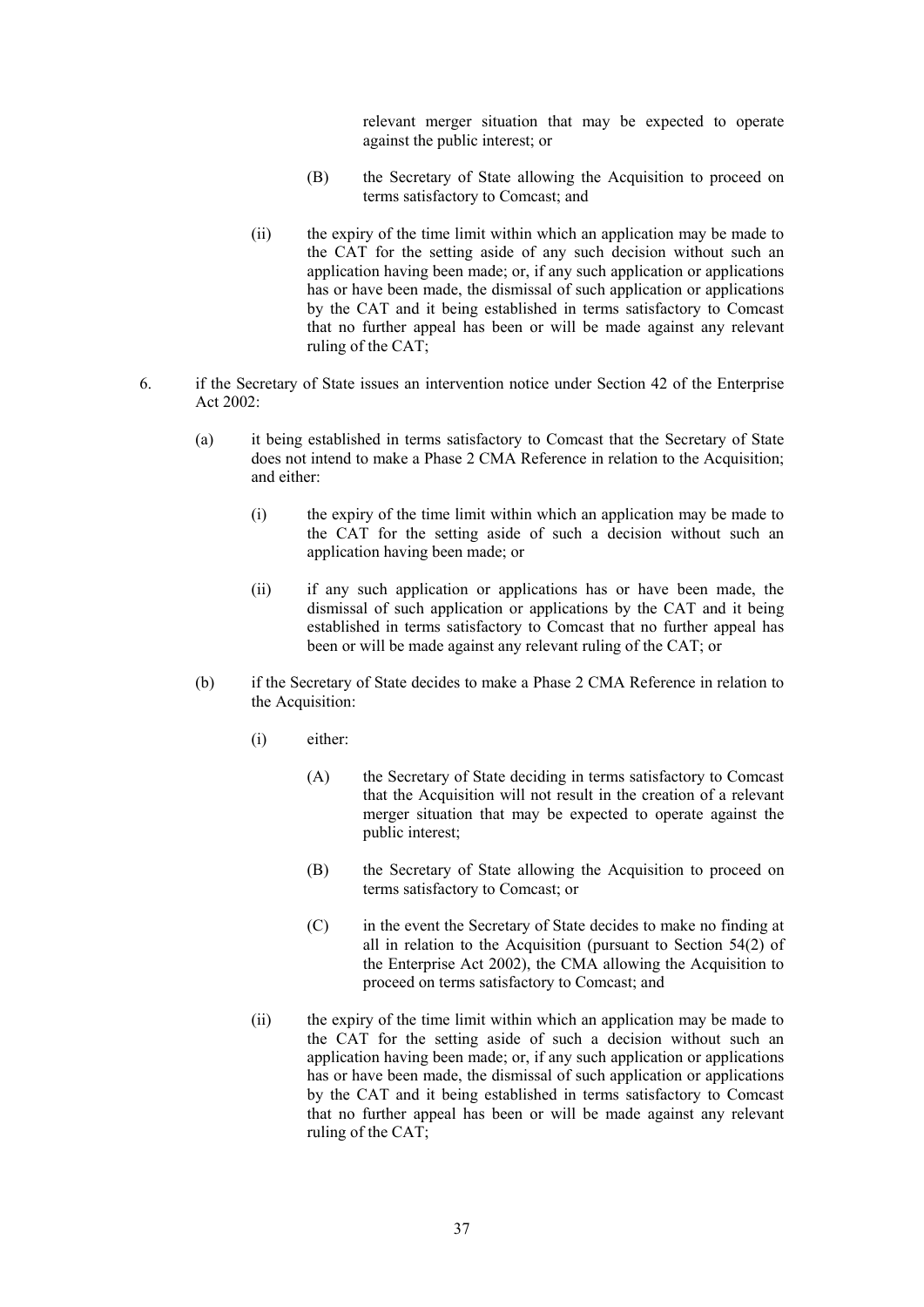relevant merger situation that may be expected to operate against the public interest; or

(B) the Secretary of State allowing the Acquisition to proceed on terms satisfactory to Comcast; and

(ii) the expiry of the time limit within which an application may be made to the CAT for the setting aside of any such decision without such an application having been made; or, if any such application or applications has or have been made, the dismissal of such application or applications by the CAT and it being established in terms satisfactory to Comcast that no further appeal has been or will be made against any relevant ruling of the CAT;

6. if the Secretary of State issues an intervention notice under Section 42 of the Enterprise Act 2002:

   (a) it being established in terms satisfactory to Comcast that the Secretary of State does not intend to make a Phase 2 CMA Reference in relation to the Acquisition; and either:

      (i) the expiry of the time limit within which an application may be made to the CAT for the setting aside of such a decision without such an application having been made; or

      (ii) if any such application or applications has or have been made, the dismissal of such application or applications by the CAT and it being established in terms satisfactory to Comcast that no further appeal has been or will be made against any relevant ruling of the CAT; or

   (b) if the Secretary of State decides to make a Phase 2 CMA Reference in relation to the Acquisition:

      (i) either:

         (A) the Secretary of State deciding in terms satisfactory to Comcast that the Acquisition will not result in the creation of a relevant merger situation that may be expected to operate against the public interest;

         (B) the Secretary of State allowing the Acquisition to proceed on terms satisfactory to Comcast; or

         (C) in the event the Secretary of State decides to make no finding at all in relation to the Acquisition (pursuant to Section 54(2) of the Enterprise Act 2002), the CMA allowing the Acquisition to proceed on terms satisfactory to Comcast; and

      (ii) the expiry of the time limit within which an application may be made to the CAT for the setting aside of such a decision without such an application having been made; or, if any such application or applications has or have been made, the dismissal of such application or applications by the CAT and it being established in terms satisfactory to Comcast that no further appeal has been or will be made against any relevant ruling of the CAT;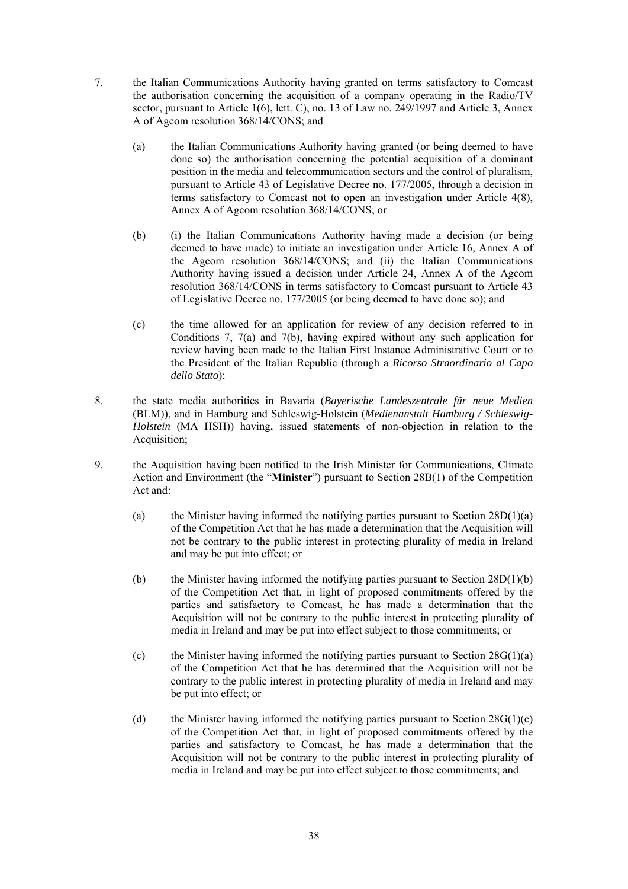7. the Italian Communications Authority having granted on terms satisfactory to Comcast the authorisation concerning the acquisition of a company operating in the Radio/TV sector, pursuant to Article 1(6), lett. C), no. 13 of Law no. 249/1997 and Article 3, Annex A of Agcom resolution 368/14/CONS; and

   (a) the Italian Communications Authority having granted (or being deemed to have done so) the authorisation concerning the potential acquisition of a dominant position in the media and telecommunication sectors and the control of pluralism, pursuant to Article 43 of Legislative Decree no. 177/2005, through a decision in terms satisfactory to Comcast not to open an investigation under Article 4(8), Annex A of Agcom resolution 368/14/CONS; or

   (b) (i) the Italian Communications Authority having made a decision (or being deemed to have made) to initiate an investigation under Article 16, Annex A of the Agcom resolution 368/14/CONS; and (ii) the Italian Communications Authority having issued a decision under Article 24, Annex A of the Agcom resolution 368/14/CONS in terms satisfactory to Comcast pursuant to Article 43 of Legislative Decree no. 177/2005 (or being deemed to have done so); and

   (c) the time allowed for an application for review of any decision referred to in Conditions 7, 7(a) and 7(b), having expired without any such application for review having been made to the Italian First Instance Administrative Court or to the President of the Italian Republic (through a *Ricorso Straordinario al Capo dello Stato*);

8. the state media authorities in Bavaria (*Bayerische Landeszentrale für neue Medien* (BLM)), and in Hamburg and Schleswig-Holstein (*Medienanstalt Hamburg / Schleswig-Holstein* (MA HSH)) having, issued statements of non-objection in relation to the Acquisition;

9. the Acquisition having been notified to the Irish Minister for Communications, Climate Action and Environment (the "**Minister**") pursuant to Section 28B(1) of the Competition Act and:

   (a) the Minister having informed the notifying parties pursuant to Section 28D(1)(a) of the Competition Act that he has made a determination that the Acquisition will not be contrary to the public interest in protecting plurality of media in Ireland and may be put into effect; or

   (b) the Minister having informed the notifying parties pursuant to Section 28D(1)(b) of the Competition Act that, in light of proposed commitments offered by the parties and satisfactory to Comcast, he has made a determination that the Acquisition will not be contrary to the public interest in protecting plurality of media in Ireland and may be put into effect subject to those commitments; or

   (c) the Minister having informed the notifying parties pursuant to Section 28G(1)(a) of the Competition Act that he has determined that the Acquisition will not be contrary to the public interest in protecting plurality of media in Ireland and may be put into effect; or

   (d) the Minister having informed the notifying parties pursuant to Section 28G(1)(c) of the Competition Act that, in light of proposed commitments offered by the parties and satisfactory to Comcast, he has made a determination that the Acquisition will not be contrary to the public interest in protecting plurality of media in Ireland and may be put into effect subject to those commitments; and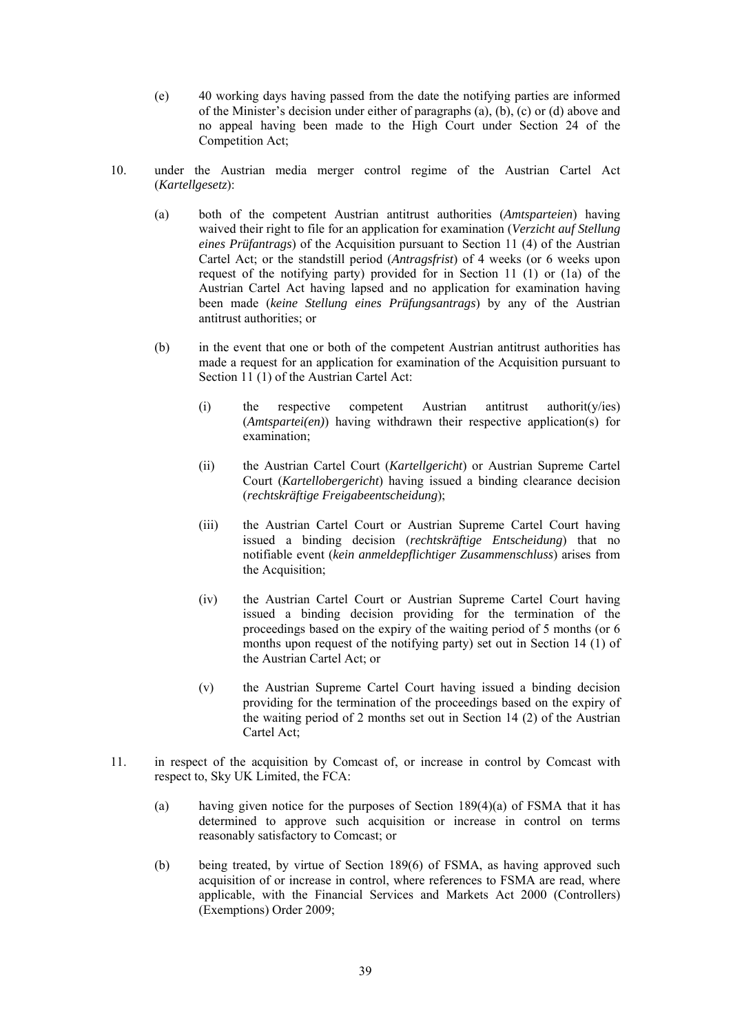(e) 40 working days having passed from the date the notifying parties are informed of the Minister's decision under either of paragraphs (a), (b), (c) or (d) above and no appeal having been made to the High Court under Section 24 of the Competition Act;

10. under the Austrian media merger control regime of the Austrian Cartel Act (*Kartellgesetz*):

    (a) both of the competent Austrian antitrust authorities (*Amtsparteien*) having waived their right to file for an application for examination (*Verzicht auf Stellung eines Prüfantrags*) of the Acquisition pursuant to Section 11 (4) of the Austrian Cartel Act; or the standstill period (*Antragsfrist*) of 4 weeks (or 6 weeks upon request of the notifying party) provided for in Section 11 (1) or (1a) of the Austrian Cartel Act having lapsed and no application for examination having been made (*keine Stellung eines Prüfungsantrags*) by any of the Austrian antitrust authorities; or

    (b) in the event that one or both of the competent Austrian antitrust authorities has made a request for an application for examination of the Acquisition pursuant to Section 11 (1) of the Austrian Cartel Act:

        (i) the respective competent Austrian antitrust authorit(y/ies) (*Amtspartei(en)*) having withdrawn their respective application(s) for examination;

        (ii) the Austrian Cartel Court (*Kartellgericht*) or Austrian Supreme Cartel Court (*Kartellobergericht*) having issued a binding clearance decision (*rechtskräftige Freigabeentscheidung*);

        (iii) the Austrian Cartel Court or Austrian Supreme Cartel Court having issued a binding decision (*rechtskräftige Entscheidung*) that no notifiable event (*kein anmeldepflichtiger Zusammenschluss*) arises from the Acquisition;

        (iv) the Austrian Cartel Court or Austrian Supreme Cartel Court having issued a binding decision providing for the termination of the proceedings based on the expiry of the waiting period of 5 months (or 6 months upon request of the notifying party) set out in Section 14 (1) of the Austrian Cartel Act; or

        (v) the Austrian Supreme Cartel Court having issued a binding decision providing for the termination of the proceedings based on the expiry of the waiting period of 2 months set out in Section 14 (2) of the Austrian Cartel Act;

11. in respect of the acquisition by Comcast of, or increase in control by Comcast with respect to, Sky UK Limited, the FCA:

    (a) having given notice for the purposes of Section 189(4)(a) of FSMA that it has determined to approve such acquisition or increase in control on terms reasonably satisfactory to Comcast; or

    (b) being treated, by virtue of Section 189(6) of FSMA, as having approved such acquisition of or increase in control, where references to FSMA are read, where applicable, with the Financial Services and Markets Act 2000 (Controllers) (Exemptions) Order 2009;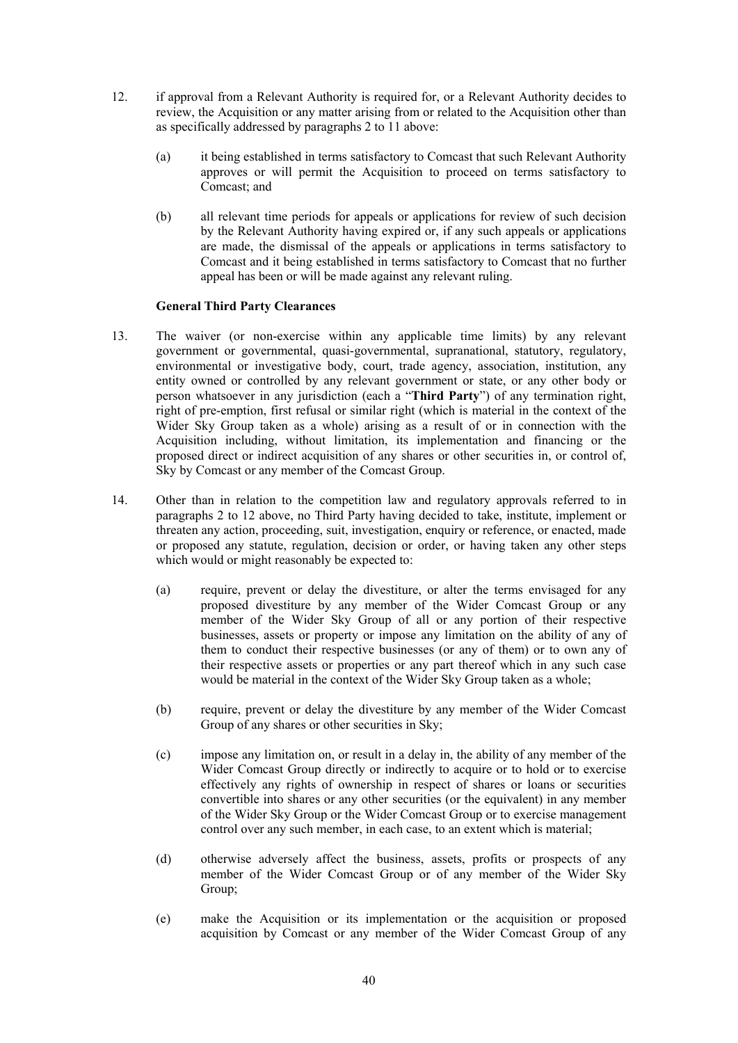12. if approval from a Relevant Authority is required for, or a Relevant Authority decides to review, the Acquisition or any matter arising from or related to the Acquisition other than as specifically addressed by paragraphs 2 to 11 above:

    (a) it being established in terms satisfactory to Comcast that such Relevant Authority approves or will permit the Acquisition to proceed on terms satisfactory to Comcast; and

    (b) all relevant time periods for appeals or applications for review of such decision by the Relevant Authority having expired or, if any such appeals or applications are made, the dismissal of the appeals or applications in terms satisfactory to Comcast and it being established in terms satisfactory to Comcast that no further appeal has been or will be made against any relevant ruling.

**General Third Party Clearances**

13. The waiver (or non-exercise within any applicable time limits) by any relevant government or governmental, quasi-governmental, supranational, statutory, regulatory, environmental or investigative body, court, trade agency, association, institution, any entity owned or controlled by any relevant government or state, or any other body or person whatsoever in any jurisdiction (each a "**Third Party**") of any termination right, right of pre-emption, first refusal or similar right (which is material in the context of the Wider Sky Group taken as a whole) arising as a result of or in connection with the Acquisition including, without limitation, its implementation and financing or the proposed direct or indirect acquisition of any shares or other securities in, or control of, Sky by Comcast or any member of the Comcast Group.

14. Other than in relation to the competition law and regulatory approvals referred to in paragraphs 2 to 12 above, no Third Party having decided to take, institute, implement or threaten any action, proceeding, suit, investigation, enquiry or reference, or enacted, made or proposed any statute, regulation, decision or order, or having taken any other steps which would or might reasonably be expected to:

    (a) require, prevent or delay the divestiture, or alter the terms envisaged for any proposed divestiture by any member of the Wider Comcast Group or any member of the Wider Sky Group of all or any portion of their respective businesses, assets or property or impose any limitation on the ability of any of them to conduct their respective businesses (or any of them) or to own any of their respective assets or properties or any part thereof which in any such case would be material in the context of the Wider Sky Group taken as a whole;

    (b) require, prevent or delay the divestiture by any member of the Wider Comcast Group of any shares or other securities in Sky;

    (c) impose any limitation on, or result in a delay in, the ability of any member of the Wider Comcast Group directly or indirectly to acquire or to hold or to exercise effectively any rights of ownership in respect of shares or loans or securities convertible into shares or any other securities (or the equivalent) in any member of the Wider Sky Group or the Wider Comcast Group or to exercise management control over any such member, in each case, to an extent which is material;

    (d) otherwise adversely affect the business, assets, profits or prospects of any member of the Wider Comcast Group or of any member of the Wider Sky Group;

    (e) make the Acquisition or its implementation or the acquisition or proposed acquisition by Comcast or any member of the Wider Comcast Group of any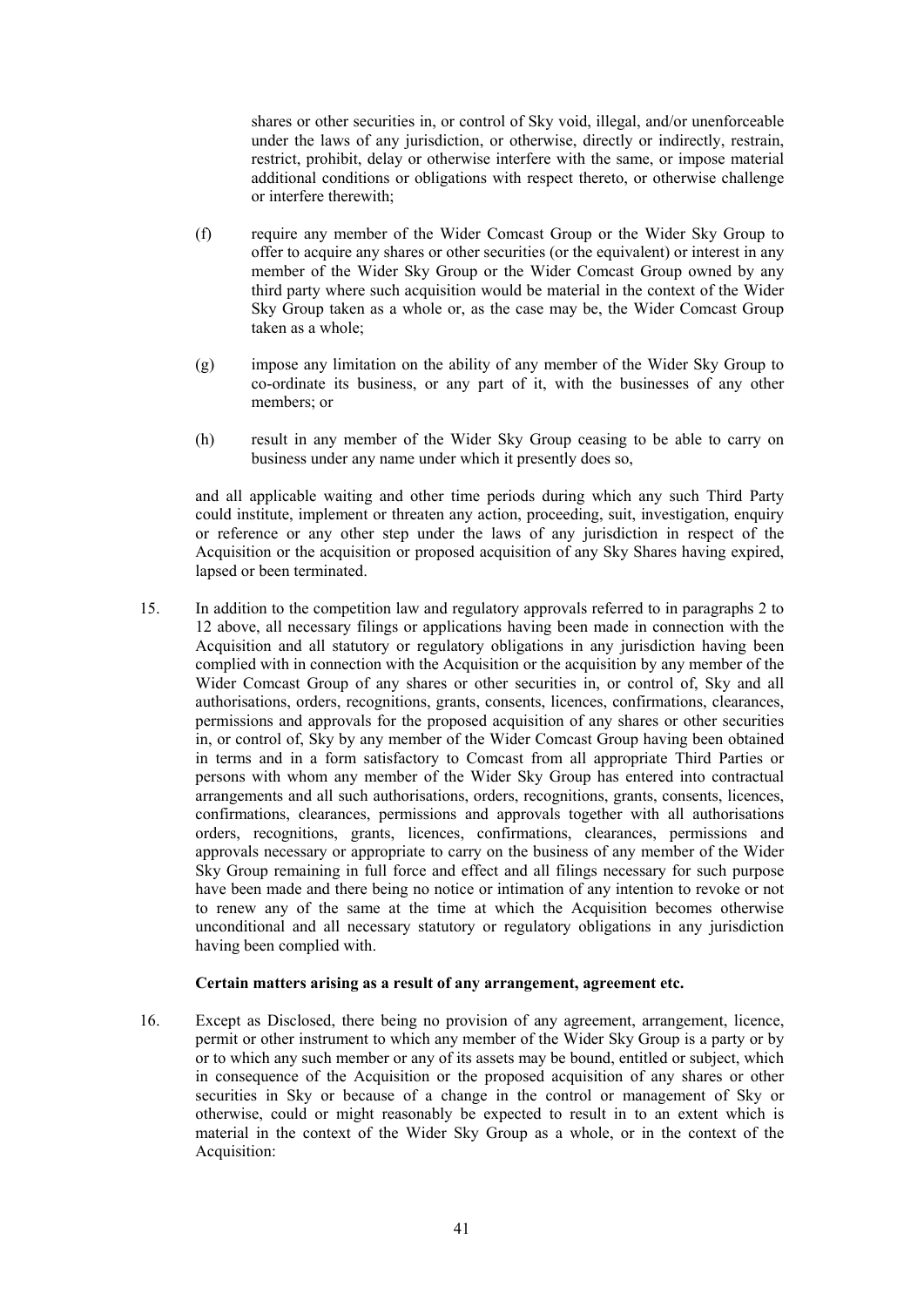shares or other securities in, or control of Sky void, illegal, and/or unenforceable under the laws of any jurisdiction, or otherwise, directly or indirectly, restrain, restrict, prohibit, delay or otherwise interfere with the same, or impose material additional conditions or obligations with respect thereto, or otherwise challenge or interfere therewith;

(f) require any member of the Wider Comcast Group or the Wider Sky Group to offer to acquire any shares or other securities (or the equivalent) or interest in any member of the Wider Sky Group or the Wider Comcast Group owned by any third party where such acquisition would be material in the context of the Wider Sky Group taken as a whole or, as the case may be, the Wider Comcast Group taken as a whole;

(g) impose any limitation on the ability of any member of the Wider Sky Group to co-ordinate its business, or any part of it, with the businesses of any other members; or

(h) result in any member of the Wider Sky Group ceasing to be able to carry on business under any name under which it presently does so,

and all applicable waiting and other time periods during which any such Third Party could institute, implement or threaten any action, proceeding, suit, investigation, enquiry or reference or any other step under the laws of any jurisdiction in respect of the Acquisition or the acquisition or proposed acquisition of any Sky Shares having expired, lapsed or been terminated.

15. In addition to the competition law and regulatory approvals referred to in paragraphs 2 to 12 above, all necessary filings or applications having been made in connection with the Acquisition and all statutory or regulatory obligations in any jurisdiction having been complied with in connection with the Acquisition or the acquisition by any member of the Wider Comcast Group of any shares or other securities in, or control of, Sky and all authorisations, orders, recognitions, grants, consents, licences, confirmations, clearances, permissions and approvals for the proposed acquisition of any shares or other securities in, or control of, Sky by any member of the Wider Comcast Group having been obtained in terms and in a form satisfactory to Comcast from all appropriate Third Parties or persons with whom any member of the Wider Sky Group has entered into contractual arrangements and all such authorisations, orders, recognitions, grants, consents, licences, confirmations, clearances, permissions and approvals together with all authorisations orders, recognitions, grants, licences, confirmations, clearances, permissions and approvals necessary or appropriate to carry on the business of any member of the Wider Sky Group remaining in full force and effect and all filings necessary for such purpose have been made and there being no notice or intimation of any intention to revoke or not to renew any of the same at the time at which the Acquisition becomes otherwise unconditional and all necessary statutory or regulatory obligations in any jurisdiction having been complied with.

**Certain matters arising as a result of any arrangement, agreement etc.**

16. Except as Disclosed, there being no provision of any agreement, arrangement, licence, permit or other instrument to which any member of the Wider Sky Group is a party or by or to which any such member or any of its assets may be bound, entitled or subject, which in consequence of the Acquisition or the proposed acquisition of any shares or other securities in Sky or because of a change in the control or management of Sky or otherwise, could or might reasonably be expected to result in to an extent which is material in the context of the Wider Sky Group as a whole, or in the context of the Acquisition: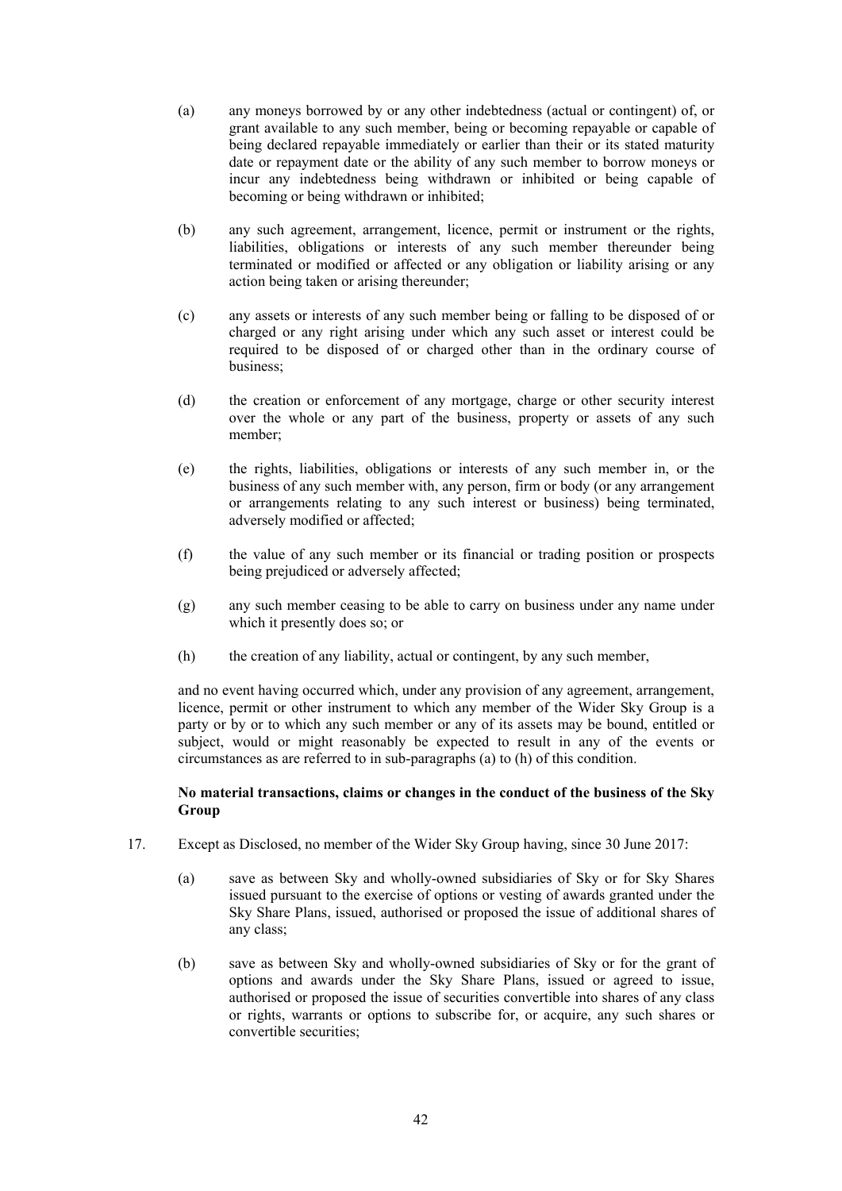(a) any moneys borrowed by or any other indebtedness (actual or contingent) of, or grant available to any such member, being or becoming repayable or capable of being declared repayable immediately or earlier than their or its stated maturity date or repayment date or the ability of any such member to borrow moneys or incur any indebtedness being withdrawn or inhibited or being capable of becoming or being withdrawn or inhibited;

(b) any such agreement, arrangement, licence, permit or instrument or the rights, liabilities, obligations or interests of any such member thereunder being terminated or modified or affected or any obligation or liability arising or any action being taken or arising thereunder;

(c) any assets or interests of any such member being or falling to be disposed of or charged or any right arising under which any such asset or interest could be required to be disposed of or charged other than in the ordinary course of business;

(d) the creation or enforcement of any mortgage, charge or other security interest over the whole or any part of the business, property or assets of any such member;

(e) the rights, liabilities, obligations or interests of any such member in, or the business of any such member with, any person, firm or body (or any arrangement or arrangements relating to any such interest or business) being terminated, adversely modified or affected;

(f) the value of any such member or its financial or trading position or prospects being prejudiced or adversely affected;

(g) any such member ceasing to be able to carry on business under any name under which it presently does so; or

(h) the creation of any liability, actual or contingent, by any such member,

and no event having occurred which, under any provision of any agreement, arrangement, licence, permit or other instrument to which any member of the Wider Sky Group is a party or by or to which any such member or any of its assets may be bound, entitled or subject, would or might reasonably be expected to result in any of the events or circumstances as are referred to in sub-paragraphs (a) to (h) of this condition.

**No material transactions, claims or changes in the conduct of the business of the Sky Group**

17. Except as Disclosed, no member of the Wider Sky Group having, since 30 June 2017:

(a) save as between Sky and wholly-owned subsidiaries of Sky or for Sky Shares issued pursuant to the exercise of options or vesting of awards granted under the Sky Share Plans, issued, authorised or proposed the issue of additional shares of any class;

(b) save as between Sky and wholly-owned subsidiaries of Sky or for the grant of options and awards under the Sky Share Plans, issued or agreed to issue, authorised or proposed the issue of securities convertible into shares of any class or rights, warrants or options to subscribe for, or acquire, any such shares or convertible securities;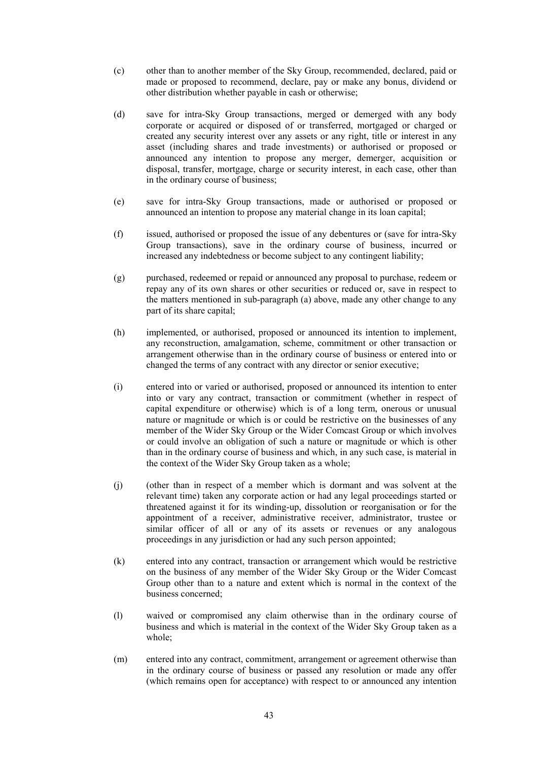(c) other than to another member of the Sky Group, recommended, declared, paid or made or proposed to recommend, declare, pay or make any bonus, dividend or other distribution whether payable in cash or otherwise;

(d) save for intra-Sky Group transactions, merged or demerged with any body corporate or acquired or disposed of or transferred, mortgaged or charged or created any security interest over any assets or any right, title or interest in any asset (including shares and trade investments) or authorised or proposed or announced any intention to propose any merger, demerger, acquisition or disposal, transfer, mortgage, charge or security interest, in each case, other than in the ordinary course of business;

(e) save for intra-Sky Group transactions, made or authorised or proposed or announced an intention to propose any material change in its loan capital;

(f) issued, authorised or proposed the issue of any debentures or (save for intra-Sky Group transactions), save in the ordinary course of business, incurred or increased any indebtedness or become subject to any contingent liability;

(g) purchased, redeemed or repaid or announced any proposal to purchase, redeem or repay any of its own shares or other securities or reduced or, save in respect to the matters mentioned in sub-paragraph (a) above, made any other change to any part of its share capital;

(h) implemented, or authorised, proposed or announced its intention to implement, any reconstruction, amalgamation, scheme, commitment or other transaction or arrangement otherwise than in the ordinary course of business or entered into or changed the terms of any contract with any director or senior executive;

(i) entered into or varied or authorised, proposed or announced its intention to enter into or vary any contract, transaction or commitment (whether in respect of capital expenditure or otherwise) which is of a long term, onerous or unusual nature or magnitude or which is or could be restrictive on the businesses of any member of the Wider Sky Group or the Wider Comcast Group or which involves or could involve an obligation of such a nature or magnitude or which is other than in the ordinary course of business and which, in any such case, is material in the context of the Wider Sky Group taken as a whole;

(j) (other than in respect of a member which is dormant and was solvent at the relevant time) taken any corporate action or had any legal proceedings started or threatened against it for its winding-up, dissolution or reorganisation or for the appointment of a receiver, administrative receiver, administrator, trustee or similar officer of all or any of its assets or revenues or any analogous proceedings in any jurisdiction or had any such person appointed;

(k) entered into any contract, transaction or arrangement which would be restrictive on the business of any member of the Wider Sky Group or the Wider Comcast Group other than to a nature and extent which is normal in the context of the business concerned;

(l) waived or compromised any claim otherwise than in the ordinary course of business and which is material in the context of the Wider Sky Group taken as a whole;

(m) entered into any contract, commitment, arrangement or agreement otherwise than in the ordinary course of business or passed any resolution or made any offer (which remains open for acceptance) with respect to or announced any intention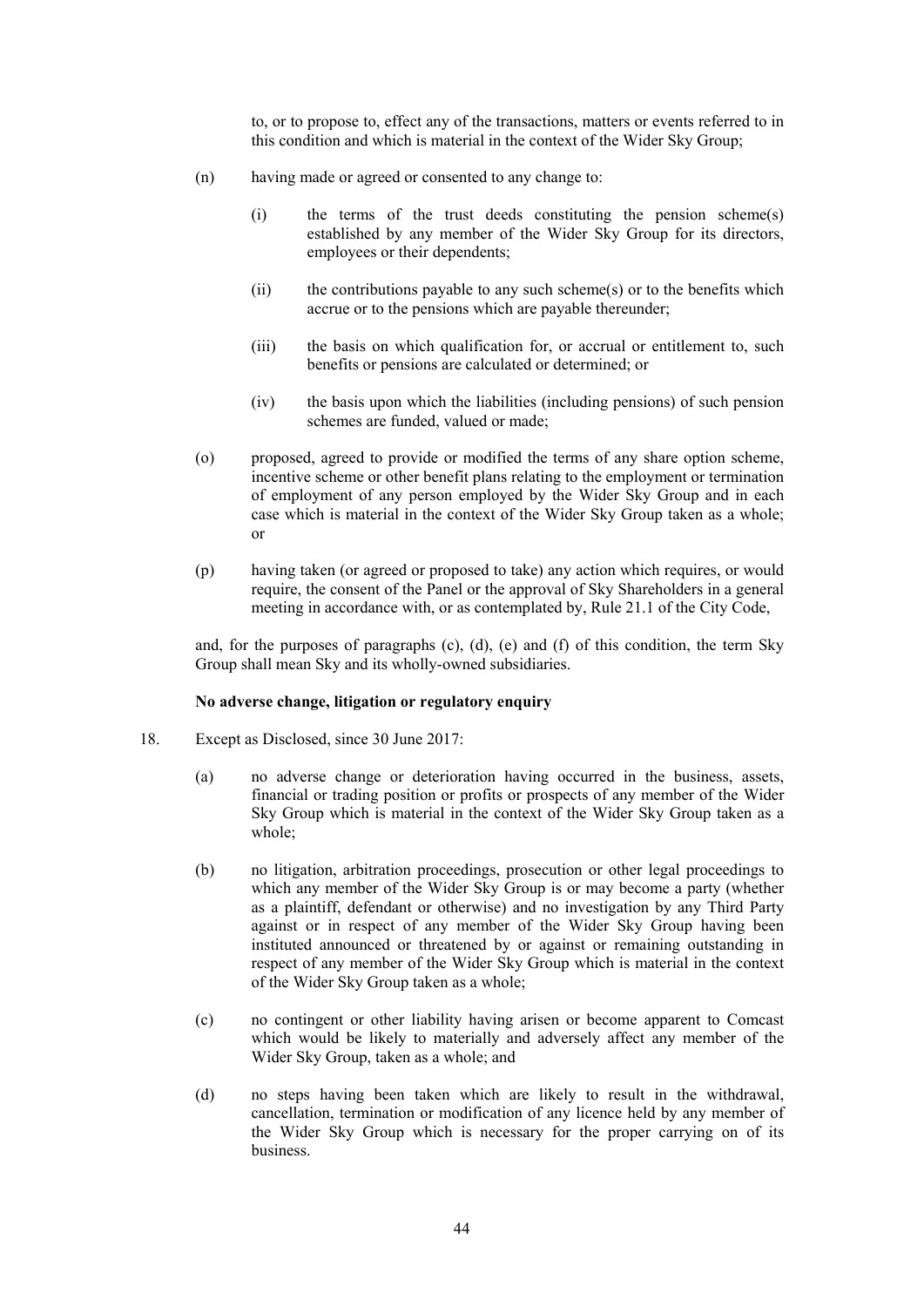to, or to propose to, effect any of the transactions, matters or events referred to in this condition and which is material in the context of the Wider Sky Group;

(n) having made or agreed or consented to any change to:

(i) the terms of the trust deeds constituting the pension scheme(s) established by any member of the Wider Sky Group for its directors, employees or their dependents;

(ii) the contributions payable to any such scheme(s) or to the benefits which accrue or to the pensions which are payable thereunder;

(iii) the basis on which qualification for, or accrual or entitlement to, such benefits or pensions are calculated or determined; or

(iv) the basis upon which the liabilities (including pensions) of such pension schemes are funded, valued or made;

(o) proposed, agreed to provide or modified the terms of any share option scheme, incentive scheme or other benefit plans relating to the employment or termination of employment of any person employed by the Wider Sky Group and in each case which is material in the context of the Wider Sky Group taken as a whole; or

(p) having taken (or agreed or proposed to take) any action which requires, or would require, the consent of the Panel or the approval of Sky Shareholders in a general meeting in accordance with, or as contemplated by, Rule 21.1 of the City Code,

and, for the purposes of paragraphs (c), (d), (e) and (f) of this condition, the term Sky Group shall mean Sky and its wholly-owned subsidiaries.

**No adverse change, litigation or regulatory enquiry**

18. Except as Disclosed, since 30 June 2017:

(a) no adverse change or deterioration having occurred in the business, assets, financial or trading position or profits or prospects of any member of the Wider Sky Group which is material in the context of the Wider Sky Group taken as a whole;

(b) no litigation, arbitration proceedings, prosecution or other legal proceedings to which any member of the Wider Sky Group is or may become a party (whether as a plaintiff, defendant or otherwise) and no investigation by any Third Party against or in respect of any member of the Wider Sky Group having been instituted announced or threatened by or against or remaining outstanding in respect of any member of the Wider Sky Group which is material in the context of the Wider Sky Group taken as a whole;

(c) no contingent or other liability having arisen or become apparent to Comcast which would be likely to materially and adversely affect any member of the Wider Sky Group, taken as a whole; and

(d) no steps having been taken which are likely to result in the withdrawal, cancellation, termination or modification of any licence held by any member of the Wider Sky Group which is necessary for the proper carrying on of its business.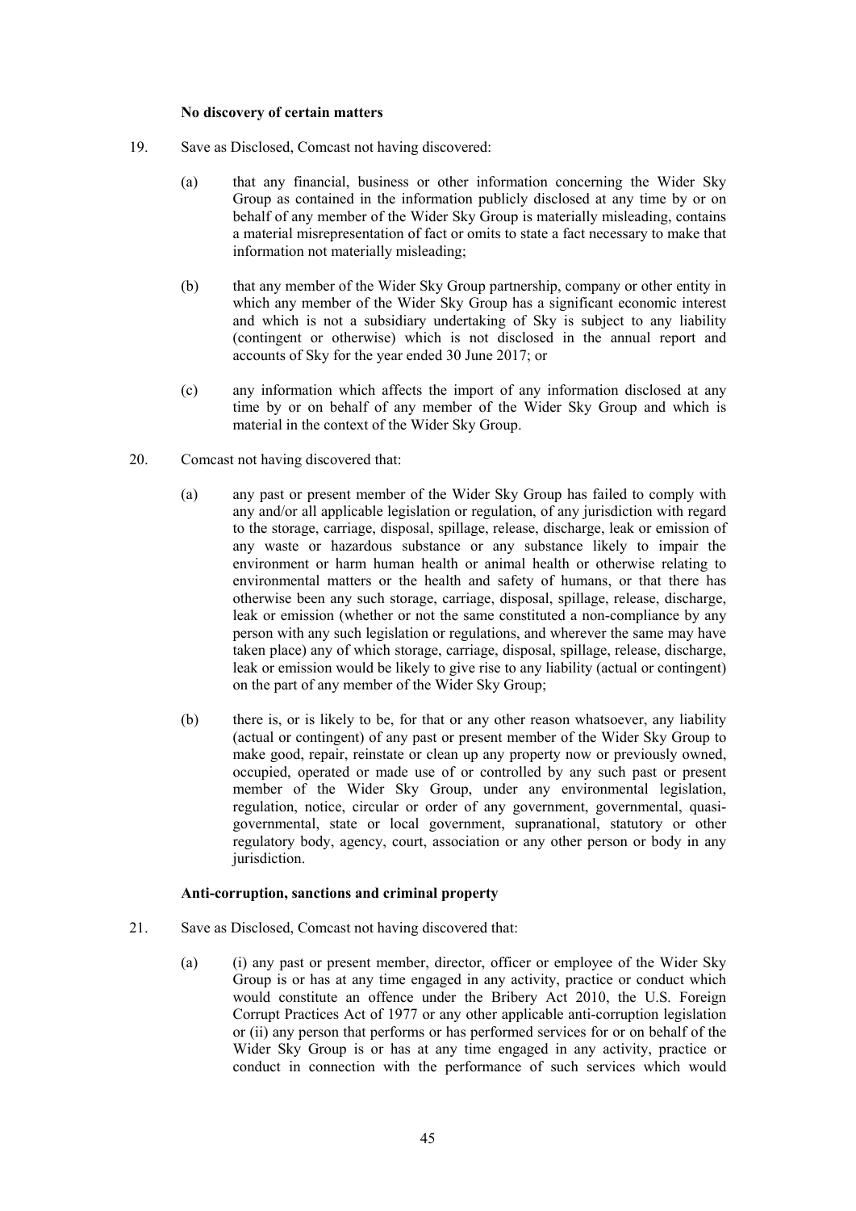**No discovery of certain matters**

19. Save as Disclosed, Comcast not having discovered:

    (a) that any financial, business or other information concerning the Wider Sky Group as contained in the information publicly disclosed at any time by or on behalf of any member of the Wider Sky Group is materially misleading, contains a material misrepresentation of fact or omits to state a fact necessary to make that information not materially misleading;

    (b) that any member of the Wider Sky Group partnership, company or other entity in which any member of the Wider Sky Group has a significant economic interest and which is not a subsidiary undertaking of Sky is subject to any liability (contingent or otherwise) which is not disclosed in the annual report and accounts of Sky for the year ended 30 June 2017; or

    (c) any information which affects the import of any information disclosed at any time by or on behalf of any member of the Wider Sky Group and which is material in the context of the Wider Sky Group.

20. Comcast not having discovered that:

    (a) any past or present member of the Wider Sky Group has failed to comply with any and/or all applicable legislation or regulation, of any jurisdiction with regard to the storage, carriage, disposal, spillage, release, discharge, leak or emission of any waste or hazardous substance or any substance likely to impair the environment or harm human health or animal health or otherwise relating to environmental matters or the health and safety of humans, or that there has otherwise been any such storage, carriage, disposal, spillage, release, discharge, leak or emission (whether or not the same constituted a non-compliance by any person with any such legislation or regulations, and wherever the same may have taken place) any of which storage, carriage, disposal, spillage, release, discharge, leak or emission would be likely to give rise to any liability (actual or contingent) on the part of any member of the Wider Sky Group;

    (b) there is, or is likely to be, for that or any other reason whatsoever, any liability (actual or contingent) of any past or present member of the Wider Sky Group to make good, repair, reinstate or clean up any property now or previously owned, occupied, operated or made use of or controlled by any such past or present member of the Wider Sky Group, under any environmental legislation, regulation, notice, circular or order of any government, governmental, quasi-governmental, state or local government, supranational, statutory or other regulatory body, agency, court, association or any other person or body in any jurisdiction.

**Anti-corruption, sanctions and criminal property**

21. Save as Disclosed, Comcast not having discovered that:

    (a) (i) any past or present member, director, officer or employee of the Wider Sky Group is or has at any time engaged in any activity, practice or conduct which would constitute an offence under the Bribery Act 2010, the U.S. Foreign Corrupt Practices Act of 1977 or any other applicable anti-corruption legislation or (ii) any person that performs or has performed services for or on behalf of the Wider Sky Group is or has at any time engaged in any activity, practice or conduct in connection with the performance of such services which would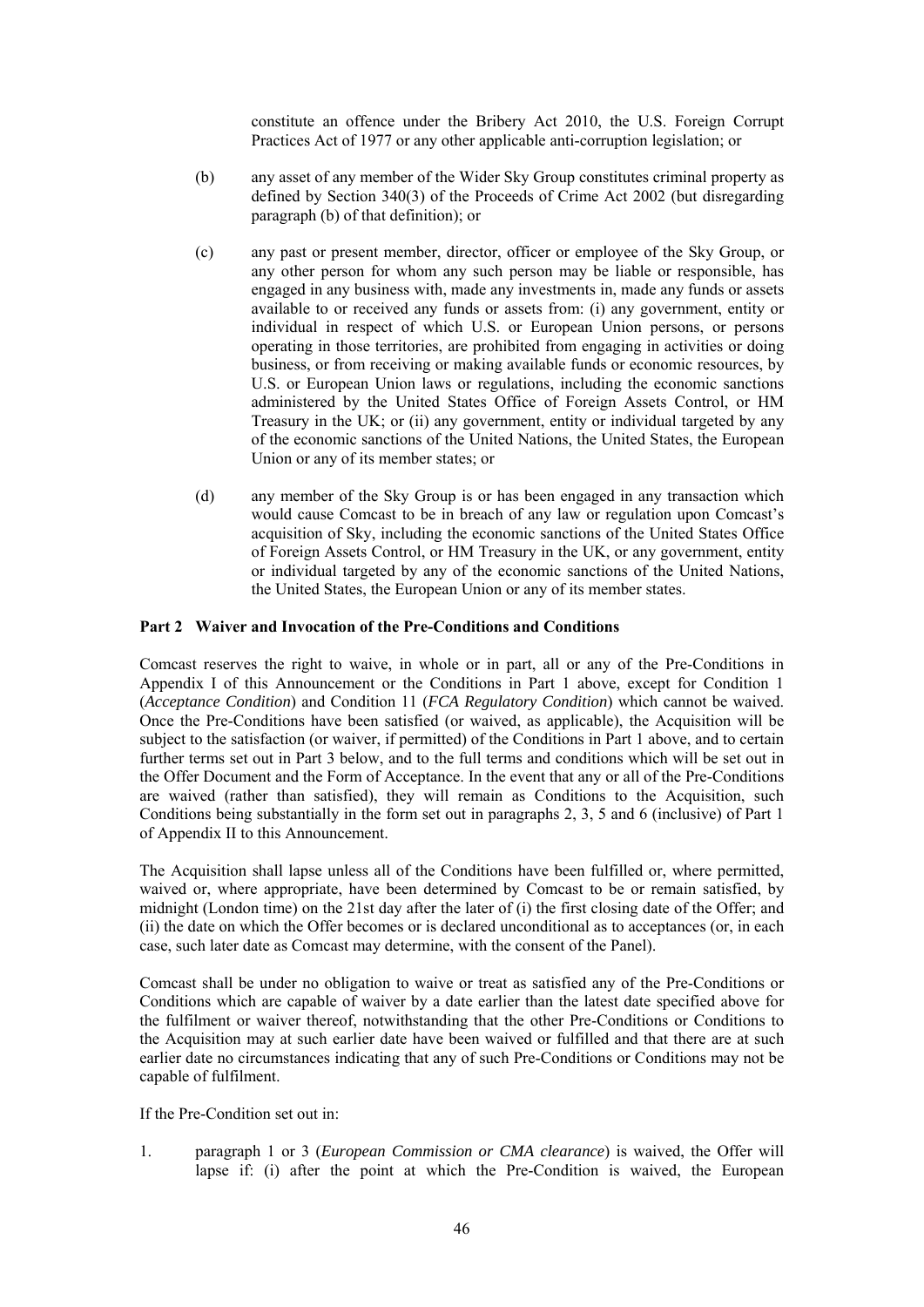constitute an offence under the Bribery Act 2010, the U.S. Foreign Corrupt Practices Act of 1977 or any other applicable anti-corruption legislation; or

(b) any asset of any member of the Wider Sky Group constitutes criminal property as defined by Section 340(3) of the Proceeds of Crime Act 2002 (but disregarding paragraph (b) of that definition); or

(c) any past or present member, director, officer or employee of the Sky Group, or any other person for whom any such person may be liable or responsible, has engaged in any business with, made any investments in, made any funds or assets available to or received any funds or assets from: (i) any government, entity or individual in respect of which U.S. or European Union persons, or persons operating in those territories, are prohibited from engaging in activities or doing business, or from receiving or making available funds or economic resources, by U.S. or European Union laws or regulations, including the economic sanctions administered by the United States Office of Foreign Assets Control, or HM Treasury in the UK; or (ii) any government, entity or individual targeted by any of the economic sanctions of the United Nations, the United States, the European Union or any of its member states; or

(d) any member of the Sky Group is or has been engaged in any transaction which would cause Comcast to be in breach of any law or regulation upon Comcast's acquisition of Sky, including the economic sanctions of the United States Office of Foreign Assets Control, or HM Treasury in the UK, or any government, entity or individual targeted by any of the economic sanctions of the United Nations, the United States, the European Union or any of its member states.

**Part 2 Waiver and Invocation of the Pre-Conditions and Conditions**

Comcast reserves the right to waive, in whole or in part, all or any of the Pre-Conditions in Appendix I of this Announcement or the Conditions in Part 1 above, except for Condition 1 (*Acceptance Condition*) and Condition 11 (*FCA Regulatory Condition*) which cannot be waived. Once the Pre-Conditions have been satisfied (or waived, as applicable), the Acquisition will be subject to the satisfaction (or waiver, if permitted) of the Conditions in Part 1 above, and to certain further terms set out in Part 3 below, and to the full terms and conditions which will be set out in the Offer Document and the Form of Acceptance. In the event that any or all of the Pre-Conditions are waived (rather than satisfied), they will remain as Conditions to the Acquisition, such Conditions being substantially in the form set out in paragraphs 2, 3, 5 and 6 (inclusive) of Part 1 of Appendix II to this Announcement.

The Acquisition shall lapse unless all of the Conditions have been fulfilled or, where permitted, waived or, where appropriate, have been determined by Comcast to be or remain satisfied, by midnight (London time) on the 21st day after the later of (i) the first closing date of the Offer; and (ii) the date on which the Offer becomes or is declared unconditional as to acceptances (or, in each case, such later date as Comcast may determine, with the consent of the Panel).

Comcast shall be under no obligation to waive or treat as satisfied any of the Pre-Conditions or Conditions which are capable of waiver by a date earlier than the latest date specified above for the fulfilment or waiver thereof, notwithstanding that the other Pre-Conditions or Conditions to the Acquisition may at such earlier date have been waived or fulfilled and that there are at such earlier date no circumstances indicating that any of such Pre-Conditions or Conditions may not be capable of fulfilment.

If the Pre-Condition set out in:

1. paragraph 1 or 3 (*European Commission or CMA clearance*) is waived, the Offer will lapse if: (i) after the point at which the Pre-Condition is waived, the European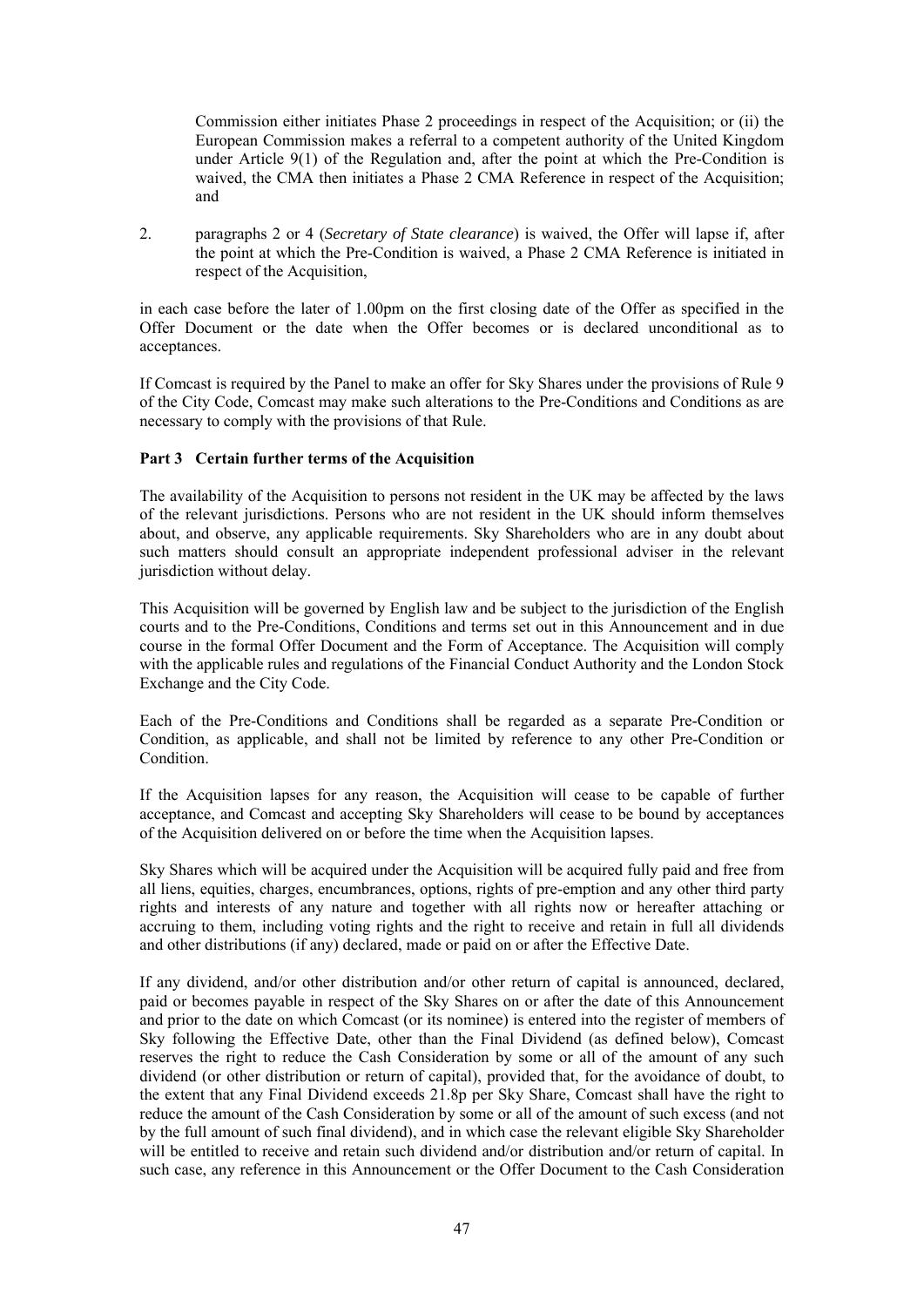Commission either initiates Phase 2 proceedings in respect of the Acquisition; or (ii) the European Commission makes a referral to a competent authority of the United Kingdom under Article 9(1) of the Regulation and, after the point at which the Pre-Condition is waived, the CMA then initiates a Phase 2 CMA Reference in respect of the Acquisition; and

2. paragraphs 2 or 4 (*Secretary of State clearance*) is waived, the Offer will lapse if, after the point at which the Pre-Condition is waived, a Phase 2 CMA Reference is initiated in respect of the Acquisition,

in each case before the later of 1.00pm on the first closing date of the Offer as specified in the Offer Document or the date when the Offer becomes or is declared unconditional as to acceptances.

If Comcast is required by the Panel to make an offer for Sky Shares under the provisions of Rule 9 of the City Code, Comcast may make such alterations to the Pre-Conditions and Conditions as are necessary to comply with the provisions of that Rule.

**Part 3 Certain further terms of the Acquisition**

The availability of the Acquisition to persons not resident in the UK may be affected by the laws of the relevant jurisdictions. Persons who are not resident in the UK should inform themselves about, and observe, any applicable requirements. Sky Shareholders who are in any doubt about such matters should consult an appropriate independent professional adviser in the relevant jurisdiction without delay.

This Acquisition will be governed by English law and be subject to the jurisdiction of the English courts and to the Pre-Conditions, Conditions and terms set out in this Announcement and in due course in the formal Offer Document and the Form of Acceptance. The Acquisition will comply with the applicable rules and regulations of the Financial Conduct Authority and the London Stock Exchange and the City Code.

Each of the Pre-Conditions and Conditions shall be regarded as a separate Pre-Condition or Condition, as applicable, and shall not be limited by reference to any other Pre-Condition or Condition.

If the Acquisition lapses for any reason, the Acquisition will cease to be capable of further acceptance, and Comcast and accepting Sky Shareholders will cease to be bound by acceptances of the Acquisition delivered on or before the time when the Acquisition lapses.

Sky Shares which will be acquired under the Acquisition will be acquired fully paid and free from all liens, equities, charges, encumbrances, options, rights of pre-emption and any other third party rights and interests of any nature and together with all rights now or hereafter attaching or accruing to them, including voting rights and the right to receive and retain in full all dividends and other distributions (if any) declared, made or paid on or after the Effective Date.

If any dividend, and/or other distribution and/or other return of capital is announced, declared, paid or becomes payable in respect of the Sky Shares on or after the date of this Announcement and prior to the date on which Comcast (or its nominee) is entered into the register of members of Sky following the Effective Date, other than the Final Dividend (as defined below), Comcast reserves the right to reduce the Cash Consideration by some or all of the amount of any such dividend (or other distribution or return of capital), provided that, for the avoidance of doubt, to the extent that any Final Dividend exceeds 21.8p per Sky Share, Comcast shall have the right to reduce the amount of the Cash Consideration by some or all of the amount of such excess (and not by the full amount of such final dividend), and in which case the relevant eligible Sky Shareholder will be entitled to receive and retain such dividend and/or distribution and/or return of capital. In such case, any reference in this Announcement or the Offer Document to the Cash Consideration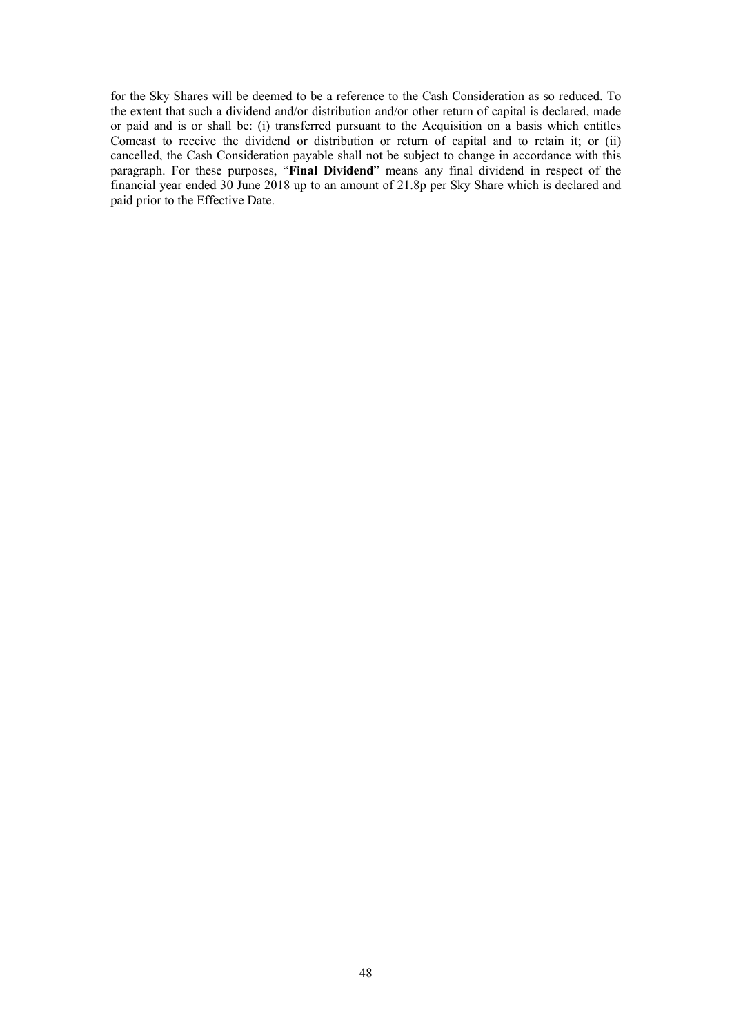for the Sky Shares will be deemed to be a reference to the Cash Consideration as so reduced. To the extent that such a dividend and/or distribution and/or other return of capital is declared, made or paid and is or shall be: (i) transferred pursuant to the Acquisition on a basis which entitles Comcast to receive the dividend or distribution or return of capital and to retain it; or (ii) cancelled, the Cash Consideration payable shall not be subject to change in accordance with this paragraph. For these purposes, "**Final Dividend**" means any final dividend in respect of the financial year ended 30 June 2018 up to an amount of 21.8p per Sky Share which is declared and paid prior to the Effective Date.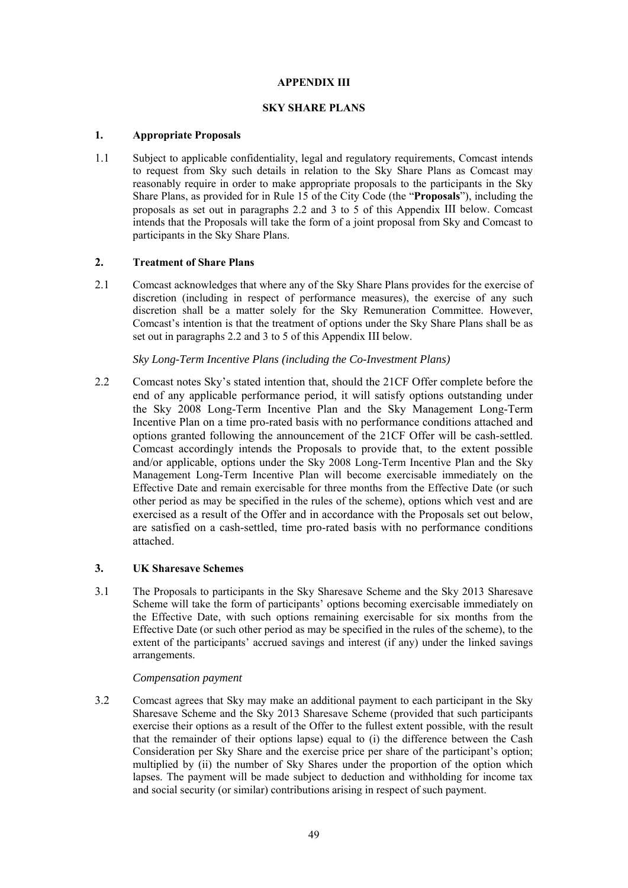# APPENDIX III

## SKY SHARE PLANS

### 1. Appropriate Proposals

1.1 Subject to applicable confidentiality, legal and regulatory requirements, Comcast intends to request from Sky such details in relation to the Sky Share Plans as Comcast may reasonably require in order to make appropriate proposals to the participants in the Sky Share Plans, as provided for in Rule 15 of the City Code (the "**Proposals**"), including the proposals as set out in paragraphs 2.2 and 3 to 5 of this Appendix III below. Comcast intends that the Proposals will take the form of a joint proposal from Sky and Comcast to participants in the Sky Share Plans.

### 2. Treatment of Share Plans

2.1 Comcast acknowledges that where any of the Sky Share Plans provides for the exercise of discretion (including in respect of performance measures), the exercise of any such discretion shall be a matter solely for the Sky Remuneration Committee. However, Comcast's intention is that the treatment of options under the Sky Share Plans shall be as set out in paragraphs 2.2 and 3 to 5 of this Appendix III below.

*Sky Long-Term Incentive Plans (including the Co-Investment Plans)*

2.2 Comcast notes Sky's stated intention that, should the 21CF Offer complete before the end of any applicable performance period, it will satisfy options outstanding under the Sky 2008 Long-Term Incentive Plan and the Sky Management Long-Term Incentive Plan on a time pro-rated basis with no performance conditions attached and options granted following the announcement of the 21CF Offer will be cash-settled. Comcast accordingly intends the Proposals to provide that, to the extent possible and/or applicable, options under the Sky 2008 Long-Term Incentive Plan and the Sky Management Long-Term Incentive Plan will become exercisable immediately on the Effective Date and remain exercisable for three months from the Effective Date (or such other period as may be specified in the rules of the scheme), options which vest and are exercised as a result of the Offer and in accordance with the Proposals set out below, are satisfied on a cash-settled, time pro-rated basis with no performance conditions attached.

### 3. UK Sharesave Schemes

3.1 The Proposals to participants in the Sky Sharesave Scheme and the Sky 2013 Sharesave Scheme will take the form of participants' options becoming exercisable immediately on the Effective Date, with such options remaining exercisable for six months from the Effective Date (or such other period as may be specified in the rules of the scheme), to the extent of the participants' accrued savings and interest (if any) under the linked savings arrangements.

*Compensation payment*

3.2 Comcast agrees that Sky may make an additional payment to each participant in the Sky Sharesave Scheme and the Sky 2013 Sharesave Scheme (provided that such participants exercise their options as a result of the Offer to the fullest extent possible, with the result that the remainder of their options lapse) equal to (i) the difference between the Cash Consideration per Sky Share and the exercise price per share of the participant's option; multiplied by (ii) the number of Sky Shares under the proportion of the option which lapses. The payment will be made subject to deduction and withholding for income tax and social security (or similar) contributions arising in respect of such payment.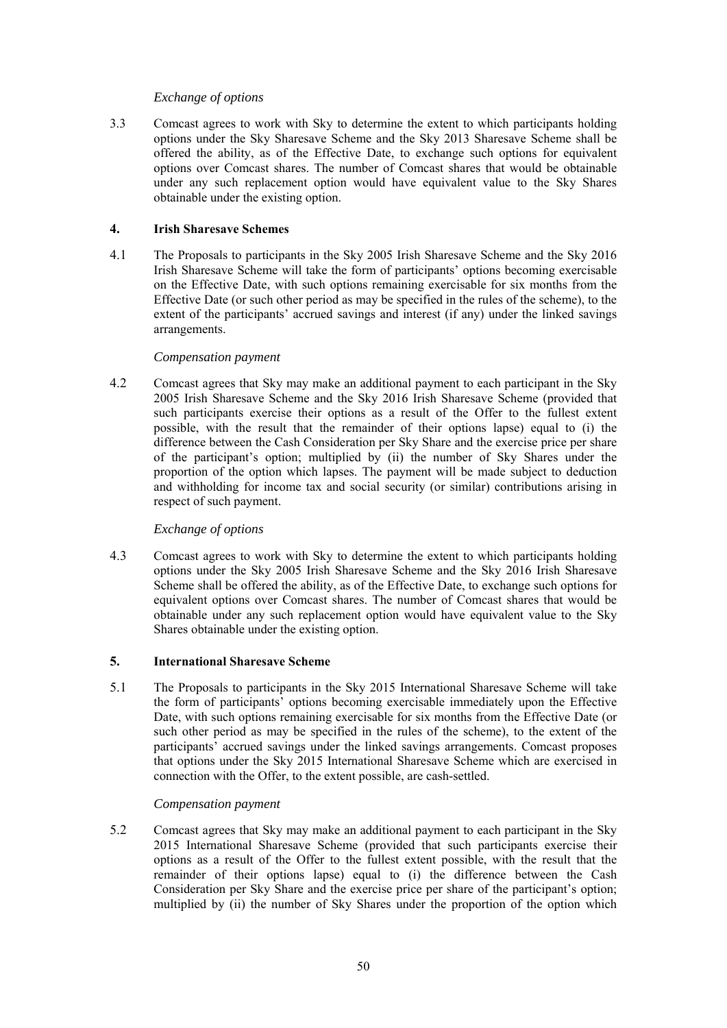*Exchange of options*

3.3 Comcast agrees to work with Sky to determine the extent to which participants holding options under the Sky Sharesave Scheme and the Sky 2013 Sharesave Scheme shall be offered the ability, as of the Effective Date, to exchange such options for equivalent options over Comcast shares. The number of Comcast shares that would be obtainable under any such replacement option would have equivalent value to the Sky Shares obtainable under the existing option.

## 4. Irish Sharesave Schemes

4.1 The Proposals to participants in the Sky 2005 Irish Sharesave Scheme and the Sky 2016 Irish Sharesave Scheme will take the form of participants' options becoming exercisable on the Effective Date, with such options remaining exercisable for six months from the Effective Date (or such other period as may be specified in the rules of the scheme), to the extent of the participants' accrued savings and interest (if any) under the linked savings arrangements.

*Compensation payment*

4.2 Comcast agrees that Sky may make an additional payment to each participant in the Sky 2005 Irish Sharesave Scheme and the Sky 2016 Irish Sharesave Scheme (provided that such participants exercise their options as a result of the Offer to the fullest extent possible, with the result that the remainder of their options lapse) equal to (i) the difference between the Cash Consideration per Sky Share and the exercise price per share of the participant's option; multiplied by (ii) the number of Sky Shares under the proportion of the option which lapses. The payment will be made subject to deduction and withholding for income tax and social security (or similar) contributions arising in respect of such payment.

*Exchange of options*

4.3 Comcast agrees to work with Sky to determine the extent to which participants holding options under the Sky 2005 Irish Sharesave Scheme and the Sky 2016 Irish Sharesave Scheme shall be offered the ability, as of the Effective Date, to exchange such options for equivalent options over Comcast shares. The number of Comcast shares that would be obtainable under any such replacement option would have equivalent value to the Sky Shares obtainable under the existing option.

## 5. International Sharesave Scheme

5.1 The Proposals to participants in the Sky 2015 International Sharesave Scheme will take the form of participants' options becoming exercisable immediately upon the Effective Date, with such options remaining exercisable for six months from the Effective Date (or such other period as may be specified in the rules of the scheme), to the extent of the participants' accrued savings under the linked savings arrangements. Comcast proposes that options under the Sky 2015 International Sharesave Scheme which are exercised in connection with the Offer, to the extent possible, are cash-settled.

*Compensation payment*

5.2 Comcast agrees that Sky may make an additional payment to each participant in the Sky 2015 International Sharesave Scheme (provided that such participants exercise their options as a result of the Offer to the fullest extent possible, with the result that the remainder of their options lapse) equal to (i) the difference between the Cash Consideration per Sky Share and the exercise price per share of the participant's option; multiplied by (ii) the number of Sky Shares under the proportion of the option which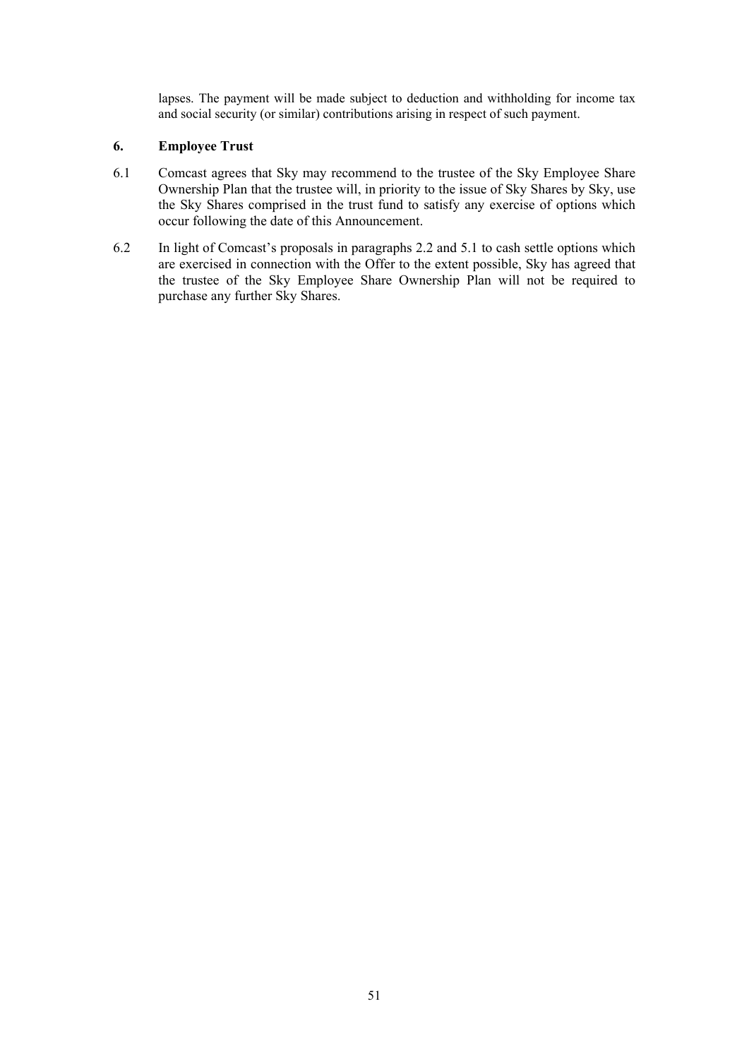lapses. The payment will be made subject to deduction and withholding for income tax and social security (or similar) contributions arising in respect of such payment.

## 6. Employee Trust

6.1 Comcast agrees that Sky may recommend to the trustee of the Sky Employee Share Ownership Plan that the trustee will, in priority to the issue of Sky Shares by Sky, use the Sky Shares comprised in the trust fund to satisfy any exercise of options which occur following the date of this Announcement.

6.2 In light of Comcast's proposals in paragraphs 2.2 and 5.1 to cash settle options which are exercised in connection with the Offer to the extent possible, Sky has agreed that the trustee of the Sky Employee Share Ownership Plan will not be required to purchase any further Sky Shares.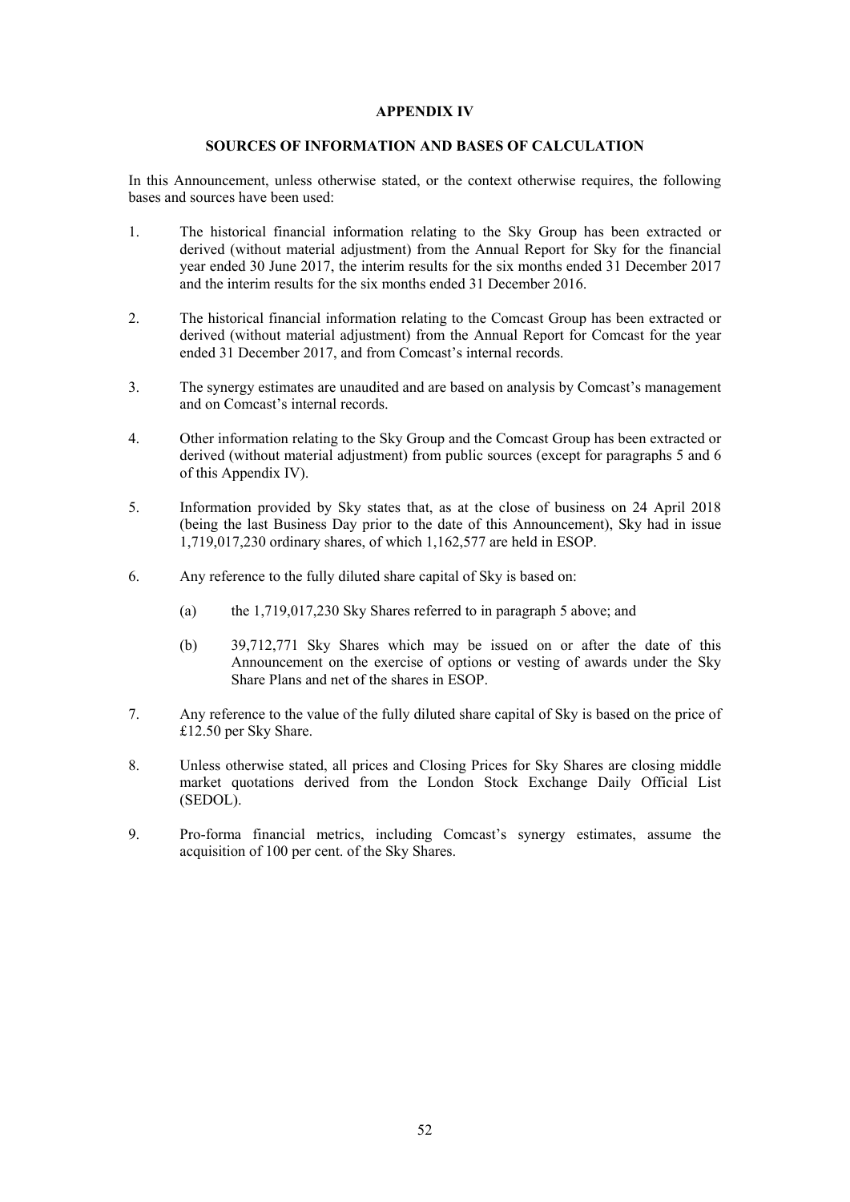# APPENDIX IV

## SOURCES OF INFORMATION AND BASES OF CALCULATION

In this Announcement, unless otherwise stated, or the context otherwise requires, the following bases and sources have been used:

1. The historical financial information relating to the Sky Group has been extracted or derived (without material adjustment) from the Annual Report for Sky for the financial year ended 30 June 2017, the interim results for the six months ended 31 December 2017 and the interim results for the six months ended 31 December 2016.

2. The historical financial information relating to the Comcast Group has been extracted or derived (without material adjustment) from the Annual Report for Comcast for the year ended 31 December 2017, and from Comcast's internal records.

3. The synergy estimates are unaudited and are based on analysis by Comcast's management and on Comcast's internal records.

4. Other information relating to the Sky Group and the Comcast Group has been extracted or derived (without material adjustment) from public sources (except for paragraphs 5 and 6 of this Appendix IV).

5. Information provided by Sky states that, as at the close of business on 24 April 2018 (being the last Business Day prior to the date of this Announcement), Sky had in issue 1,719,017,230 ordinary shares, of which 1,162,577 are held in ESOP.

6. Any reference to the fully diluted share capital of Sky is based on:

   (a) the 1,719,017,230 Sky Shares referred to in paragraph 5 above; and

   (b) 39,712,771 Sky Shares which may be issued on or after the date of this Announcement on the exercise of options or vesting of awards under the Sky Share Plans and net of the shares in ESOP.

7. Any reference to the value of the fully diluted share capital of Sky is based on the price of £12.50 per Sky Share.

8. Unless otherwise stated, all prices and Closing Prices for Sky Shares are closing middle market quotations derived from the London Stock Exchange Daily Official List (SEDOL).

9. Pro-forma financial metrics, including Comcast's synergy estimates, assume the acquisition of 100 per cent. of the Sky Shares.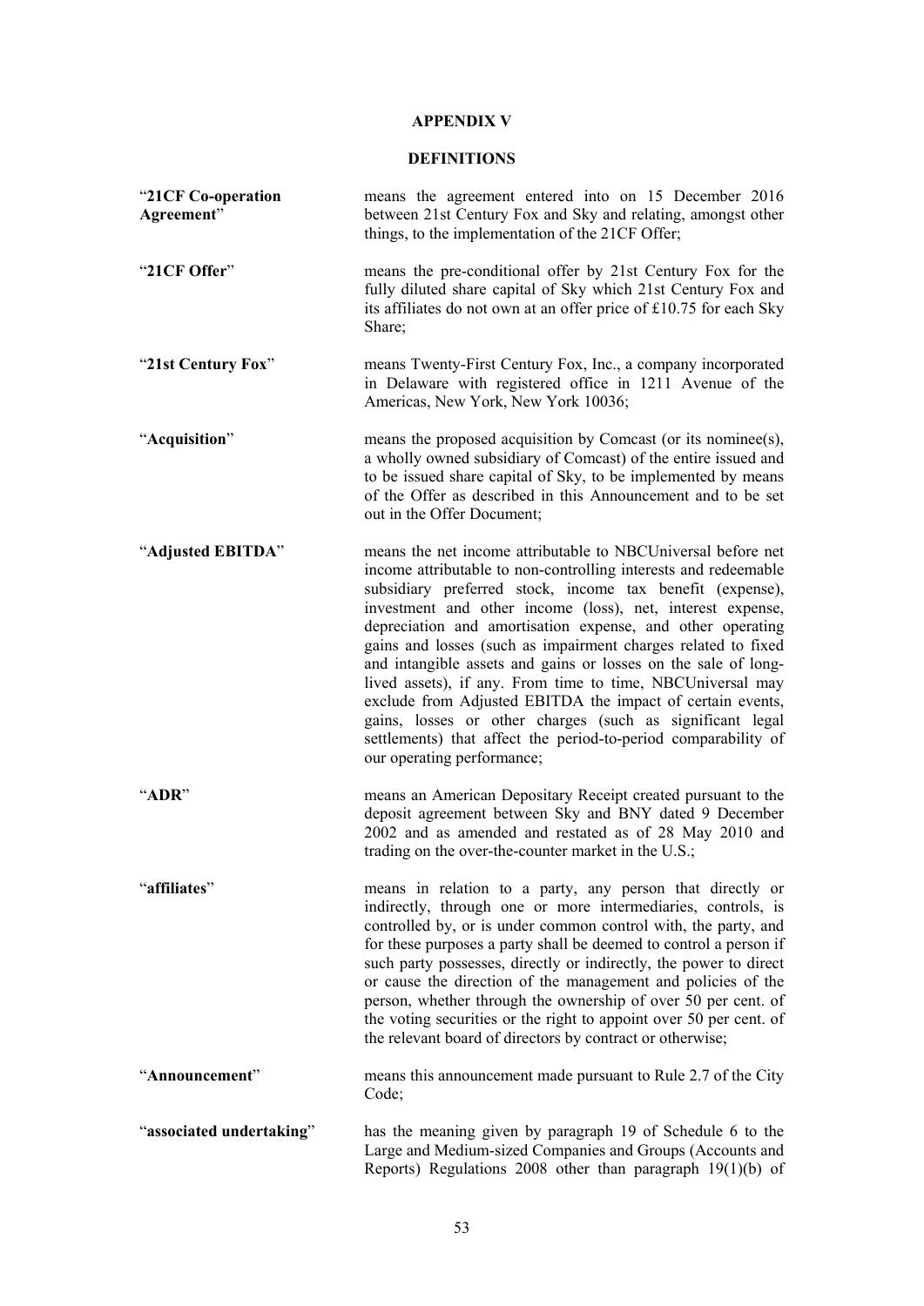## APPENDIX V

## DEFINITIONS

| | |
|---|---|
| "**21CF Co-operation Agreement**" | means the agreement entered into on 15 December 2016 between 21st Century Fox and Sky and relating, amongst other things, to the implementation of the 21CF Offer; |
| "**21CF Offer**" | means the pre-conditional offer by 21st Century Fox for the fully diluted share capital of Sky which 21st Century Fox and its affiliates do not own at an offer price of £10.75 for each Sky Share; |
| "**21st Century Fox**" | means Twenty-First Century Fox, Inc., a company incorporated in Delaware with registered office in 1211 Avenue of the Americas, New York, New York 10036; |
| "**Acquisition**" | means the proposed acquisition by Comcast (or its nominee(s), a wholly owned subsidiary of Comcast) of the entire issued and to be issued share capital of Sky, to be implemented by means of the Offer as described in this Announcement and to be set out in the Offer Document; |
| "**Adjusted EBITDA**" | means the net income attributable to NBCUniversal before net income attributable to non-controlling interests and redeemable subsidiary preferred stock, income tax benefit (expense), investment and other income (loss), net, interest expense, depreciation and amortisation expense, and other operating gains and losses (such as impairment charges related to fixed and intangible assets and gains or losses on the sale of long-lived assets), if any. From time to time, NBCUniversal may exclude from Adjusted EBITDA the impact of certain events, gains, losses or other charges (such as significant legal settlements) that affect the period-to-period comparability of our operating performance; |
| "**ADR**" | means an American Depositary Receipt created pursuant to the deposit agreement between Sky and BNY dated 9 December 2002 and as amended and restated as of 28 May 2010 and trading on the over-the-counter market in the U.S.; |
| "**affiliates**" | means in relation to a party, any person that directly or indirectly, through one or more intermediaries, controls, is controlled by, or is under common control with, the party, and for these purposes a party shall be deemed to control a person if such party possesses, directly or indirectly, the power to direct or cause the direction of the management and policies of the person, whether through the ownership of over 50 per cent. of the voting securities or the right to appoint over 50 per cent. of the relevant board of directors by contract or otherwise; |
| "**Announcement**" | means this announcement made pursuant to Rule 2.7 of the City Code; |
| "**associated undertaking**" | has the meaning given by paragraph 19 of Schedule 6 to the Large and Medium-sized Companies and Groups (Accounts and Reports) Regulations 2008 other than paragraph 19(1)(b) of |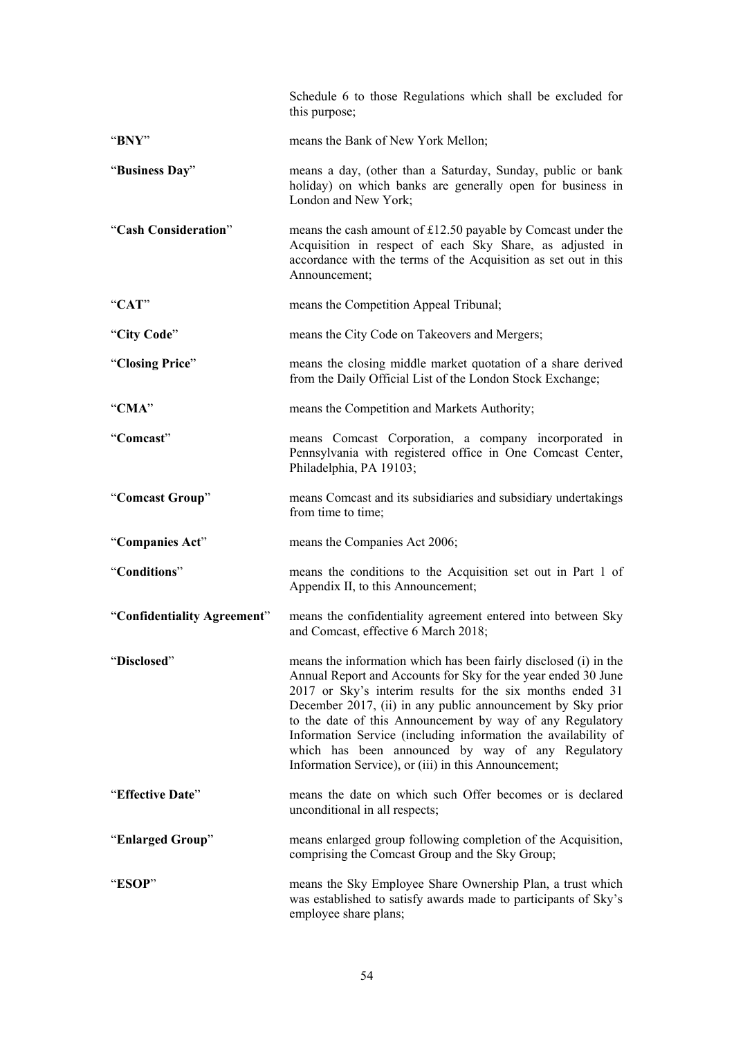Schedule 6 to those Regulations which shall be excluded for this purpose;

| | |
|---|---|
| "**BNY**" | means the Bank of New York Mellon; |
| "**Business Day**" | means a day, (other than a Saturday, Sunday, public or bank holiday) on which banks are generally open for business in London and New York; |
| "**Cash Consideration**" | means the cash amount of £12.50 payable by Comcast under the Acquisition in respect of each Sky Share, as adjusted in accordance with the terms of the Acquisition as set out in this Announcement; |
| "**CAT**" | means the Competition Appeal Tribunal; |
| "**City Code**" | means the City Code on Takeovers and Mergers; |
| "**Closing Price**" | means the closing middle market quotation of a share derived from the Daily Official List of the London Stock Exchange; |
| "**CMA**" | means the Competition and Markets Authority; |
| "**Comcast**" | means Comcast Corporation, a company incorporated in Pennsylvania with registered office in One Comcast Center, Philadelphia, PA 19103; |
| "**Comcast Group**" | means Comcast and its subsidiaries and subsidiary undertakings from time to time; |
| "**Companies Act**" | means the Companies Act 2006; |
| "**Conditions**" | means the conditions to the Acquisition set out in Part 1 of Appendix II, to this Announcement; |
| "**Confidentiality Agreement**" | means the confidentiality agreement entered into between Sky and Comcast, effective 6 March 2018; |
| "**Disclosed**" | means the information which has been fairly disclosed (i) in the Annual Report and Accounts for Sky for the year ended 30 June 2017 or Sky's interim results for the six months ended 31 December 2017, (ii) in any public announcement by Sky prior to the date of this Announcement by way of any Regulatory Information Service (including information the availability of which has been announced by way of any Regulatory Information Service), or (iii) in this Announcement; |
| "**Effective Date**" | means the date on which such Offer becomes or is declared unconditional in all respects; |
| "**Enlarged Group**" | means enlarged group following completion of the Acquisition, comprising the Comcast Group and the Sky Group; |
| "**ESOP**" | means the Sky Employee Share Ownership Plan, a trust which was established to satisfy awards made to participants of Sky's employee share plans; |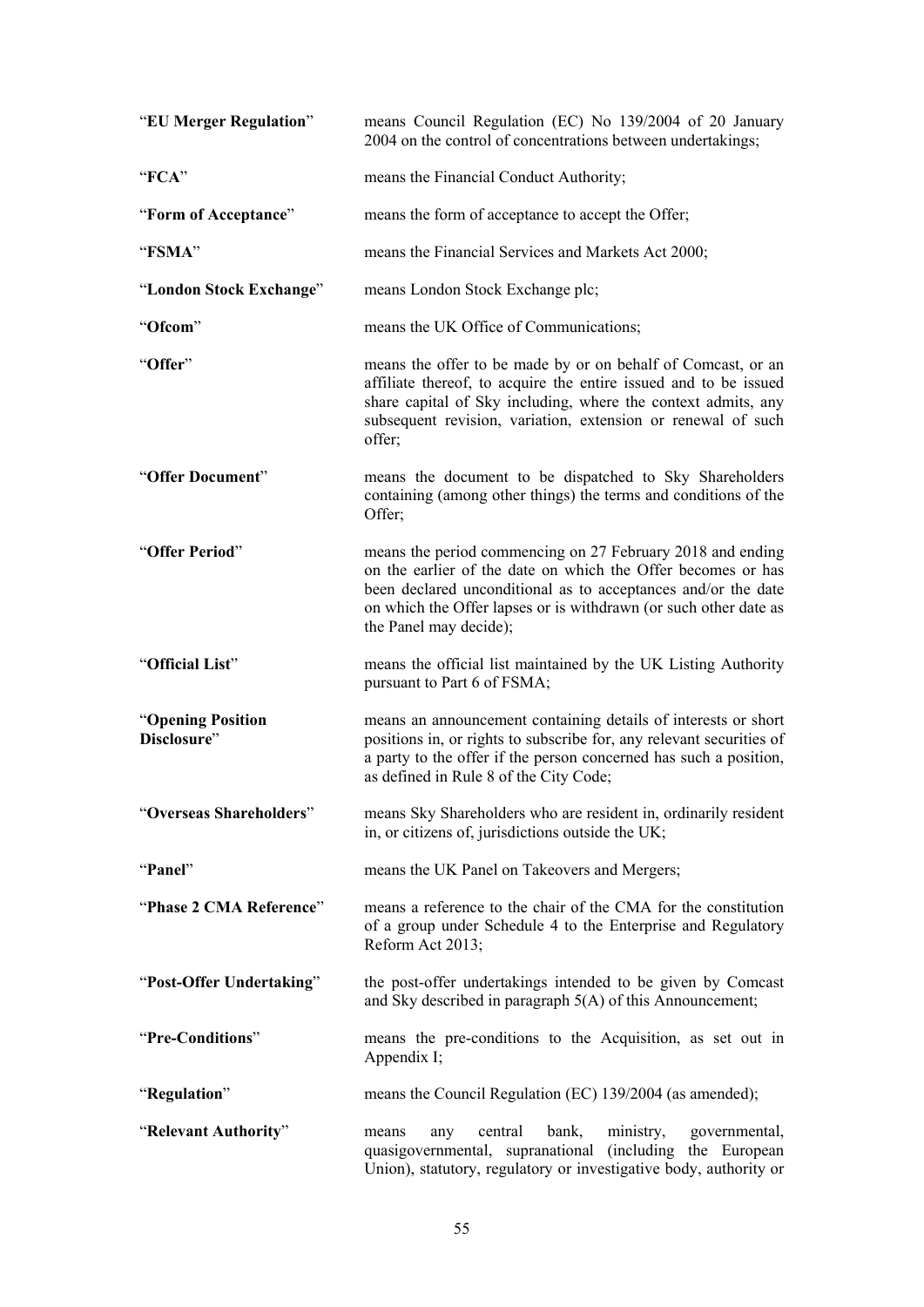| | |
|---|---|
| "**EU Merger Regulation**" | means Council Regulation (EC) No 139/2004 of 20 January 2004 on the control of concentrations between undertakings; |
| "**FCA**" | means the Financial Conduct Authority; |
| "**Form of Acceptance**" | means the form of acceptance to accept the Offer; |
| "**FSMA**" | means the Financial Services and Markets Act 2000; |
| "**London Stock Exchange**" | means London Stock Exchange plc; |
| "**Ofcom**" | means the UK Office of Communications; |
| "**Offer**" | means the offer to be made by or on behalf of Comcast, or an affiliate thereof, to acquire the entire issued and to be issued share capital of Sky including, where the context admits, any subsequent revision, variation, extension or renewal of such offer; |
| "**Offer Document**" | means the document to be dispatched to Sky Shareholders containing (among other things) the terms and conditions of the Offer; |
| "**Offer Period**" | means the period commencing on 27 February 2018 and ending on the earlier of the date on which the Offer becomes or has been declared unconditional as to acceptances and/or the date on which the Offer lapses or is withdrawn (or such other date as the Panel may decide); |
| "**Official List**" | means the official list maintained by the UK Listing Authority pursuant to Part 6 of FSMA; |
| "**Opening Position Disclosure**" | means an announcement containing details of interests or short positions in, or rights to subscribe for, any relevant securities of a party to the offer if the person concerned has such a position, as defined in Rule 8 of the City Code; |
| "**Overseas Shareholders**" | means Sky Shareholders who are resident in, ordinarily resident in, or citizens of, jurisdictions outside the UK; |
| "**Panel**" | means the UK Panel on Takeovers and Mergers; |
| "**Phase 2 CMA Reference**" | means a reference to the chair of the CMA for the constitution of a group under Schedule 4 to the Enterprise and Regulatory Reform Act 2013; |
| "**Post-Offer Undertaking**" | the post-offer undertakings intended to be given by Comcast and Sky described in paragraph 5(A) of this Announcement; |
| "**Pre-Conditions**" | means the pre-conditions to the Acquisition, as set out in Appendix I; |
| "**Regulation**" | means the Council Regulation (EC) 139/2004 (as amended); |
| "**Relevant Authority**" | means any central bank, ministry, governmental, quasigovernmental, supranational (including the European Union), statutory, regulatory or investigative body, authority or |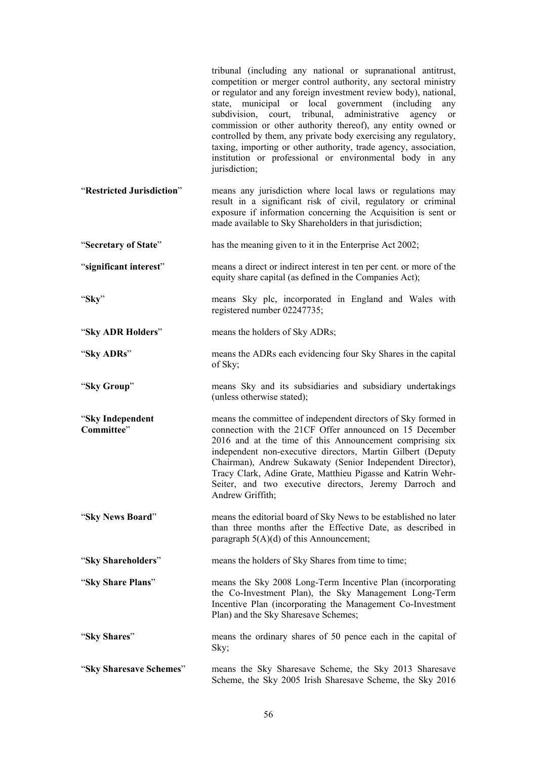tribunal (including any national or supranational antitrust, competition or merger control authority, any sectoral ministry or regulator and any foreign investment review body), national, state, municipal or local government (including any subdivision, court, tribunal, administrative agency or commission or other authority thereof), any entity owned or controlled by them, any private body exercising any regulatory, taxing, importing or other authority, trade agency, association, institution or professional or environmental body in any jurisdiction;

| | |
|---|---|
| "**Restricted Jurisdiction**" | means any jurisdiction where local laws or regulations may result in a significant risk of civil, regulatory or criminal exposure if information concerning the Acquisition is sent or made available to Sky Shareholders in that jurisdiction; |
| "**Secretary of State**" | has the meaning given to it in the Enterprise Act 2002; |
| "**significant interest**" | means a direct or indirect interest in ten per cent. or more of the equity share capital (as defined in the Companies Act); |
| "**Sky**" | means Sky plc, incorporated in England and Wales with registered number 02247735; |
| "**Sky ADR Holders**" | means the holders of Sky ADRs; |
| "**Sky ADRs**" | means the ADRs each evidencing four Sky Shares in the capital of Sky; |
| "**Sky Group**" | means Sky and its subsidiaries and subsidiary undertakings (unless otherwise stated); |
| "**Sky Independent Committee**" | means the committee of independent directors of Sky formed in connection with the 21CF Offer announced on 15 December 2016 and at the time of this Announcement comprising six independent non-executive directors, Martin Gilbert (Deputy Chairman), Andrew Sukawaty (Senior Independent Director), Tracy Clark, Adine Grate, Matthieu Pigasse and Katrin Wehr-Seiter, and two executive directors, Jeremy Darroch and Andrew Griffith; |
| "**Sky News Board**" | means the editorial board of Sky News to be established no later than three months after the Effective Date, as described in paragraph 5(A)(d) of this Announcement; |
| "**Sky Shareholders**" | means the holders of Sky Shares from time to time; |
| "**Sky Share Plans**" | means the Sky 2008 Long-Term Incentive Plan (incorporating the Co-Investment Plan), the Sky Management Long-Term Incentive Plan (incorporating the Management Co-Investment Plan) and the Sky Sharesave Schemes; |
| "**Sky Shares**" | means the ordinary shares of 50 pence each in the capital of Sky; |
| "**Sky Sharesave Schemes**" | means the Sky Sharesave Scheme, the Sky 2013 Sharesave Scheme, the Sky 2005 Irish Sharesave Scheme, the Sky 2016 |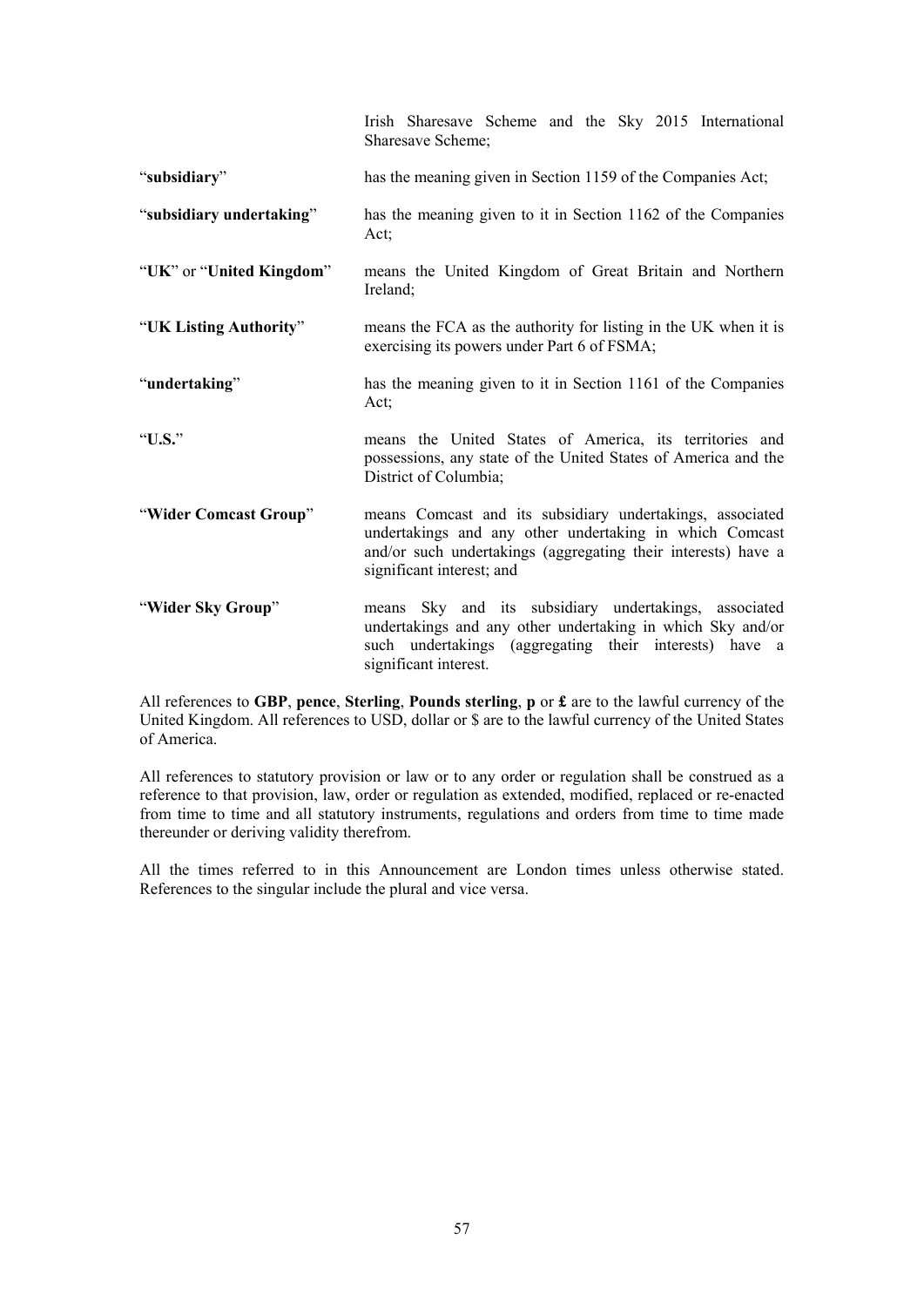| | |
|---|---|
| | Irish Sharesave Scheme and the Sky 2015 International Sharesave Scheme; |
| "**subsidiary**" | has the meaning given in Section 1159 of the Companies Act; |
| "**subsidiary undertaking**" | has the meaning given to it in Section 1162 of the Companies Act; |
| "**UK**" or "**United Kingdom**" | means the United Kingdom of Great Britain and Northern Ireland; |
| "**UK Listing Authority**" | means the FCA as the authority for listing in the UK when it is exercising its powers under Part 6 of FSMA; |
| "**undertaking**" | has the meaning given to it in Section 1161 of the Companies Act; |
| "**U.S.**" | means the United States of America, its territories and possessions, any state of the United States of America and the District of Columbia; |
| "**Wider Comcast Group**" | means Comcast and its subsidiary undertakings, associated undertakings and any other undertaking in which Comcast and/or such undertakings (aggregating their interests) have a significant interest; and |
| "**Wider Sky Group**" | means Sky and its subsidiary undertakings, associated undertakings and any other undertaking in which Sky and/or such undertakings (aggregating their interests) have a significant interest. |

All references to **GBP**, **pence**, **Sterling**, **Pounds sterling**, **p** or **£** are to the lawful currency of the United Kingdom. All references to USD, dollar or $ are to the lawful currency of the United States of America.

All references to statutory provision or law or to any order or regulation shall be construed as a reference to that provision, law, order or regulation as extended, modified, replaced or re-enacted from time to time and all statutory instruments, regulations and orders from time to time made thereunder or deriving validity therefrom.

All the times referred to in this Announcement are London times unless otherwise stated. References to the singular include the plural and vice versa.